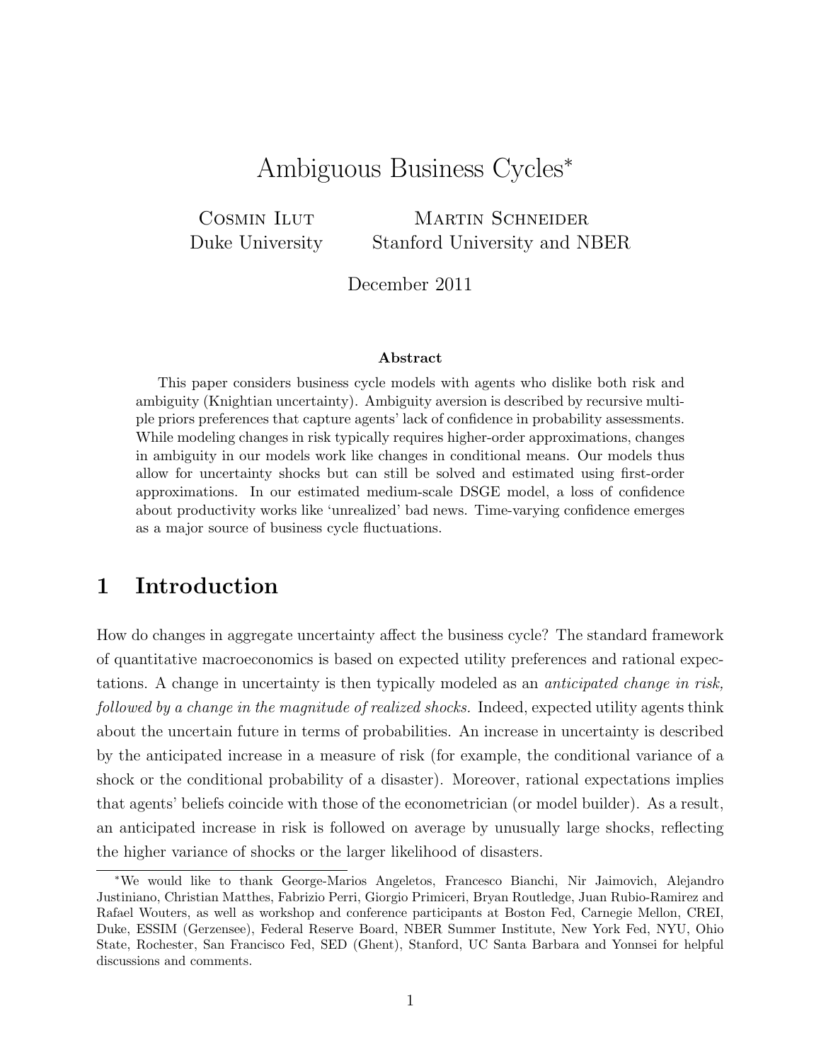# Ambiguous Business Cycles*

Cosmin Ilut
Duke University

Martin Schneider
Stanford University and NBER

December 2011

**Abstract**

This paper considers business cycle models with agents who dislike both risk and ambiguity (Knightian uncertainty). Ambiguity aversion is described by recursive multiple priors preferences that capture agents' lack of confidence in probability assessments. While modeling changes in risk typically requires higher-order approximations, changes in ambiguity in our models work like changes in conditional means. Our models thus allow for uncertainty shocks but can still be solved and estimated using first-order approximations. In our estimated medium-scale DSGE model, a loss of confidence about productivity works like 'unrealized' bad news. Time-varying confidence emerges as a major source of business cycle fluctuations.

## 1 Introduction

How do changes in aggregate uncertainty affect the business cycle? The standard framework of quantitative macroeconomics is based on expected utility preferences and rational expectations. A change in uncertainty is then typically modeled as an *anticipated change in risk, followed by a change in the magnitude of realized shocks.* Indeed, expected utility agents think about the uncertain future in terms of probabilities. An increase in uncertainty is described by the anticipated increase in a measure of risk (for example, the conditional variance of a shock or the conditional probability of a disaster). Moreover, rational expectations implies that agents' beliefs coincide with those of the econometrician (or model builder). As a result, an anticipated increase in risk is followed on average by unusually large shocks, reflecting the higher variance of shocks or the larger likelihood of disasters.

*We would like to thank George-Marios Angeletos, Francesco Bianchi, Nir Jaimovich, Alejandro Justiniano, Christian Matthes, Fabrizio Perri, Giorgio Primiceri, Bryan Routledge, Juan Rubio-Ramirez and Rafael Wouters, as well as workshop and conference participants at Boston Fed, Carnegie Mellon, CREI, Duke, ESSIM (Gerzensee), Federal Reserve Board, NBER Summer Institute, New York Fed, NYU, Ohio State, Rochester, San Francisco Fed, SED (Ghent), Stanford, UC Santa Barbara and Yonnsei for helpful discussions and comments.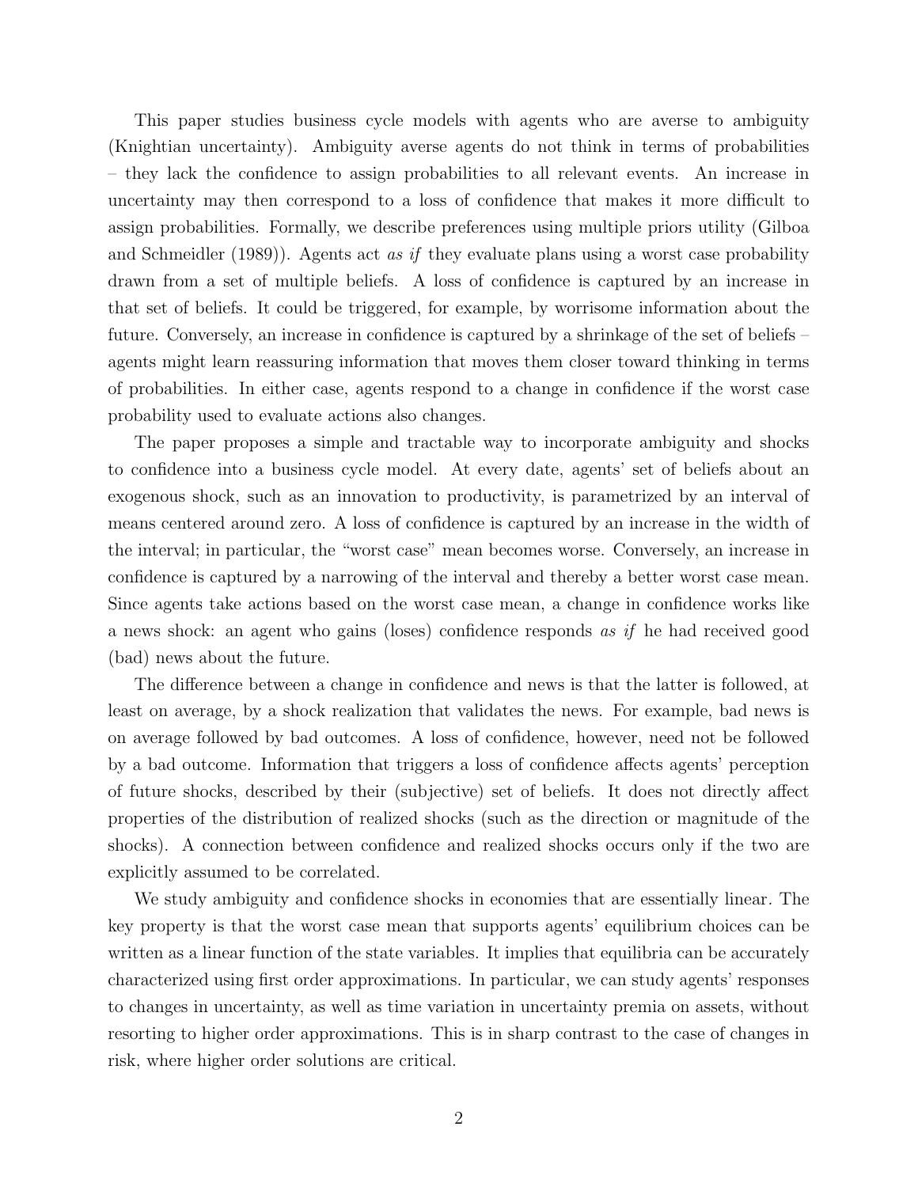This paper studies business cycle models with agents who are averse to ambiguity (Knightian uncertainty). Ambiguity averse agents do not think in terms of probabilities – they lack the confidence to assign probabilities to all relevant events. An increase in uncertainty may then correspond to a loss of confidence that makes it more difficult to assign probabilities. Formally, we describe preferences using multiple priors utility (Gilboa and Schmeidler (1989)). Agents act *as if* they evaluate plans using a worst case probability drawn from a set of multiple beliefs. A loss of confidence is captured by an increase in that set of beliefs. It could be triggered, for example, by worrisome information about the future. Conversely, an increase in confidence is captured by a shrinkage of the set of beliefs – agents might learn reassuring information that moves them closer toward thinking in terms of probabilities. In either case, agents respond to a change in confidence if the worst case probability used to evaluate actions also changes.

The paper proposes a simple and tractable way to incorporate ambiguity and shocks to confidence into a business cycle model. At every date, agents' set of beliefs about an exogenous shock, such as an innovation to productivity, is parametrized by an interval of means centered around zero. A loss of confidence is captured by an increase in the width of the interval; in particular, the "worst case" mean becomes worse. Conversely, an increase in confidence is captured by a narrowing of the interval and thereby a better worst case mean. Since agents take actions based on the worst case mean, a change in confidence works like a news shock: an agent who gains (loses) confidence responds *as if* he had received good (bad) news about the future.

The difference between a change in confidence and news is that the latter is followed, at least on average, by a shock realization that validates the news. For example, bad news is on average followed by bad outcomes. A loss of confidence, however, need not be followed by a bad outcome. Information that triggers a loss of confidence affects agents' perception of future shocks, described by their (subjective) set of beliefs. It does not directly affect properties of the distribution of realized shocks (such as the direction or magnitude of the shocks). A connection between confidence and realized shocks occurs only if the two are explicitly assumed to be correlated.

We study ambiguity and confidence shocks in economies that are essentially linear. The key property is that the worst case mean that supports agents' equilibrium choices can be written as a linear function of the state variables. It implies that equilibria can be accurately characterized using first order approximations. In particular, we can study agents' responses to changes in uncertainty, as well as time variation in uncertainty premia on assets, without resorting to higher order approximations. This is in sharp contrast to the case of changes in risk, where higher order solutions are critical.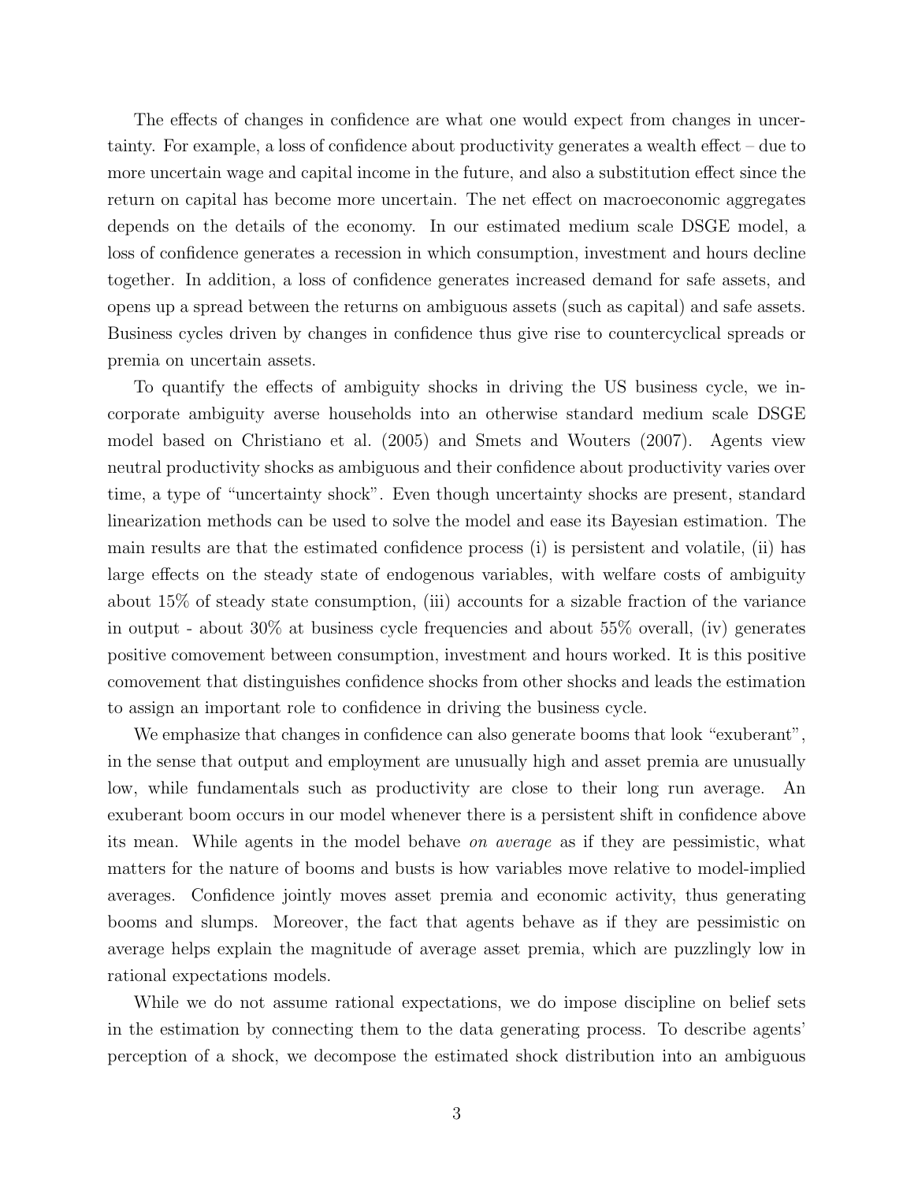The effects of changes in confidence are what one would expect from changes in uncertainty. For example, a loss of confidence about productivity generates a wealth effect – due to more uncertain wage and capital income in the future, and also a substitution effect since the return on capital has become more uncertain. The net effect on macroeconomic aggregates depends on the details of the economy. In our estimated medium scale DSGE model, a loss of confidence generates a recession in which consumption, investment and hours decline together. In addition, a loss of confidence generates increased demand for safe assets, and opens up a spread between the returns on ambiguous assets (such as capital) and safe assets. Business cycles driven by changes in confidence thus give rise to countercyclical spreads or premia on uncertain assets.

To quantify the effects of ambiguity shocks in driving the US business cycle, we incorporate ambiguity averse households into an otherwise standard medium scale DSGE model based on Christiano et al. (2005) and Smets and Wouters (2007). Agents view neutral productivity shocks as ambiguous and their confidence about productivity varies over time, a type of "uncertainty shock". Even though uncertainty shocks are present, standard linearization methods can be used to solve the model and ease its Bayesian estimation. The main results are that the estimated confidence process (i) is persistent and volatile, (ii) has large effects on the steady state of endogenous variables, with welfare costs of ambiguity about 15% of steady state consumption, (iii) accounts for a sizable fraction of the variance in output - about 30% at business cycle frequencies and about 55% overall, (iv) generates positive comovement between consumption, investment and hours worked. It is this positive comovement that distinguishes confidence shocks from other shocks and leads the estimation to assign an important role to confidence in driving the business cycle.

We emphasize that changes in confidence can also generate booms that look "exuberant", in the sense that output and employment are unusually high and asset premia are unusually low, while fundamentals such as productivity are close to their long run average. An exuberant boom occurs in our model whenever there is a persistent shift in confidence above its mean. While agents in the model behave *on average* as if they are pessimistic, what matters for the nature of booms and busts is how variables move relative to model-implied averages. Confidence jointly moves asset premia and economic activity, thus generating booms and slumps. Moreover, the fact that agents behave as if they are pessimistic on average helps explain the magnitude of average asset premia, which are puzzlingly low in rational expectations models.

While we do not assume rational expectations, we do impose discipline on belief sets in the estimation by connecting them to the data generating process. To describe agents' perception of a shock, we decompose the estimated shock distribution into an ambiguous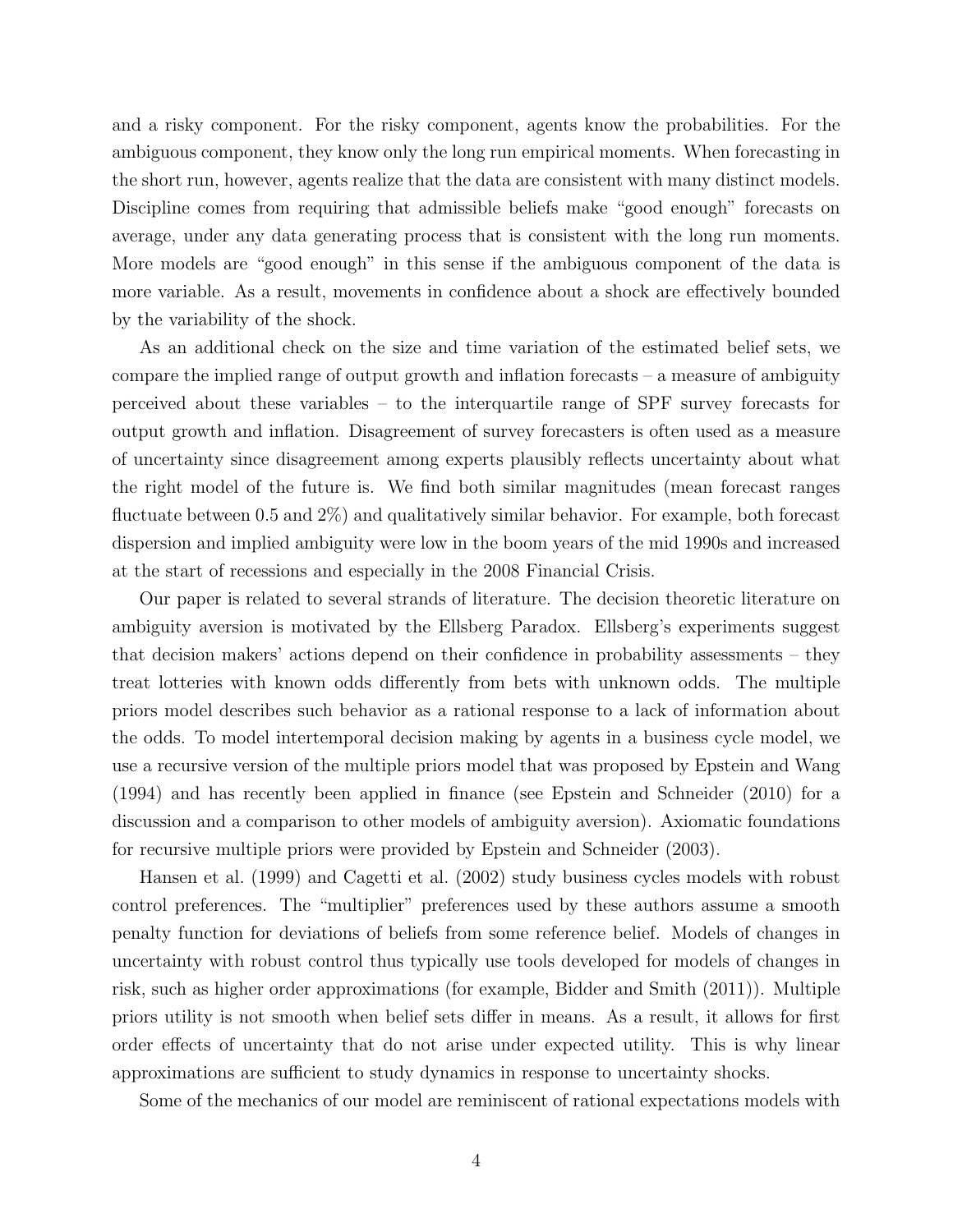and a risky component. For the risky component, agents know the probabilities. For the ambiguous component, they know only the long run empirical moments. When forecasting in the short run, however, agents realize that the data are consistent with many distinct models. Discipline comes from requiring that admissible beliefs make "good enough" forecasts on average, under any data generating process that is consistent with the long run moments. More models are "good enough" in this sense if the ambiguous component of the data is more variable. As a result, movements in confidence about a shock are effectively bounded by the variability of the shock.

As an additional check on the size and time variation of the estimated belief sets, we compare the implied range of output growth and inflation forecasts – a measure of ambiguity perceived about these variables – to the interquartile range of SPF survey forecasts for output growth and inflation. Disagreement of survey forecasters is often used as a measure of uncertainty since disagreement among experts plausibly reflects uncertainty about what the right model of the future is. We find both similar magnitudes (mean forecast ranges fluctuate between 0.5 and 2%) and qualitatively similar behavior. For example, both forecast dispersion and implied ambiguity were low in the boom years of the mid 1990s and increased at the start of recessions and especially in the 2008 Financial Crisis.

Our paper is related to several strands of literature. The decision theoretic literature on ambiguity aversion is motivated by the Ellsberg Paradox. Ellsberg's experiments suggest that decision makers' actions depend on their confidence in probability assessments – they treat lotteries with known odds differently from bets with unknown odds. The multiple priors model describes such behavior as a rational response to a lack of information about the odds. To model intertemporal decision making by agents in a business cycle model, we use a recursive version of the multiple priors model that was proposed by Epstein and Wang (1994) and has recently been applied in finance (see Epstein and Schneider (2010) for a discussion and a comparison to other models of ambiguity aversion). Axiomatic foundations for recursive multiple priors were provided by Epstein and Schneider (2003).

Hansen et al. (1999) and Cagetti et al. (2002) study business cycles models with robust control preferences. The "multiplier" preferences used by these authors assume a smooth penalty function for deviations of beliefs from some reference belief. Models of changes in uncertainty with robust control thus typically use tools developed for models of changes in risk, such as higher order approximations (for example, Bidder and Smith (2011)). Multiple priors utility is not smooth when belief sets differ in means. As a result, it allows for first order effects of uncertainty that do not arise under expected utility. This is why linear approximations are sufficient to study dynamics in response to uncertainty shocks.

Some of the mechanics of our model are reminiscent of rational expectations models with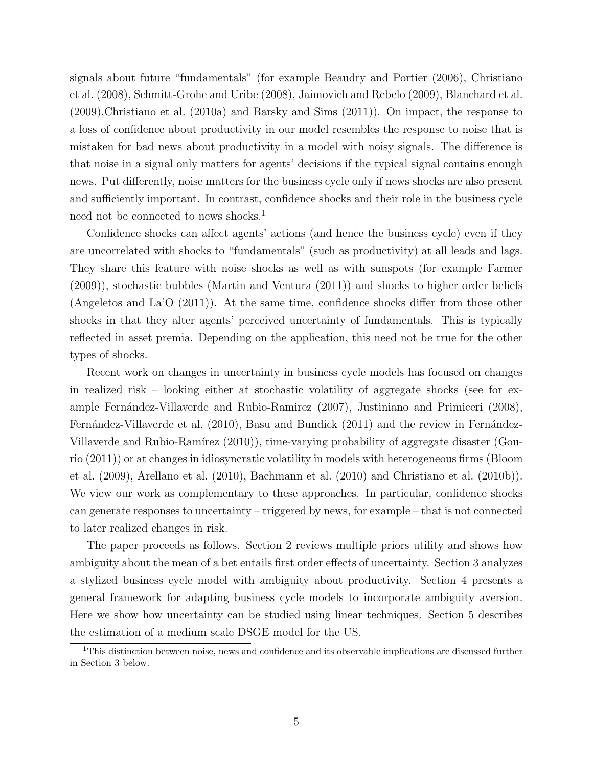signals about future "fundamentals" (for example Beaudry and Portier (2006), Christiano et al. (2008), Schmitt-Grohe and Uribe (2008), Jaimovich and Rebelo (2009), Blanchard et al. (2009),Christiano et al. (2010a) and Barsky and Sims (2011)). On impact, the response to a loss of confidence about productivity in our model resembles the response to noise that is mistaken for bad news about productivity in a model with noisy signals. The difference is that noise in a signal only matters for agents' decisions if the typical signal contains enough news. Put differently, noise matters for the business cycle only if news shocks are also present and sufficiently important. In contrast, confidence shocks and their role in the business cycle need not be connected to news shocks.[1]

Confidence shocks can affect agents' actions (and hence the business cycle) even if they are uncorrelated with shocks to "fundamentals" (such as productivity) at all leads and lags. They share this feature with noise shocks as well as with sunspots (for example Farmer (2009)), stochastic bubbles (Martin and Ventura (2011)) and shocks to higher order beliefs (Angeletos and La'O (2011)). At the same time, confidence shocks differ from those other shocks in that they alter agents' perceived uncertainty of fundamentals. This is typically reflected in asset premia. Depending on the application, this need not be true for the other types of shocks.

Recent work on changes in uncertainty in business cycle models has focused on changes in realized risk – looking either at stochastic volatility of aggregate shocks (see for example Fernández-Villaverde and Rubio-Ramirez (2007), Justiniano and Primiceri (2008), Fernández-Villaverde et al. (2010), Basu and Bundick (2011) and the review in Fernández-Villaverde and Rubio-Ramírez (2010)), time-varying probability of aggregate disaster (Gourio (2011)) or at changes in idiosyncratic volatility in models with heterogeneous firms (Bloom et al. (2009), Arellano et al. (2010), Bachmann et al. (2010) and Christiano et al. (2010b)). We view our work as complementary to these approaches. In particular, confidence shocks can generate responses to uncertainty – triggered by news, for example – that is not connected to later realized changes in risk.

The paper proceeds as follows. Section 2 reviews multiple priors utility and shows how ambiguity about the mean of a bet entails first order effects of uncertainty. Section 3 analyzes a stylized business cycle model with ambiguity about productivity. Section 4 presents a general framework for adapting business cycle models to incorporate ambiguity aversion. Here we show how uncertainty can be studied using linear techniques. Section 5 describes the estimation of a medium scale DSGE model for the US.

[1] This distinction between noise, news and confidence and its observable implications are discussed further in Section 3 below.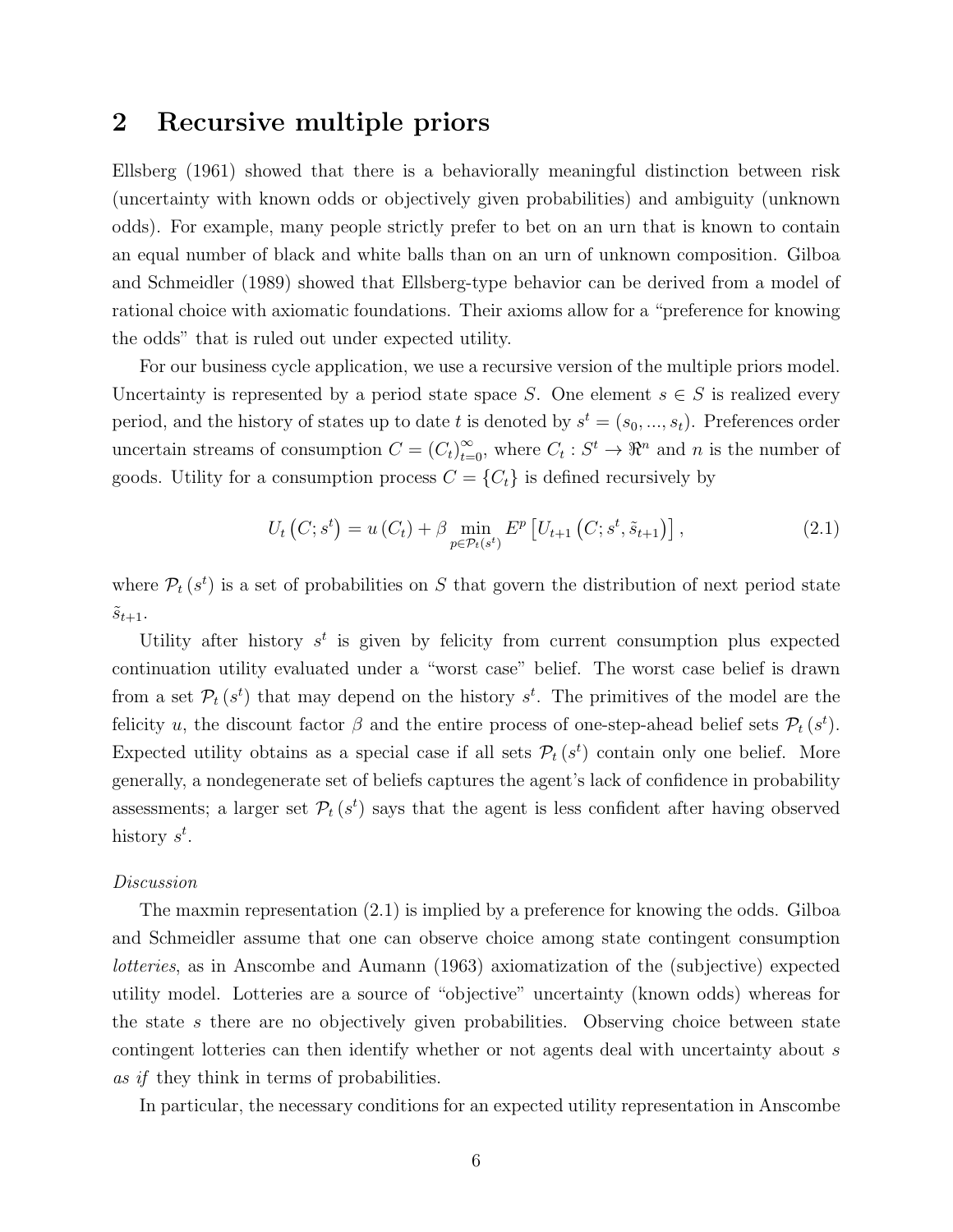## 2 Recursive multiple priors

Ellsberg (1961) showed that there is a behaviorally meaningful distinction between risk (uncertainty with known odds or objectively given probabilities) and ambiguity (unknown odds). For example, many people strictly prefer to bet on an urn that is known to contain an equal number of black and white balls than on an urn of unknown composition. Gilboa and Schmeidler (1989) showed that Ellsberg-type behavior can be derived from a model of rational choice with axiomatic foundations. Their axioms allow for a "preference for knowing the odds" that is ruled out under expected utility.

For our business cycle application, we use a recursive version of the multiple priors model. Uncertainty is represented by a period state space $S$. One element $s \in S$ is realized every period, and the history of states up to date $t$ is denoted by $s^t = (s_0, ..., s_t)$. Preferences order uncertain streams of consumption $C = (C_t)_{t=0}^{\infty}$, where $C_t : S^t \to \Re^n$ and $n$ is the number of goods. Utility for a consumption process $C = \{C_t\}$ is defined recursively by

$$U_t\left(C; s^t\right) = u\left(C_t\right) + \beta \min_{p \in \mathcal{P}_t(s^t)} E^p\left[U_{t+1}\left(C; s^t, \tilde{s}_{t+1}\right)\right], \tag{2.1}$$

where $\mathcal{P}_t\left(s^t\right)$ is a set of probabilities on $S$ that govern the distribution of next period state $\tilde{s}_{t+1}$.

Utility after history $s^t$ is given by felicity from current consumption plus expected continuation utility evaluated under a "worst case" belief. The worst case belief is drawn from a set $\mathcal{P}_t\left(s^t\right)$ that may depend on the history $s^t$. The primitives of the model are the felicity $u$, the discount factor $\beta$ and the entire process of one-step-ahead belief sets $\mathcal{P}_t\left(s^t\right)$. Expected utility obtains as a special case if all sets $\mathcal{P}_t\left(s^t\right)$ contain only one belief. More generally, a nondegenerate set of beliefs captures the agent's lack of confidence in probability assessments; a larger set $\mathcal{P}_t\left(s^t\right)$ says that the agent is less confident after having observed history $s^t$.

*Discussion*

The maxmin representation (2.1) is implied by a preference for knowing the odds. Gilboa and Schmeidler assume that one can observe choice among state contingent consumption *lotteries*, as in Anscombe and Aumann (1963) axiomatization of the (subjective) expected utility model. Lotteries are a source of "objective" uncertainty (known odds) whereas for the state $s$ there are no objectively given probabilities. Observing choice between state contingent lotteries can then identify whether or not agents deal with uncertainty about $s$ *as if* they think in terms of probabilities.

In particular, the necessary conditions for an expected utility representation in Anscombe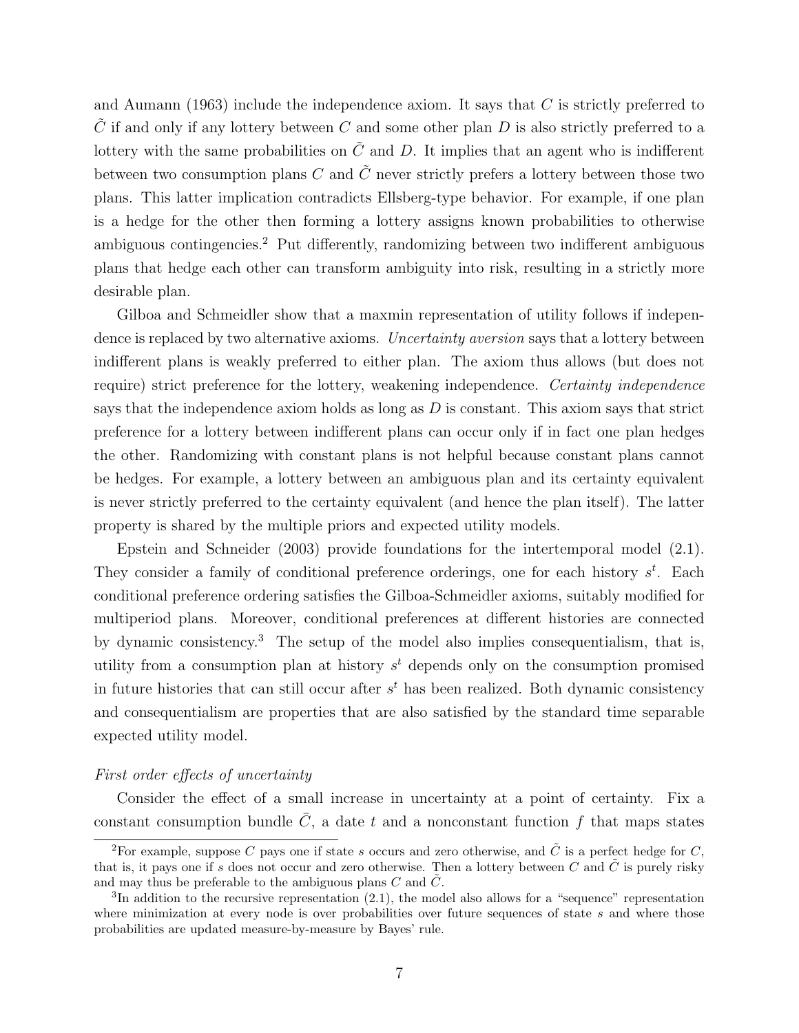and Aumann (1963) include the independence axiom. It says that $C$ is strictly preferred to $\tilde{C}$ if and only if any lottery between $C$ and some other plan $D$ is also strictly preferred to a lottery with the same probabilities on $\tilde{C}$ and $D$. It implies that an agent who is indifferent between two consumption plans $C$ and $\tilde{C}$ never strictly prefers a lottery between those two plans. This latter implication contradicts Ellsberg-type behavior. For example, if one plan is a hedge for the other then forming a lottery assigns known probabilities to otherwise ambiguous contingencies.[2] Put differently, randomizing between two indifferent ambiguous plans that hedge each other can transform ambiguity into risk, resulting in a strictly more desirable plan.

Gilboa and Schmeidler show that a maxmin representation of utility follows if independence is replaced by two alternative axioms. *Uncertainty aversion* says that a lottery between indifferent plans is weakly preferred to either plan. The axiom thus allows (but does not require) strict preference for the lottery, weakening independence. *Certainty independence* says that the independence axiom holds as long as $D$ is constant. This axiom says that strict preference for a lottery between indifferent plans can occur only if in fact one plan hedges the other. Randomizing with constant plans is not helpful because constant plans cannot be hedges. For example, a lottery between an ambiguous plan and its certainty equivalent is never strictly preferred to the certainty equivalent (and hence the plan itself). The latter property is shared by the multiple priors and expected utility models.

Epstein and Schneider (2003) provide foundations for the intertemporal model (2.1). They consider a family of conditional preference orderings, one for each history $s^t$. Each conditional preference ordering satisfies the Gilboa-Schmeidler axioms, suitably modified for multiperiod plans. Moreover, conditional preferences at different histories are connected by dynamic consistency.[3] The setup of the model also implies consequentialism, that is, utility from a consumption plan at history $s^t$ depends only on the consumption promised in future histories that can still occur after $s^t$ has been realized. Both dynamic consistency and consequentialism are properties that are also satisfied by the standard time separable expected utility model.

*First order effects of uncertainty*

Consider the effect of a small increase in uncertainty at a point of certainty. Fix a constant consumption bundle $\bar{C}$, a date $t$ and a nonconstant function $f$ that maps states

[2] For example, suppose $C$ pays one if state $s$ occurs and zero otherwise, and $\tilde{C}$ is a perfect hedge for $C$, that is, it pays one if $s$ does not occur and zero otherwise. Then a lottery between $C$ and $\tilde{C}$ is purely risky and may thus be preferable to the ambiguous plans $C$ and $\tilde{C}$.

[3] In addition to the recursive representation (2.1), the model also allows for a "sequence" representation where minimization at every node is over probabilities over future sequences of state $s$ and where those probabilities are updated measure-by-measure by Bayes' rule.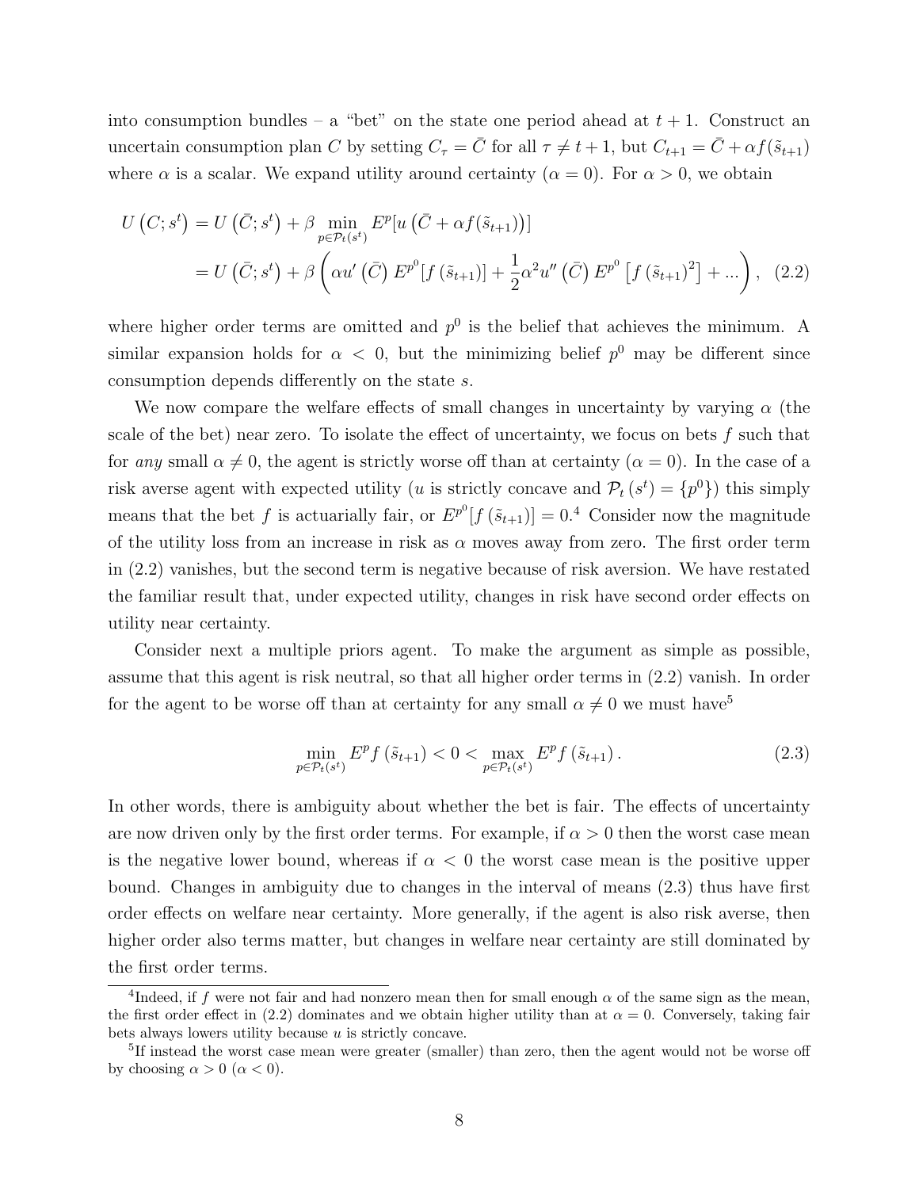into consumption bundles – a "bet" on the state one period ahead at $t+1$. Construct an uncertain consumption plan $C$ by setting $C_\tau = \bar{C}$ for all $\tau \neq t+1$, but $C_{t+1} = \bar{C} + \alpha f(\tilde{s}_{t+1})$ where $\alpha$ is a scalar. We expand utility around certainty ($\alpha = 0$). For $\alpha > 0$, we obtain

$$
\begin{aligned}
U\left(C; s^t\right) &= U\left(\bar{C}; s^t\right) + \beta \min_{p \in \mathcal{P}_t(s^t)} E^p[u\left(\bar{C} + \alpha f(\tilde{s}_{t+1})\right)] \\
&= U\left(\bar{C}; s^t\right) + \beta \left( \alpha u'\left(\bar{C}\right) E^{p^0}[f\left(\tilde{s}_{t+1}\right)] + \frac{1}{2}\alpha^2 u''\left(\bar{C}\right) E^{p^0}\left[f\left(\tilde{s}_{t+1}\right)^2\right] + ... \right), \quad (2.2)
\end{aligned}
$$

where higher order terms are omitted and $p^0$ is the belief that achieves the minimum. A similar expansion holds for $\alpha < 0$, but the minimizing belief $p^0$ may be different since consumption depends differently on the state $s$.

We now compare the welfare effects of small changes in uncertainty by varying $\alpha$ (the scale of the bet) near zero. To isolate the effect of uncertainty, we focus on bets $f$ such that for *any* small $\alpha \neq 0$, the agent is strictly worse off than at certainty ($\alpha = 0$). In the case of a risk averse agent with expected utility ($u$ is strictly concave and $\mathcal{P}_t(s^t) = \{p^0\}$) this simply means that the bet $f$ is actuarially fair, or $E^{p^0}[f(\tilde{s}_{t+1})] = 0$.[4] Consider now the magnitude of the utility loss from an increase in risk as $\alpha$ moves away from zero. The first order term in (2.2) vanishes, but the second term is negative because of risk aversion. We have restated the familiar result that, under expected utility, changes in risk have second order effects on utility near certainty.

Consider next a multiple priors agent. To make the argument as simple as possible, assume that this agent is risk neutral, so that all higher order terms in (2.2) vanish. In order for the agent to be worse off than at certainty for any small $\alpha \neq 0$ we must have[5]

$$
\min_{p \in \mathcal{P}_t(s^t)} E^p f\left(\tilde{s}_{t+1}\right) < 0 < \max_{p \in \mathcal{P}_t(s^t)} E^p f\left(\tilde{s}_{t+1}\right). \quad (2.3)
$$

In other words, there is ambiguity about whether the bet is fair. The effects of uncertainty are now driven only by the first order terms. For example, if $\alpha > 0$ then the worst case mean is the negative lower bound, whereas if $\alpha < 0$ the worst case mean is the positive upper bound. Changes in ambiguity due to changes in the interval of means (2.3) thus have first order effects on welfare near certainty. More generally, if the agent is also risk averse, then higher order also terms matter, but changes in welfare near certainty are still dominated by the first order terms.

---

[4] Indeed, if $f$ were not fair and had nonzero mean then for small enough $\alpha$ of the same sign as the mean, the first order effect in (2.2) dominates and we obtain higher utility than at $\alpha = 0$. Conversely, taking fair bets always lowers utility because $u$ is strictly concave.

[5] If instead the worst case mean were greater (smaller) than zero, then the agent would not be worse off by choosing $\alpha > 0$ ($\alpha < 0$).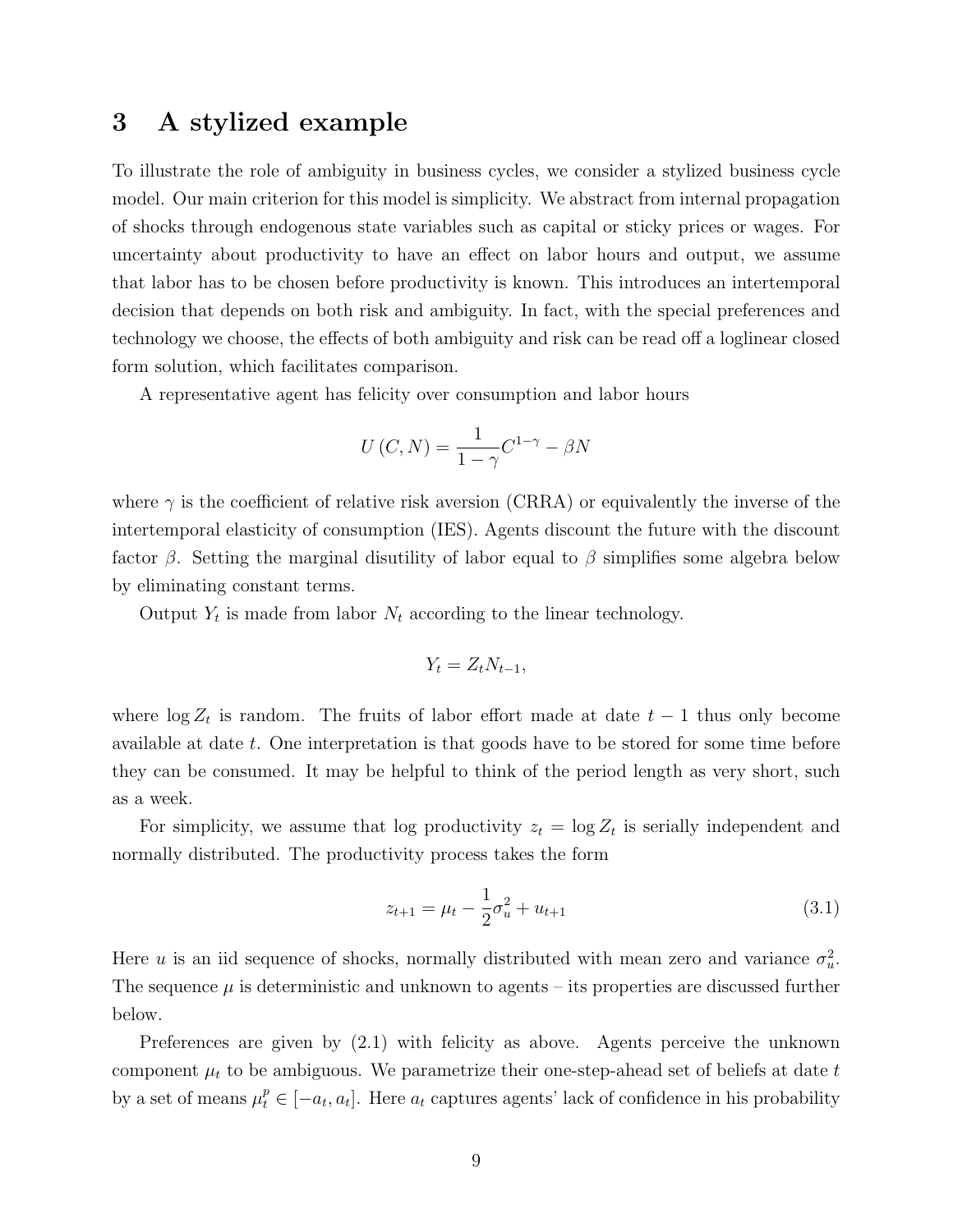# 3 A stylized example

To illustrate the role of ambiguity in business cycles, we consider a stylized business cycle model. Our main criterion for this model is simplicity. We abstract from internal propagation of shocks through endogenous state variables such as capital or sticky prices or wages. For uncertainty about productivity to have an effect on labor hours and output, we assume that labor has to be chosen before productivity is known. This introduces an intertemporal decision that depends on both risk and ambiguity. In fact, with the special preferences and technology we choose, the effects of both ambiguity and risk can be read off a loglinear closed form solution, which facilitates comparison.

A representative agent has felicity over consumption and labor hours

$$U(C, N) = \frac{1}{1-\gamma} C^{1-\gamma} - \beta N$$

where $\gamma$ is the coefficient of relative risk aversion (CRRA) or equivalently the inverse of the intertemporal elasticity of consumption (IES). Agents discount the future with the discount factor $\beta$. Setting the marginal disutility of labor equal to $\beta$ simplifies some algebra below by eliminating constant terms.

Output $Y_t$ is made from labor $N_t$ according to the linear technology.

$$Y_t = Z_t N_{t-1},$$

where $\log Z_t$ is random. The fruits of labor effort made at date $t-1$ thus only become available at date $t$. One interpretation is that goods have to be stored for some time before they can be consumed. It may be helpful to think of the period length as very short, such as a week.

For simplicity, we assume that log productivity $z_t = \log Z_t$ is serially independent and normally distributed. The productivity process takes the form

$$z_{t+1} = \mu_t - \frac{1}{2}\sigma_u^2 + u_{t+1} \tag{3.1}$$

Here $u$ is an iid sequence of shocks, normally distributed with mean zero and variance $\sigma_u^2$. The sequence $\mu$ is deterministic and unknown to agents – its properties are discussed further below.

Preferences are given by (2.1) with felicity as above. Agents perceive the unknown component $\mu_t$ to be ambiguous. We parametrize their one-step-ahead set of beliefs at date $t$ by a set of means $\mu_t^p \in [-a_t, a_t]$. Here $a_t$ captures agents' lack of confidence in his probability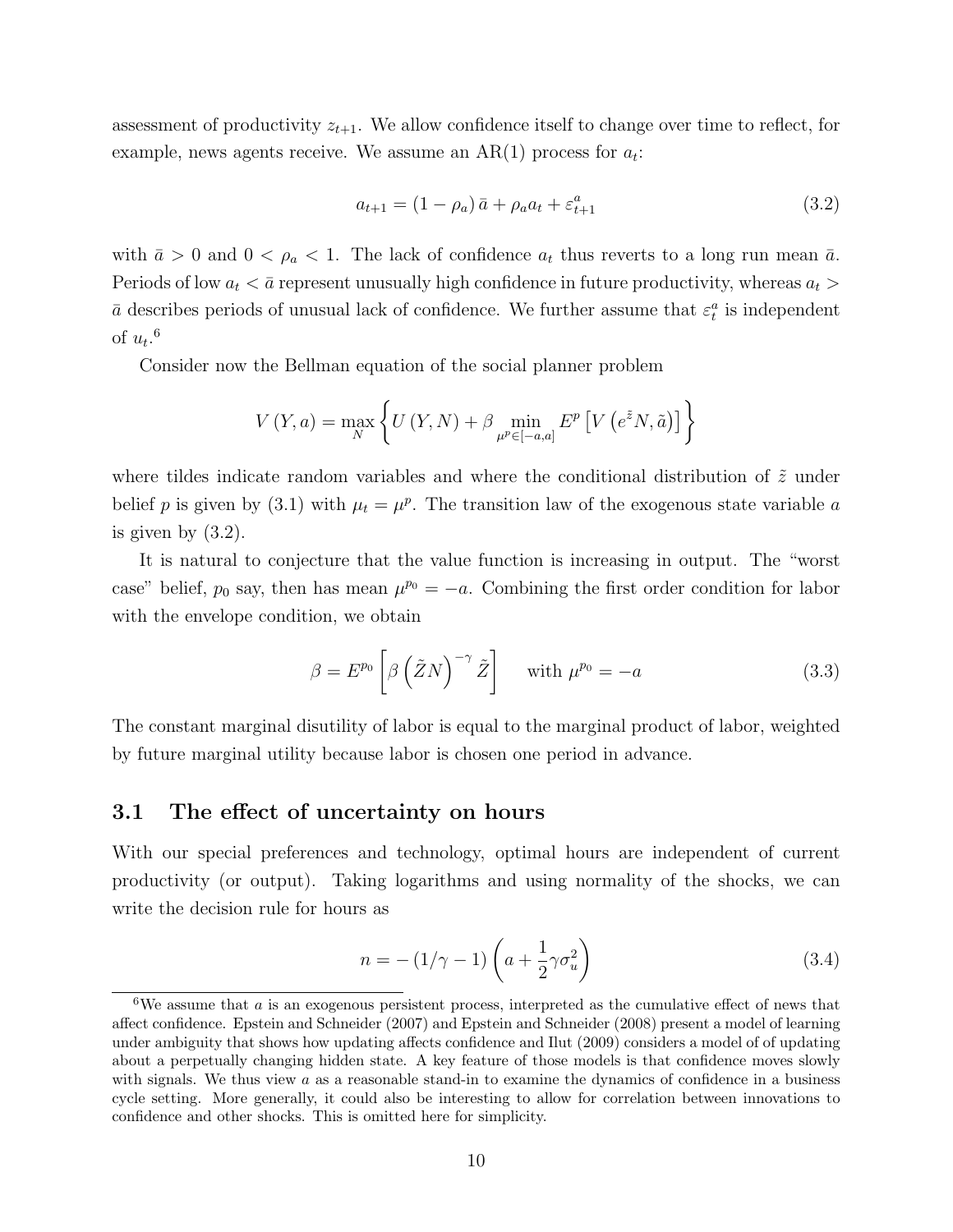assessment of productivity $z_{t+1}$. We allow confidence itself to change over time to reflect, for example, news agents receive. We assume an AR(1) process for $a_t$:

$$a_{t+1} = (1 - \rho_a)\,\bar{a} + \rho_a a_t + \varepsilon^a_{t+1} \tag{3.2}$$

with $\bar{a} > 0$ and $0 < \rho_a < 1$. The lack of confidence $a_t$ thus reverts to a long run mean $\bar{a}$. Periods of low $a_t < \bar{a}$ represent unusually high confidence in future productivity, whereas $a_t > \bar{a}$ describes periods of unusual lack of confidence. We further assume that $\varepsilon^a_t$ is independent of $u_t$.[6]

Consider now the Bellman equation of the social planner problem

$$V(Y, a) = \max_N \left\{ U(Y, N) + \beta \min_{\mu^p \in [-a, a]} E^p \left[ V\left(e^{\tilde{z}} N, \tilde{a}\right)\right] \right\}$$

where tildes indicate random variables and where the conditional distribution of $\tilde{z}$ under belief $p$ is given by (3.1) with $\mu_t = \mu^p$. The transition law of the exogenous state variable $a$ is given by (3.2).

It is natural to conjecture that the value function is increasing in output. The "worst case" belief, $p_0$ say, then has mean $\mu^{p_0} = -a$. Combining the first order condition for labor with the envelope condition, we obtain

$$\beta = E^{p_0}\left[\beta\left(\tilde{Z}N\right)^{-\gamma}\tilde{Z}\right] \quad \text{with } \mu^{p_0} = -a \tag{3.3}$$

The constant marginal disutility of labor is equal to the marginal product of labor, weighted by future marginal utility because labor is chosen one period in advance.

## 3.1 The effect of uncertainty on hours

With our special preferences and technology, optimal hours are independent of current productivity (or output). Taking logarithms and using normality of the shocks, we can write the decision rule for hours as

$$n = -\left(1/\gamma - 1\right)\left(a + \frac{1}{2}\gamma\sigma_u^2\right) \tag{3.4}$$

[6] We assume that $a$ is an exogenous persistent process, interpreted as the cumulative effect of news that affect confidence. Epstein and Schneider (2007) and Epstein and Schneider (2008) present a model of learning under ambiguity that shows how updating affects confidence and Ilut (2009) considers a model of of updating about a perpetually changing hidden state. A key feature of those models is that confidence moves slowly with signals. We thus view $a$ as a reasonable stand-in to examine the dynamics of confidence in a business cycle setting. More generally, it could also be interesting to allow for correlation between innovations to confidence and other shocks. This is omitted here for simplicity.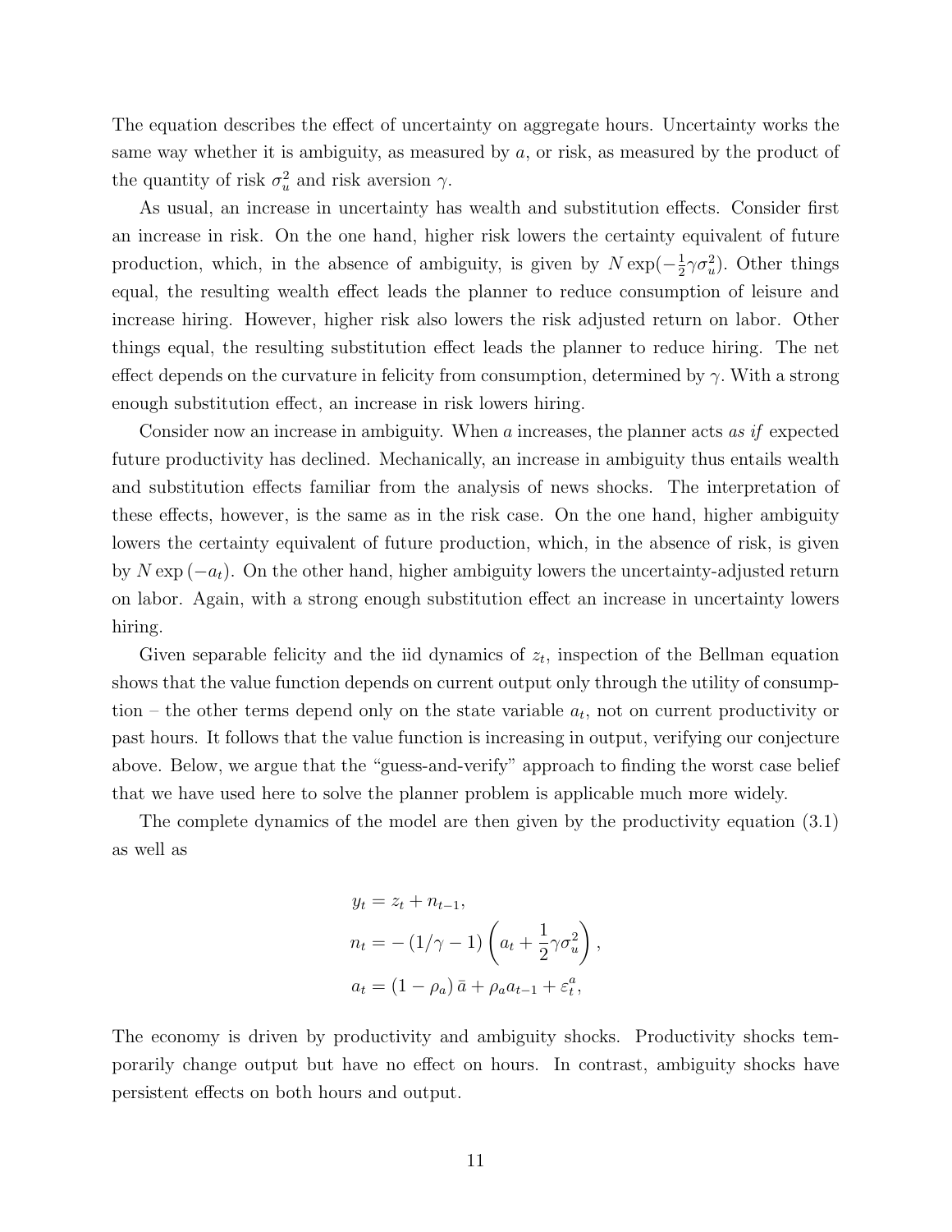The equation describes the effect of uncertainty on aggregate hours. Uncertainty works the same way whether it is ambiguity, as measured by $a$, or risk, as measured by the product of the quantity of risk $\sigma_u^2$ and risk aversion $\gamma$.

As usual, an increase in uncertainty has wealth and substitution effects. Consider first an increase in risk. On the one hand, higher risk lowers the certainty equivalent of future production, which, in the absence of ambiguity, is given by $N \exp(-\frac{1}{2}\gamma\sigma_u^2)$. Other things equal, the resulting wealth effect leads the planner to reduce consumption of leisure and increase hiring. However, higher risk also lowers the risk adjusted return on labor. Other things equal, the resulting substitution effect leads the planner to reduce hiring. The net effect depends on the curvature in felicity from consumption, determined by $\gamma$. With a strong enough substitution effect, an increase in risk lowers hiring.

Consider now an increase in ambiguity. When $a$ increases, the planner acts *as if* expected future productivity has declined. Mechanically, an increase in ambiguity thus entails wealth and substitution effects familiar from the analysis of news shocks. The interpretation of these effects, however, is the same as in the risk case. On the one hand, higher ambiguity lowers the certainty equivalent of future production, which, in the absence of risk, is given by $N \exp(-a_t)$. On the other hand, higher ambiguity lowers the uncertainty-adjusted return on labor. Again, with a strong enough substitution effect an increase in uncertainty lowers hiring.

Given separable felicity and the iid dynamics of $z_t$, inspection of the Bellman equation shows that the value function depends on current output only through the utility of consumption – the other terms depend only on the state variable $a_t$, not on current productivity or past hours. It follows that the value function is increasing in output, verifying our conjecture above. Below, we argue that the "guess-and-verify" approach to finding the worst case belief that we have used here to solve the planner problem is applicable much more widely.

The complete dynamics of the model are then given by the productivity equation (3.1) as well as

$$
\begin{aligned}
y_t &= z_t + n_{t-1}, \\
n_t &= -\left(1/\gamma - 1\right)\left(a_t + \frac{1}{2}\gamma\sigma_u^2\right), \\
a_t &= \left(1 - \rho_a\right)\bar{a} + \rho_a a_{t-1} + \varepsilon_t^a,
\end{aligned}
$$

The economy is driven by productivity and ambiguity shocks. Productivity shocks temporarily change output but have no effect on hours. In contrast, ambiguity shocks have persistent effects on both hours and output.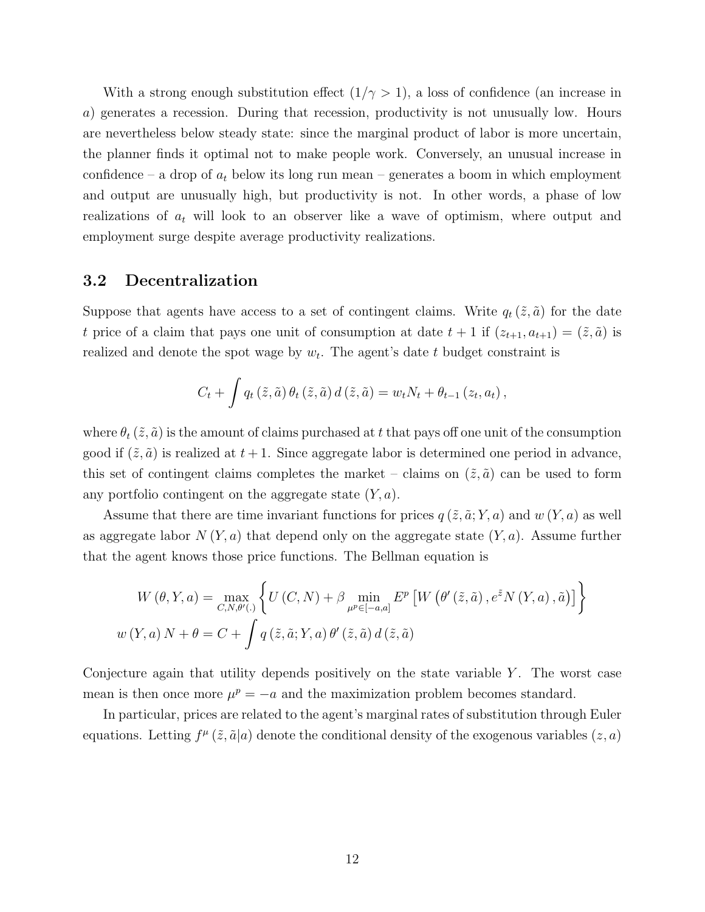With a strong enough substitution effect ($1/\gamma > 1$), a loss of confidence (an increase in $a$) generates a recession. During that recession, productivity is not unusually low. Hours are nevertheless below steady state: since the marginal product of labor is more uncertain, the planner finds it optimal not to make people work. Conversely, an unusual increase in confidence – a drop of $a_t$ below its long run mean – generates a boom in which employment and output are unusually high, but productivity is not. In other words, a phase of low realizations of $a_t$ will look to an observer like a wave of optimism, where output and employment surge despite average productivity realizations.

## 3.2 Decentralization

Suppose that agents have access to a set of contingent claims. Write $q_t(\tilde{z}, \tilde{a})$ for the date $t$ price of a claim that pays one unit of consumption at date $t+1$ if $(z_{t+1}, a_{t+1}) = (\tilde{z}, \tilde{a})$ is realized and denote the spot wage by $w_t$. The agent's date $t$ budget constraint is

$$C_t + \int q_t(\tilde{z}, \tilde{a}) \theta_t(\tilde{z}, \tilde{a}) \, d(\tilde{z}, \tilde{a}) = w_t N_t + \theta_{t-1}(z_t, a_t),$$

where $\theta_t(\tilde{z}, \tilde{a})$ is the amount of claims purchased at $t$ that pays off one unit of the consumption good if $(\tilde{z}, \tilde{a})$ is realized at $t+1$. Since aggregate labor is determined one period in advance, this set of contingent claims completes the market – claims on $(\tilde{z}, \tilde{a})$ can be used to form any portfolio contingent on the aggregate state $(Y, a)$.

Assume that there are time invariant functions for prices $q(\tilde{z}, \tilde{a}; Y, a)$ and $w(Y, a)$ as well as aggregate labor $N(Y, a)$ that depend only on the aggregate state $(Y, a)$. Assume further that the agent knows those price functions. The Bellman equation is

$$\begin{aligned}
W(\theta, Y, a) &= \max_{C, N, \theta'(.)} \left\{ U(C, N) + \beta \min_{\mu^p \in [-a, a]} E^p \left[ W\left(\theta'(\tilde{z}, \tilde{a}), e^{\tilde{z}} N(Y, a), \tilde{a}\right)\right] \right\} \\
w(Y, a) N + \theta &= C + \int q(\tilde{z}, \tilde{a}; Y, a) \theta'(\tilde{z}, \tilde{a}) \, d(\tilde{z}, \tilde{a})
\end{aligned}$$

Conjecture again that utility depends positively on the state variable $Y$. The worst case mean is then once more $\mu^p = -a$ and the maximization problem becomes standard.

In particular, prices are related to the agent's marginal rates of substitution through Euler equations. Letting $f^\mu(\tilde{z}, \tilde{a}|a)$ denote the conditional density of the exogenous variables $(z, a)$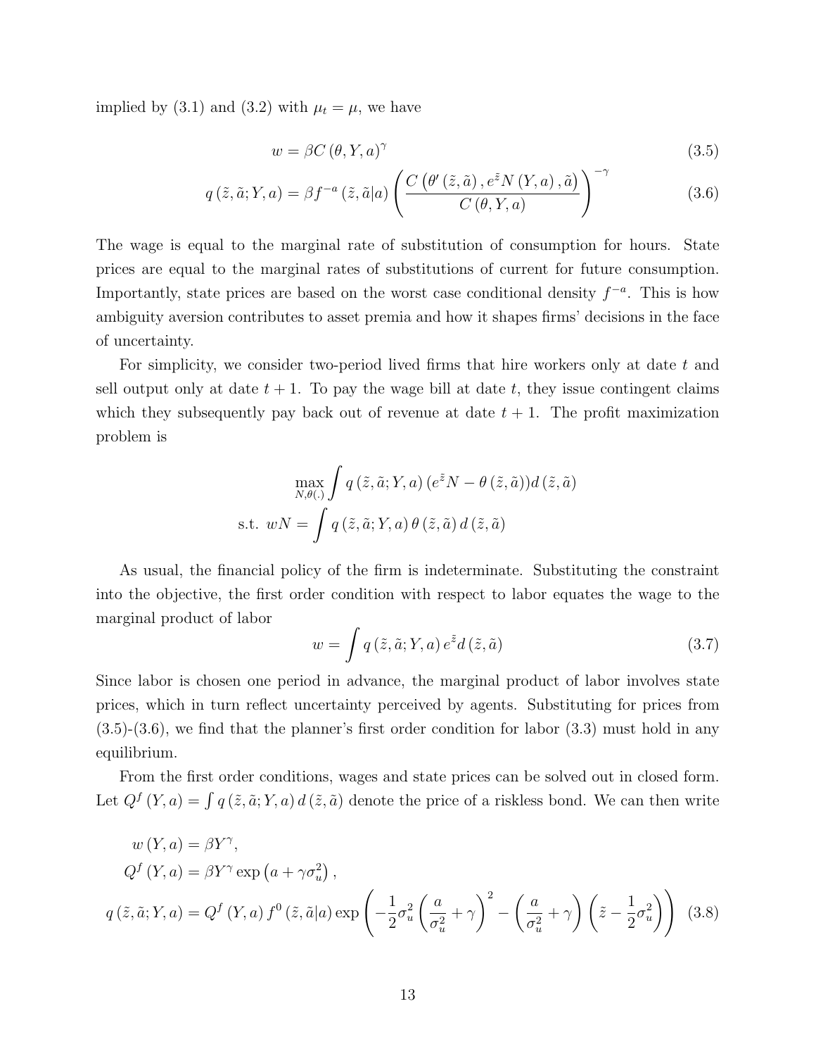implied by (3.1) and (3.2) with $\mu_t = \mu$, we have

$$w = \beta C(\theta, Y, a)^{\gamma} \tag{3.5}$$

$$q(\tilde{z}, \tilde{a}; Y, a) = \beta f^{-a}(\tilde{z}, \tilde{a}|a) \left( \frac{C\left(\theta'(\tilde{z}, \tilde{a}), e^{\tilde{z}} N(Y, a), \tilde{a}\right)}{C(\theta, Y, a)} \right)^{-\gamma} \tag{3.6}$$

The wage is equal to the marginal rate of substitution of consumption for hours. State prices are equal to the marginal rates of substitutions of current for future consumption. Importantly, state prices are based on the worst case conditional density $f^{-a}$. This is how ambiguity aversion contributes to asset premia and how it shapes firms' decisions in the face of uncertainty.

For simplicity, we consider two-period lived firms that hire workers only at date $t$ and sell output only at date $t+1$. To pay the wage bill at date $t$, they issue contingent claims which they subsequently pay back out of revenue at date $t+1$. The profit maximization problem is

$$\max_{N, \theta(.)} \int q(\tilde{z}, \tilde{a}; Y, a) \left(e^{\tilde{z}} N - \theta(\tilde{z}, \tilde{a})\right) d(\tilde{z}, \tilde{a})$$

$$\text{s.t. } wN = \int q(\tilde{z}, \tilde{a}; Y, a)\, \theta(\tilde{z}, \tilde{a})\, d(\tilde{z}, \tilde{a})$$

As usual, the financial policy of the firm is indeterminate. Substituting the constraint into the objective, the first order condition with respect to labor equates the wage to the marginal product of labor

$$w = \int q(\tilde{z}, \tilde{a}; Y, a)\, e^{\tilde{z}} d(\tilde{z}, \tilde{a}) \tag{3.7}$$

Since labor is chosen one period in advance, the marginal product of labor involves state prices, which in turn reflect uncertainty perceived by agents. Substituting for prices from (3.5)-(3.6), we find that the planner's first order condition for labor (3.3) must hold in any equilibrium.

From the first order conditions, wages and state prices can be solved out in closed form. Let $Q^f(Y, a) = \int q(\tilde{z}, \tilde{a}; Y, a)\, d(\tilde{z}, \tilde{a})$ denote the price of a riskless bond. We can then write

$$\begin{aligned}
w(Y, a) &= \beta Y^{\gamma}, \\
Q^f(Y, a) &= \beta Y^{\gamma} \exp\left(a + \gamma \sigma_u^2\right), \\
q(\tilde{z}, \tilde{a}; Y, a) &= Q^f(Y, a) f^0(\tilde{z}, \tilde{a}|a) \exp\left( -\frac{1}{2}\sigma_u^2 \left( \frac{a}{\sigma_u^2} + \gamma \right)^2 - \left( \frac{a}{\sigma_u^2} + \gamma \right) \left( \tilde{z} - \frac{1}{2}\sigma_u^2 \right) \right)
\end{aligned} \tag{3.8}$$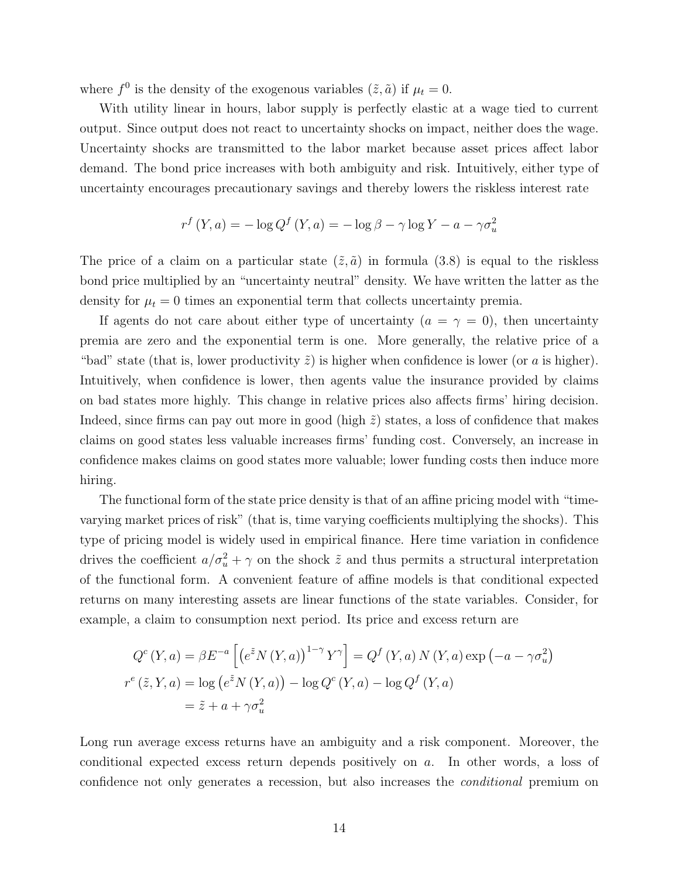where $f^0$ is the density of the exogenous variables $(\tilde{z}, \tilde{a})$ if $\mu_t = 0$.

With utility linear in hours, labor supply is perfectly elastic at a wage tied to current output. Since output does not react to uncertainty shocks on impact, neither does the wage. Uncertainty shocks are transmitted to the labor market because asset prices affect labor demand. The bond price increases with both ambiguity and risk. Intuitively, either type of uncertainty encourages precautionary savings and thereby lowers the riskless interest rate

$$r^f(Y, a) = -\log Q^f(Y, a) = -\log \beta - \gamma \log Y - a - \gamma \sigma_u^2$$

The price of a claim on a particular state $(\tilde{z}, \tilde{a})$ in formula (3.8) is equal to the riskless bond price multiplied by an "uncertainty neutral" density. We have written the latter as the density for $\mu_t = 0$ times an exponential term that collects uncertainty premia.

If agents do not care about either type of uncertainty ($a = \gamma = 0$), then uncertainty premia are zero and the exponential term is one. More generally, the relative price of a "bad" state (that is, lower productivity $\tilde{z}$) is higher when confidence is lower (or $a$ is higher). Intuitively, when confidence is lower, then agents value the insurance provided by claims on bad states more highly. This change in relative prices also affects firms' hiring decision. Indeed, since firms can pay out more in good (high $\tilde{z}$) states, a loss of confidence that makes claims on good states less valuable increases firms' funding cost. Conversely, an increase in confidence makes claims on good states more valuable; lower funding costs then induce more hiring.

The functional form of the state price density is that of an affine pricing model with "time-varying market prices of risk" (that is, time varying coefficients multiplying the shocks). This type of pricing model is widely used in empirical finance. Here time variation in confidence drives the coefficient $a/\sigma_u^2 + \gamma$ on the shock $\tilde{z}$ and thus permits a structural interpretation of the functional form. A convenient feature of affine models is that conditional expected returns on many interesting assets are linear functions of the state variables. Consider, for example, a claim to consumption next period. Its price and excess return are

$$\begin{aligned}
Q^c(Y, a) &= \beta E^{-a}\left[\left(e^{\tilde{z}} N(Y, a)\right)^{1-\gamma} Y^{\gamma}\right] = Q^f(Y, a) N(Y, a) \exp\left(-a - \gamma \sigma_u^2\right) \\
r^e(\tilde{z}, Y, a) &= \log\left(e^{\tilde{z}} N(Y, a)\right) - \log Q^c(Y, a) - \log Q^f(Y, a) \\
&= \tilde{z} + a + \gamma \sigma_u^2
\end{aligned}$$

Long run average excess returns have an ambiguity and a risk component. Moreover, the conditional expected excess return depends positively on $a$. In other words, a loss of confidence not only generates a recession, but also increases the *conditional* premium on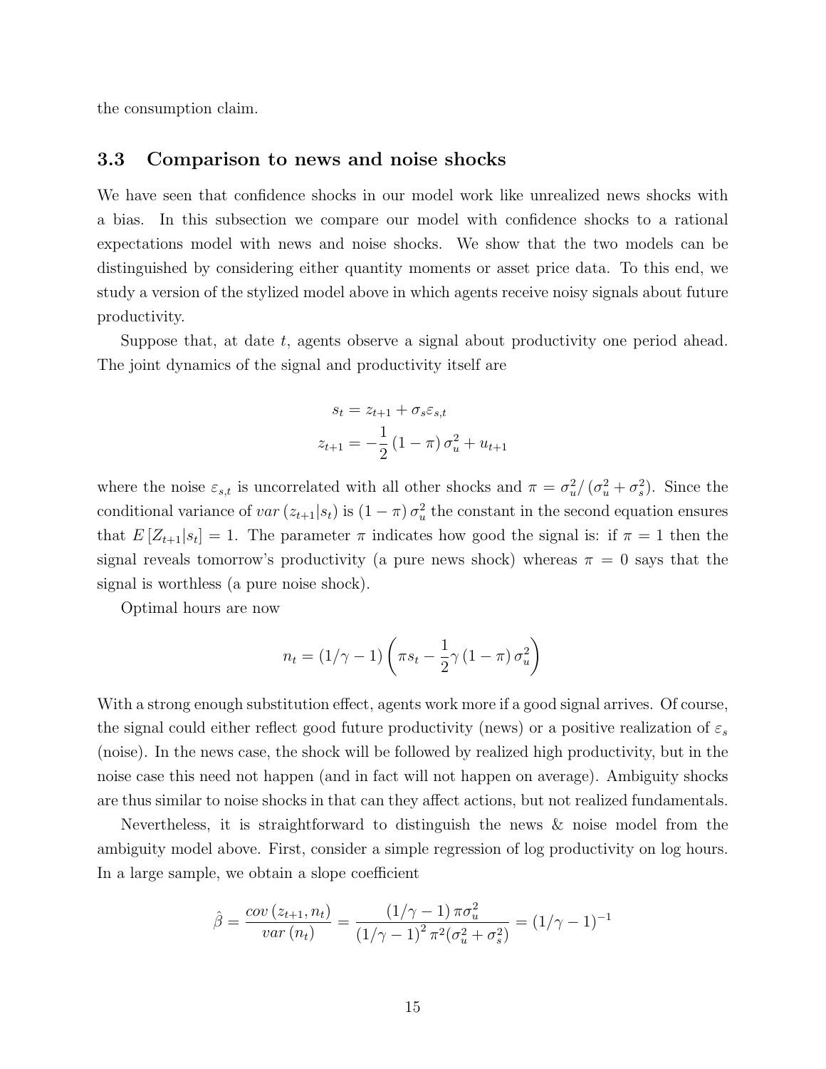the consumption claim.

### 3.3 Comparison to news and noise shocks

We have seen that confidence shocks in our model work like unrealized news shocks with a bias. In this subsection we compare our model with confidence shocks to a rational expectations model with news and noise shocks. We show that the two models can be distinguished by considering either quantity moments or asset price data. To this end, we study a version of the stylized model above in which agents receive noisy signals about future productivity.

Suppose that, at date $t$, agents observe a signal about productivity one period ahead. The joint dynamics of the signal and productivity itself are

$$
\begin{aligned}
s_t &= z_{t+1} + \sigma_s \varepsilon_{s,t} \\
z_{t+1} &= -\frac{1}{2}(1-\pi)\sigma_u^2 + u_{t+1}
\end{aligned}
$$

where the noise $\varepsilon_{s,t}$ is uncorrelated with all other shocks and $\pi = \sigma_u^2 / (\sigma_u^2 + \sigma_s^2)$. Since the conditional variance of $var(z_{t+1}|s_t)$ is $(1-\pi)\sigma_u^2$ the constant in the second equation ensures that $E[Z_{t+1}|s_t] = 1$. The parameter $\pi$ indicates how good the signal is: if $\pi = 1$ then the signal reveals tomorrow's productivity (a pure news shock) whereas $\pi = 0$ says that the signal is worthless (a pure noise shock).

Optimal hours are now

$$
n_t = (1/\gamma - 1)\left(\pi s_t - \frac{1}{2}\gamma(1-\pi)\sigma_u^2\right)
$$

With a strong enough substitution effect, agents work more if a good signal arrives. Of course, the signal could either reflect good future productivity (news) or a positive realization of $\varepsilon_s$ (noise). In the news case, the shock will be followed by realized high productivity, but in the noise case this need not happen (and in fact will not happen on average). Ambiguity shocks are thus similar to noise shocks in that can they affect actions, but not realized fundamentals.

Nevertheless, it is straightforward to distinguish the news & noise model from the ambiguity model above. First, consider a simple regression of log productivity on log hours. In a large sample, we obtain a slope coefficient

$$
\hat{\beta} = \frac{cov(z_{t+1}, n_t)}{var(n_t)} = \frac{(1/\gamma - 1)\pi\sigma_u^2}{(1/\gamma - 1)^2 \pi^2(\sigma_u^2 + \sigma_s^2)} = (1/\gamma - 1)^{-1}
$$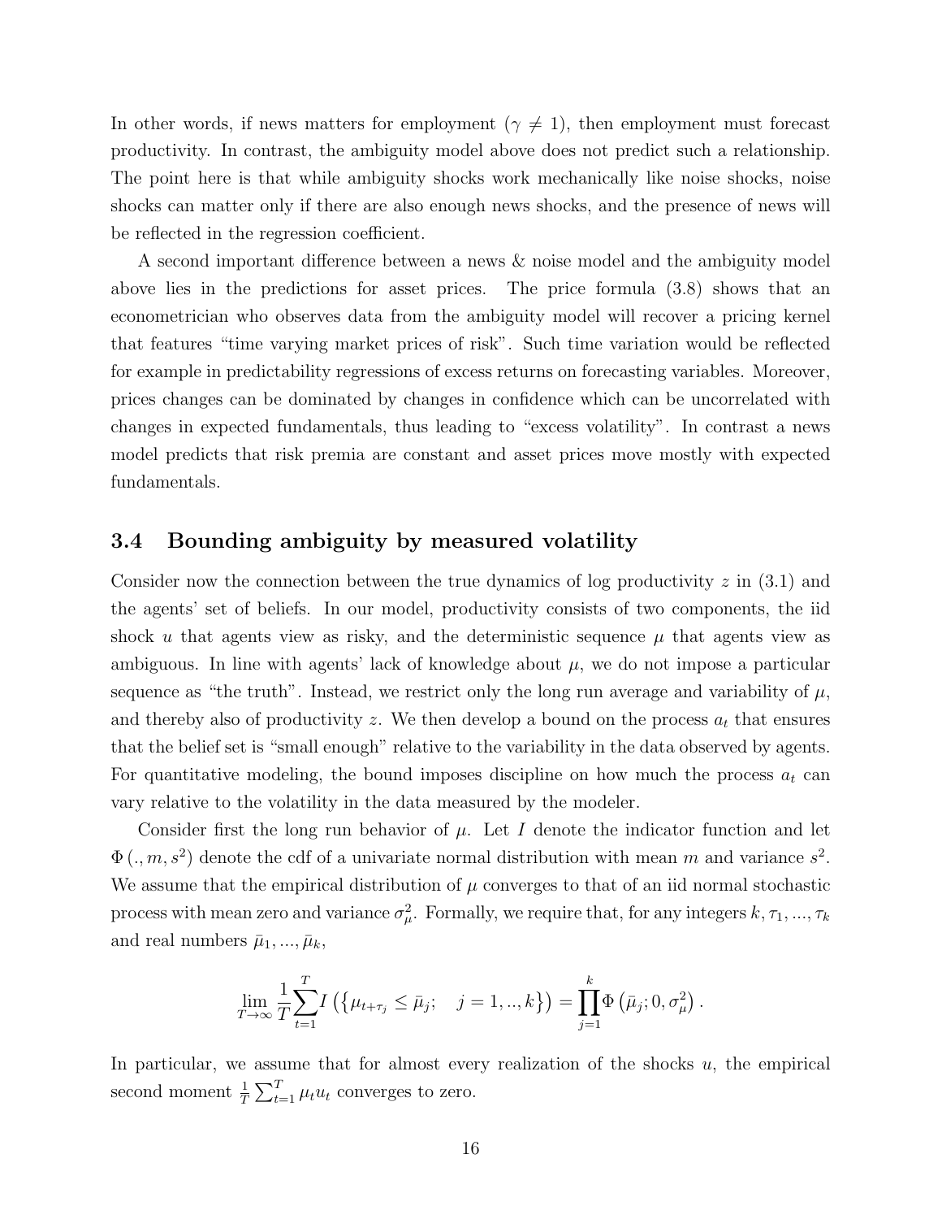In other words, if news matters for employment ($\gamma \neq 1$), then employment must forecast productivity. In contrast, the ambiguity model above does not predict such a relationship. The point here is that while ambiguity shocks work mechanically like noise shocks, noise shocks can matter only if there are also enough news shocks, and the presence of news will be reflected in the regression coefficient.

A second important difference between a news & noise model and the ambiguity model above lies in the predictions for asset prices. The price formula (3.8) shows that an econometrician who observes data from the ambiguity model will recover a pricing kernel that features "time varying market prices of risk". Such time variation would be reflected for example in predictability regressions of excess returns on forecasting variables. Moreover, prices changes can be dominated by changes in confidence which can be uncorrelated with changes in expected fundamentals, thus leading to "excess volatility". In contrast a news model predicts that risk premia are constant and asset prices move mostly with expected fundamentals.

### 3.4 Bounding ambiguity by measured volatility

Consider now the connection between the true dynamics of log productivity $z$ in (3.1) and the agents' set of beliefs. In our model, productivity consists of two components, the iid shock $u$ that agents view as risky, and the deterministic sequence $\mu$ that agents view as ambiguous. In line with agents' lack of knowledge about $\mu$, we do not impose a particular sequence as "the truth". Instead, we restrict only the long run average and variability of $\mu$, and thereby also of productivity $z$. We then develop a bound on the process $a_t$ that ensures that the belief set is "small enough" relative to the variability in the data observed by agents. For quantitative modeling, the bound imposes discipline on how much the process $a_t$ can vary relative to the volatility in the data measured by the modeler.

Consider first the long run behavior of $\mu$. Let $I$ denote the indicator function and let $\Phi\left(.,m,s^2\right)$ denote the cdf of a univariate normal distribution with mean $m$ and variance $s^2$. We assume that the empirical distribution of $\mu$ converges to that of an iid normal stochastic process with mean zero and variance $\sigma_\mu^2$. Formally, we require that, for any integers $k, \tau_1, ..., \tau_k$ and real numbers $\bar{\mu}_1, ..., \bar{\mu}_k$,

$$\lim_{T\to\infty} \frac{1}{T} \sum_{t=1}^{T} I\left(\left\{\mu_{t+\tau_j} \leq \bar{\mu}_j; \quad j = 1, .., k\right\}\right) = \prod_{j=1}^{k} \Phi\left(\bar{\mu}_j; 0, \sigma_\mu^2\right).$$

In particular, we assume that for almost every realization of the shocks $u$, the empirical second moment $\frac{1}{T}\sum_{t=1}^{T} \mu_t u_t$ converges to zero.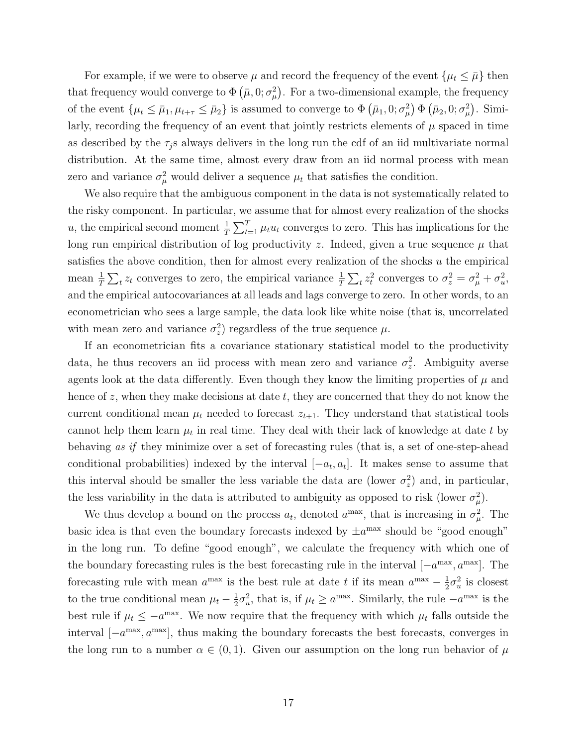For example, if we were to observe $\mu$ and record the frequency of the event $\{\mu_t \leq \bar{\mu}\}$ then that frequency would converge to $\Phi\left(\bar{\mu}, 0; \sigma_\mu^2\right)$. For a two-dimensional example, the frequency of the event $\{\mu_t \leq \bar{\mu}_1, \mu_{t+\tau} \leq \bar{\mu}_2\}$ is assumed to converge to $\Phi\left(\bar{\mu}_1, 0; \sigma_\mu^2\right) \Phi\left(\bar{\mu}_2, 0; \sigma_\mu^2\right)$. Similarly, recording the frequency of an event that jointly restricts elements of $\mu$ spaced in time as described by the $\tau_j$s always delivers in the long run the cdf of an iid multivariate normal distribution. At the same time, almost every draw from an iid normal process with mean zero and variance $\sigma_\mu^2$ would deliver a sequence $\mu_t$ that satisfies the condition.

We also require that the ambiguous component in the data is not systematically related to the risky component. In particular, we assume that for almost every realization of the shocks $u$, the empirical second moment $\frac{1}{T}\sum_{t=1}^{T} \mu_t u_t$ converges to zero. This has implications for the long run empirical distribution of log productivity $z$. Indeed, given a true sequence $\mu$ that satisfies the above condition, then for almost every realization of the shocks $u$ the empirical mean $\frac{1}{T}\sum_t z_t$ converges to zero, the empirical variance $\frac{1}{T}\sum_t z_t^2$ converges to $\sigma_z^2 = \sigma_\mu^2 + \sigma_u^2$, and the empirical autocovariances at all leads and lags converge to zero. In other words, to an econometrician who sees a large sample, the data look like white noise (that is, uncorrelated with mean zero and variance $\sigma_z^2$) regardless of the true sequence $\mu$.

If an econometrician fits a covariance stationary statistical model to the productivity data, he thus recovers an iid process with mean zero and variance $\sigma_z^2$. Ambiguity averse agents look at the data differently. Even though they know the limiting properties of $\mu$ and hence of $z$, when they make decisions at date $t$, they are concerned that they do not know the current conditional mean $\mu_t$ needed to forecast $z_{t+1}$. They understand that statistical tools cannot help them learn $\mu_t$ in real time. They deal with their lack of knowledge at date $t$ by behaving *as if* they minimize over a set of forecasting rules (that is, a set of one-step-ahead conditional probabilities) indexed by the interval $[-a_t, a_t]$. It makes sense to assume that this interval should be smaller the less variable the data are (lower $\sigma_z^2$) and, in particular, the less variability in the data is attributed to ambiguity as opposed to risk (lower $\sigma_\mu^2$).

We thus develop a bound on the process $a_t$, denoted $a^{\max}$, that is increasing in $\sigma_\mu^2$. The basic idea is that even the boundary forecasts indexed by $\pm a^{\max}$ should be "good enough" in the long run. To define "good enough", we calculate the frequency with which one of the boundary forecasting rules is the best forecasting rule in the interval $[-a^{\max}, a^{\max}]$. The forecasting rule with mean $a^{\max}$ is the best rule at date $t$ if its mean $a^{\max} - \frac{1}{2}\sigma_u^2$ is closest to the true conditional mean $\mu_t - \frac{1}{2}\sigma_u^2$, that is, if $\mu_t \geq a^{\max}$. Similarly, the rule $-a^{\max}$ is the best rule if $\mu_t \leq -a^{\max}$. We now require that the frequency with which $\mu_t$ falls outside the interval $[-a^{\max}, a^{\max}]$, thus making the boundary forecasts the best forecasts, converges in the long run to a number $\alpha \in (0, 1)$. Given our assumption on the long run behavior of $\mu$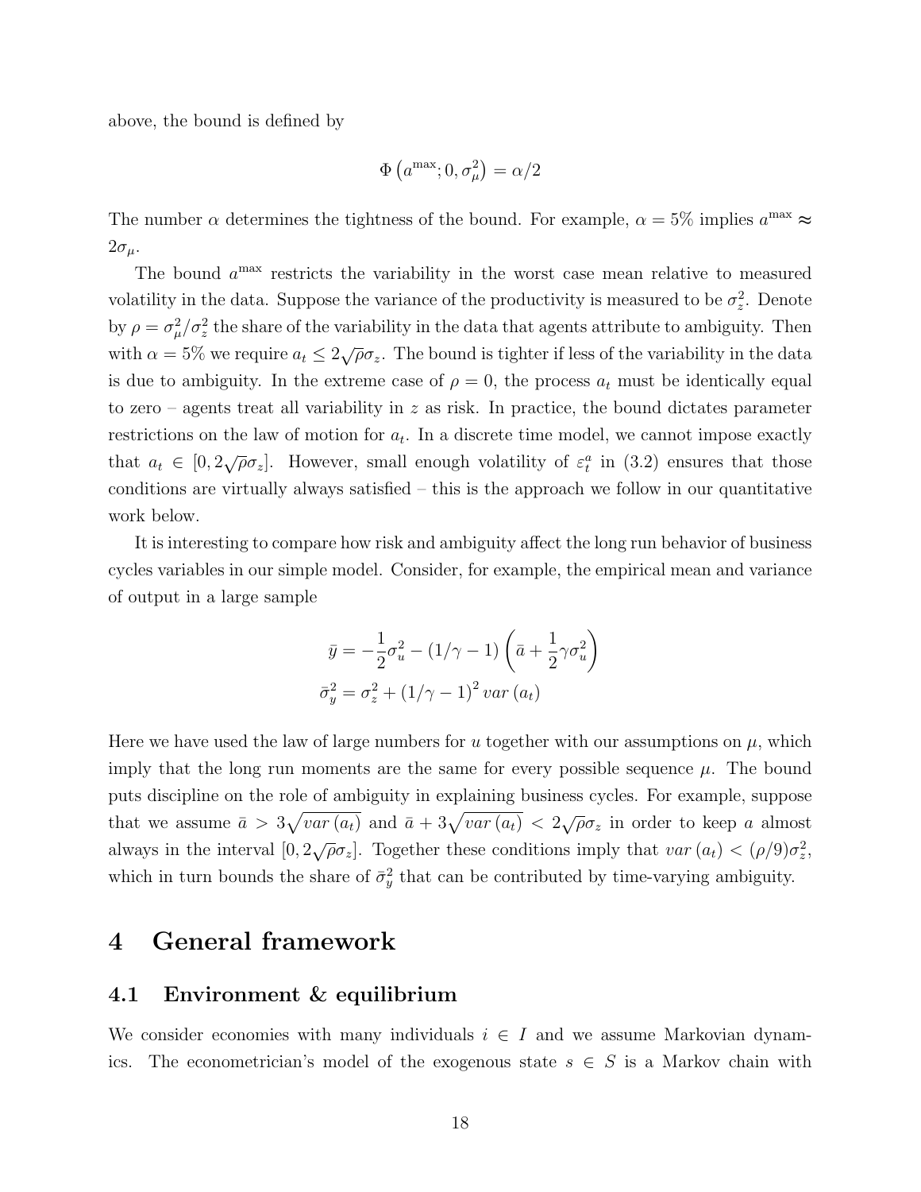above, the bound is defined by

$$\Phi\left(a^{\max}; 0, \sigma_\mu^2\right) = \alpha/2$$

The number $\alpha$ determines the tightness of the bound. For example, $\alpha = 5\%$ implies $a^{\max} \approx 2\sigma_\mu$.

The bound $a^{\max}$ restricts the variability in the worst case mean relative to measured volatility in the data. Suppose the variance of the productivity is measured to be $\sigma_z^2$. Denote by $\rho = \sigma_\mu^2/\sigma_z^2$ the share of the variability in the data that agents attribute to ambiguity. Then with $\alpha = 5\%$ we require $a_t \leq 2\sqrt{\rho}\sigma_z$. The bound is tighter if less of the variability in the data is due to ambiguity. In the extreme case of $\rho = 0$, the process $a_t$ must be identically equal to zero – agents treat all variability in $z$ as risk. In practice, the bound dictates parameter restrictions on the law of motion for $a_t$. In a discrete time model, we cannot impose exactly that $a_t \in [0, 2\sqrt{\rho}\sigma_z]$. However, small enough volatility of $\varepsilon_t^a$ in (3.2) ensures that those conditions are virtually always satisfied – this is the approach we follow in our quantitative work below.

It is interesting to compare how risk and ambiguity affect the long run behavior of business cycles variables in our simple model. Consider, for example, the empirical mean and variance of output in a large sample

$$\bar{y} = -\frac{1}{2}\sigma_u^2 - (1/\gamma - 1)\left(\bar{a} + \frac{1}{2}\gamma\sigma_u^2\right)$$
$$\bar{\sigma}_y^2 = \sigma_z^2 + (1/\gamma - 1)^2 \, var\left(a_t\right)$$

Here we have used the law of large numbers for $u$ together with our assumptions on $\mu$, which imply that the long run moments are the same for every possible sequence $\mu$. The bound puts discipline on the role of ambiguity in explaining business cycles. For example, suppose that we assume $\bar{a} > 3\sqrt{var\left(a_t\right)}$ and $\bar{a} + 3\sqrt{var\left(a_t\right)} < 2\sqrt{\rho}\sigma_z$ in order to keep $a$ almost always in the interval $[0, 2\sqrt{\rho}\sigma_z]$. Together these conditions imply that $var\left(a_t\right) < (\rho/9)\sigma_z^2$, which in turn bounds the share of $\bar{\sigma}_y^2$ that can be contributed by time-varying ambiguity.

# 4 General framework

## 4.1 Environment & equilibrium

We consider economies with many individuals $i \in I$ and we assume Markovian dynamics. The econometrician's model of the exogenous state $s \in S$ is a Markov chain with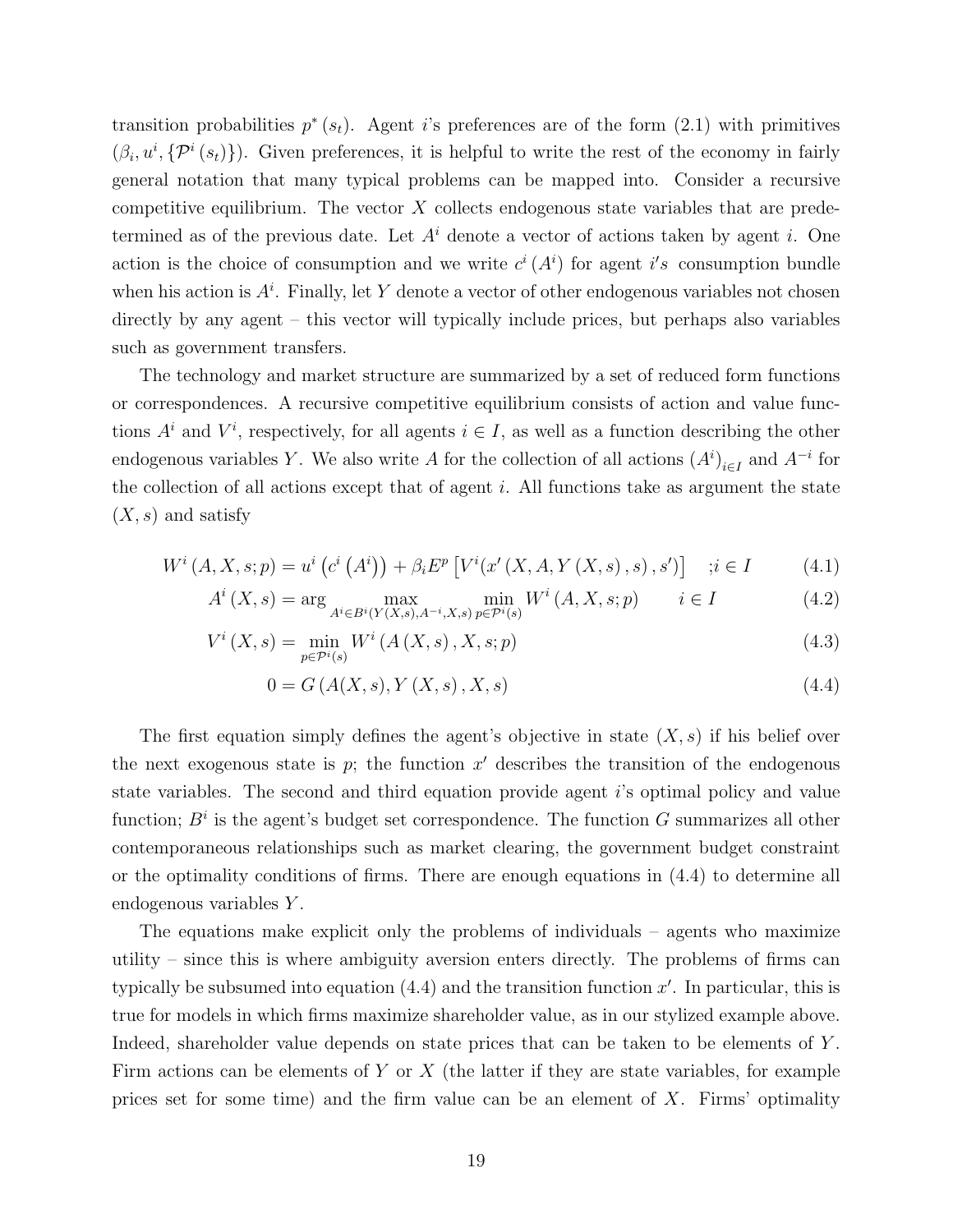transition probabilities $p^*(s_t)$. Agent $i$'s preferences are of the form (2.1) with primitives $(\beta_i, u^i, \{\mathcal{P}^i(s_t)\})$. Given preferences, it is helpful to write the rest of the economy in fairly general notation that many typical problems can be mapped into. Consider a recursive competitive equilibrium. The vector $X$ collects endogenous state variables that are predetermined as of the previous date. Let $A^i$ denote a vector of actions taken by agent $i$. One action is the choice of consumption and we write $c^i(A^i)$ for agent $i's$ consumption bundle when his action is $A^i$. Finally, let $Y$ denote a vector of other endogenous variables not chosen directly by any agent – this vector will typically include prices, but perhaps also variables such as government transfers.

The technology and market structure are summarized by a set of reduced form functions or correspondences. A recursive competitive equilibrium consists of action and value functions $A^i$ and $V^i$, respectively, for all agents $i \in I$, as well as a function describing the other endogenous variables $Y$. We also write $A$ for the collection of all actions $(A^i)_{i \in I}$ and $A^{-i}$ for the collection of all actions except that of agent $i$. All functions take as argument the state $(X, s)$ and satisfy

$$W^i(A, X, s; p) = u^i\left(c^i\left(A^i\right)\right) + \beta_i E^p\left[V^i(x'(X, A, Y(X, s), s), s')\right] \quad ; i \in I \tag{4.1}$$

$$A^i(X, s) = \arg \max_{A^i \in B^i(Y(X,s), A^{-i}, X, s)} \min_{p \in \mathcal{P}^i(s)} W^i(A, X, s; p) \qquad i \in I \tag{4.2}$$

$$V^i(X, s) = \min_{p \in \mathcal{P}^i(s)} W^i(A(X, s), X, s; p) \tag{4.3}$$

$$0 = G(A(X, s), Y(X, s), X, s) \tag{4.4}$$

The first equation simply defines the agent's objective in state $(X, s)$ if his belief over the next exogenous state is $p$; the function $x'$ describes the transition of the endogenous state variables. The second and third equation provide agent $i$'s optimal policy and value function; $B^i$ is the agent's budget set correspondence. The function $G$ summarizes all other contemporaneous relationships such as market clearing, the government budget constraint or the optimality conditions of firms. There are enough equations in (4.4) to determine all endogenous variables $Y$.

The equations make explicit only the problems of individuals – agents who maximize utility – since this is where ambiguity aversion enters directly. The problems of firms can typically be subsumed into equation (4.4) and the transition function $x'$. In particular, this is true for models in which firms maximize shareholder value, as in our stylized example above. Indeed, shareholder value depends on state prices that can be taken to be elements of $Y$. Firm actions can be elements of $Y$ or $X$ (the latter if they are state variables, for example prices set for some time) and the firm value can be an element of $X$. Firms' optimality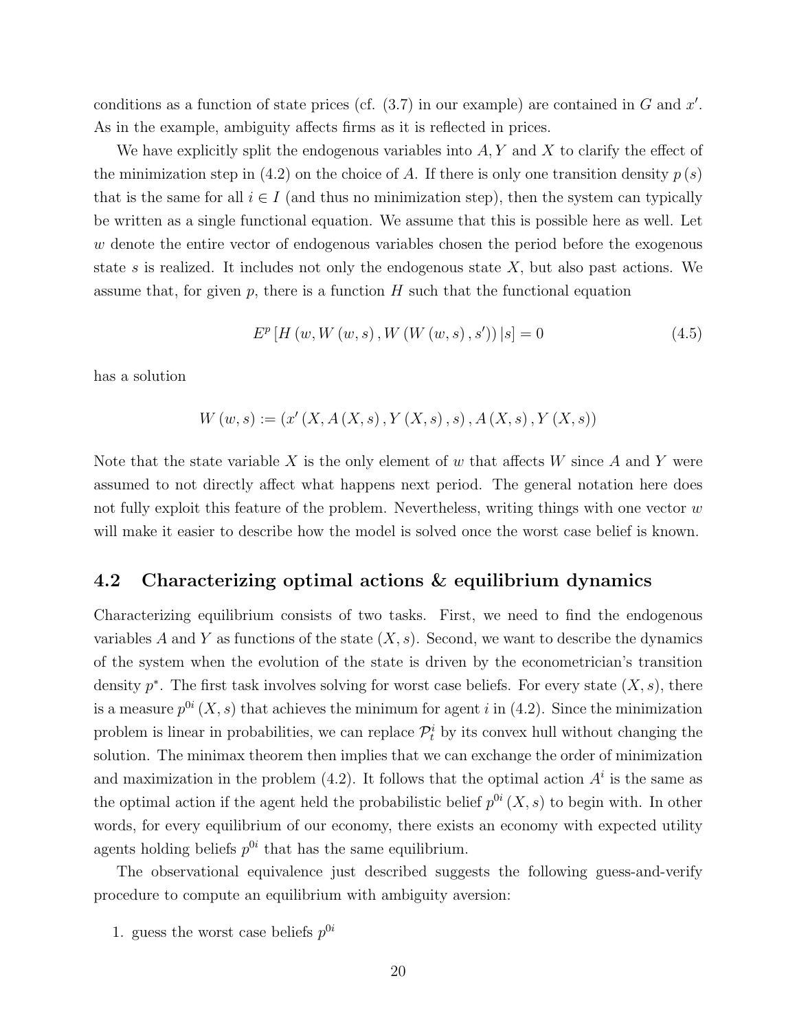conditions as a function of state prices (cf. (3.7) in our example) are contained in $G$ and $x'$. As in the example, ambiguity affects firms as it is reflected in prices.

We have explicitly split the endogenous variables into $A, Y$ and $X$ to clarify the effect of the minimization step in (4.2) on the choice of $A$. If there is only one transition density $p(s)$ that is the same for all $i \in I$ (and thus no minimization step), then the system can typically be written as a single functional equation. We assume that this is possible here as well. Let $w$ denote the entire vector of endogenous variables chosen the period before the exogenous state $s$ is realized. It includes not only the endogenous state $X$, but also past actions. We assume that, for given $p$, there is a function $H$ such that the functional equation

$$E^p \left[ H \left( w, W \left( w, s \right), W \left( W \left( w, s \right), s' \right) \right) | s \right] = 0 \tag{4.5}$$

has a solution

$$W \left( w, s \right) := \left( x' \left( X, A \left( X, s \right), Y \left( X, s \right), s \right), A \left( X, s \right), Y \left( X, s \right) \right)$$

Note that the state variable $X$ is the only element of $w$ that affects $W$ since $A$ and $Y$ were assumed to not directly affect what happens next period. The general notation here does not fully exploit this feature of the problem. Nevertheless, writing things with one vector $w$ will make it easier to describe how the model is solved once the worst case belief is known.

## 4.2 Characterizing optimal actions & equilibrium dynamics

Characterizing equilibrium consists of two tasks. First, we need to find the endogenous variables $A$ and $Y$ as functions of the state $(X, s)$. Second, we want to describe the dynamics of the system when the evolution of the state is driven by the econometrician's transition density $p^*$. The first task involves solving for worst case beliefs. For every state $(X, s)$, there is a measure $p^{0i}(X, s)$ that achieves the minimum for agent $i$ in (4.2). Since the minimization problem is linear in probabilities, we can replace $\mathcal{P}_t^i$ by its convex hull without changing the solution. The minimax theorem then implies that we can exchange the order of minimization and maximization in the problem (4.2). It follows that the optimal action $A^i$ is the same as the optimal action if the agent held the probabilistic belief $p^{0i}(X, s)$ to begin with. In other words, for every equilibrium of our economy, there exists an economy with expected utility agents holding beliefs $p^{0i}$ that has the same equilibrium.

The observational equivalence just described suggests the following guess-and-verify procedure to compute an equilibrium with ambiguity aversion:

1. guess the worst case beliefs $p^{0i}$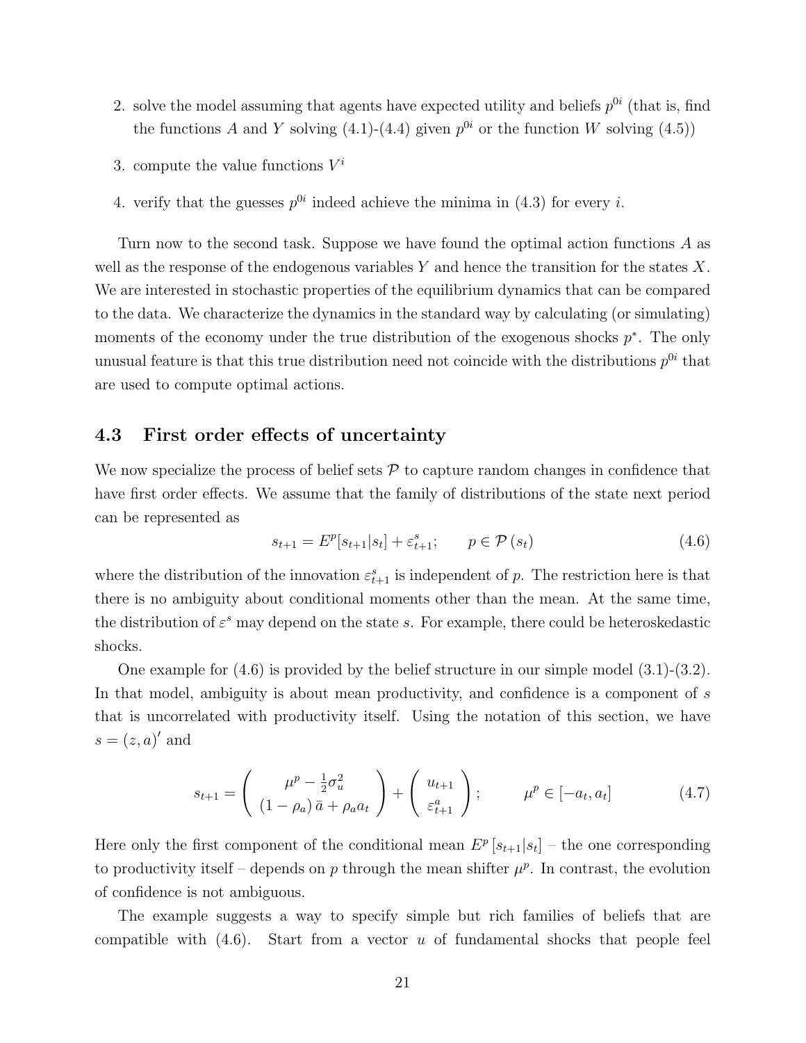2. solve the model assuming that agents have expected utility and beliefs $p^{0i}$ (that is, find the functions $A$ and $Y$ solving (4.1)-(4.4) given $p^{0i}$ or the function $W$ solving (4.5))

3. compute the value functions $V^i$

4. verify that the guesses $p^{0i}$ indeed achieve the minima in (4.3) for every $i$.

Turn now to the second task. Suppose we have found the optimal action functions $A$ as well as the response of the endogenous variables $Y$ and hence the transition for the states $X$. We are interested in stochastic properties of the equilibrium dynamics that can be compared to the data. We characterize the dynamics in the standard way by calculating (or simulating) moments of the economy under the true distribution of the exogenous shocks $p^*$. The only unusual feature is that this true distribution need not coincide with the distributions $p^{0i}$ that are used to compute optimal actions.

### 4.3 First order effects of uncertainty

We now specialize the process of belief sets $\mathcal{P}$ to capture random changes in confidence that have first order effects. We assume that the family of distributions of the state next period can be represented as

$$s_{t+1} = E^p[s_{t+1}|s_t] + \varepsilon^s_{t+1}; \qquad p \in \mathcal{P}(s_t) \tag{4.6}$$

where the distribution of the innovation $\varepsilon^s_{t+1}$ is independent of $p$. The restriction here is that there is no ambiguity about conditional moments other than the mean. At the same time, the distribution of $\varepsilon^s$ may depend on the state $s$. For example, there could be heteroskedastic shocks.

One example for (4.6) is provided by the belief structure in our simple model (3.1)-(3.2). In that model, ambiguity is about mean productivity, and confidence is a component of $s$ that is uncorrelated with productivity itself. Using the notation of this section, we have $s = (z, a)'$ and

$$s_{t+1} = \begin{pmatrix} \mu^p - \frac{1}{2}\sigma_u^2 \\ (1-\rho_a)\,\bar{a} + \rho_a a_t \end{pmatrix} + \begin{pmatrix} u_{t+1} \\ \varepsilon^a_{t+1} \end{pmatrix}; \qquad \mu^p \in [-a_t, a_t] \tag{4.7}$$

Here only the first component of the conditional mean $E^p[s_{t+1}|s_t]$ – the one corresponding to productivity itself – depends on $p$ through the mean shifter $\mu^p$. In contrast, the evolution of confidence is not ambiguous.

The example suggests a way to specify simple but rich families of beliefs that are compatible with (4.6). Start from a vector $u$ of fundamental shocks that people feel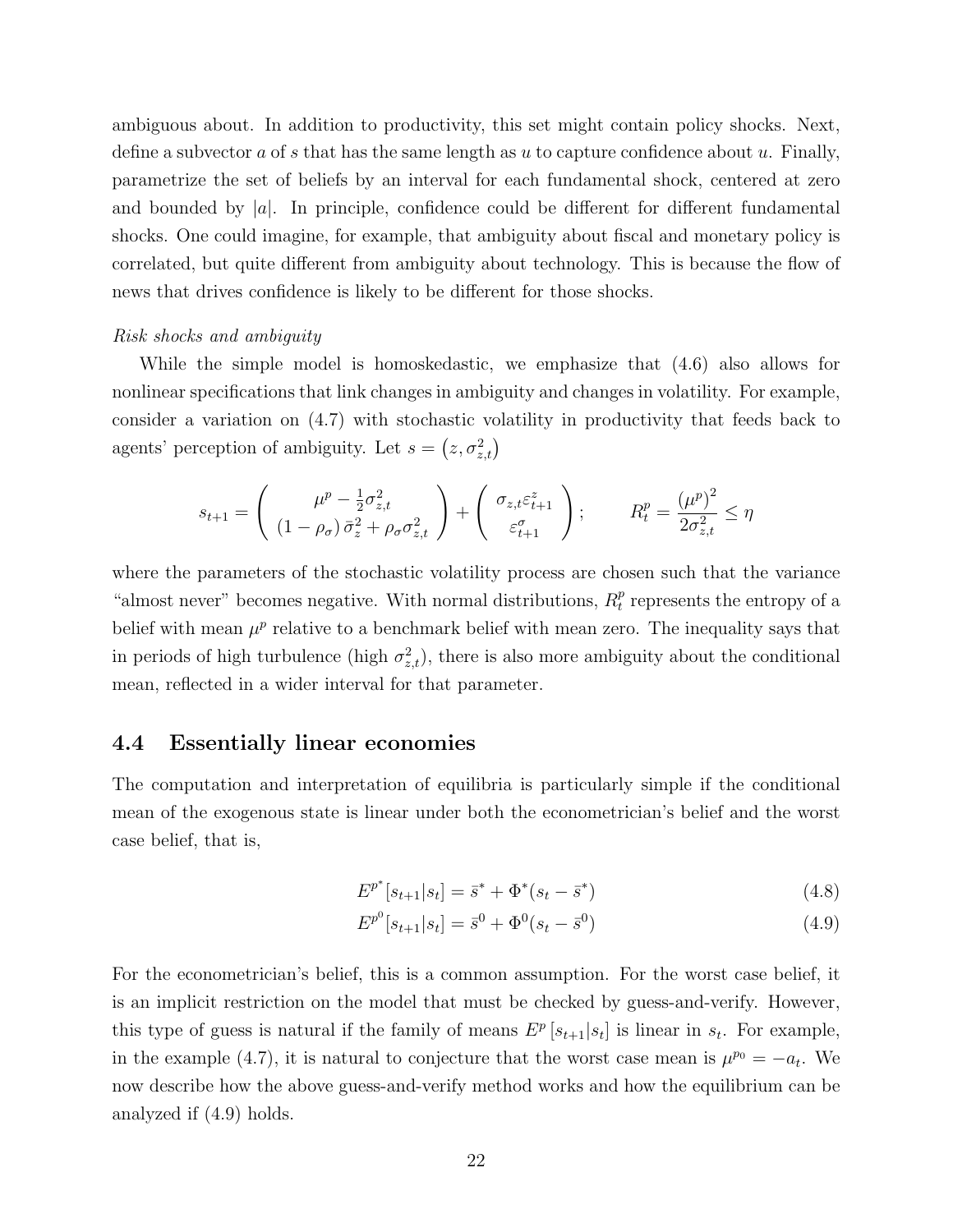ambiguous about. In addition to productivity, this set might contain policy shocks. Next, define a subvector $a$ of $s$ that has the same length as $u$ to capture confidence about $u$. Finally, parametrize the set of beliefs by an interval for each fundamental shock, centered at zero and bounded by $|a|$. In principle, confidence could be different for different fundamental shocks. One could imagine, for example, that ambiguity about fiscal and monetary policy is correlated, but quite different from ambiguity about technology. This is because the flow of news that drives confidence is likely to be different for those shocks.

*Risk shocks and ambiguity*

While the simple model is homoskedastic, we emphasize that (4.6) also allows for nonlinear specifications that link changes in ambiguity and changes in volatility. For example, consider a variation on (4.7) with stochastic volatility in productivity that feeds back to agents' perception of ambiguity. Let $s = \left(z, \sigma_{z,t}^2\right)$

$$s_{t+1} = \left( \begin{array}{c} \mu^p - \frac{1}{2}\sigma_{z,t}^2 \\ \left(1-\rho_\sigma\right)\bar{\sigma}_z^2 + \rho_\sigma \sigma_{z,t}^2 \end{array} \right) + \left( \begin{array}{c} \sigma_{z,t}\varepsilon_{t+1}^z \\ \varepsilon_{t+1}^\sigma \end{array} \right); \qquad R_t^p = \frac{\left(\mu^p\right)^2}{2\sigma_{z,t}^2} \leq \eta$$

where the parameters of the stochastic volatility process are chosen such that the variance "almost never" becomes negative. With normal distributions, $R_t^p$ represents the entropy of a belief with mean $\mu^p$ relative to a benchmark belief with mean zero. The inequality says that in periods of high turbulence (high $\sigma_{z,t}^2$), there is also more ambiguity about the conditional mean, reflected in a wider interval for that parameter.

## 4.4 Essentially linear economies

The computation and interpretation of equilibria is particularly simple if the conditional mean of the exogenous state is linear under both the econometrician's belief and the worst case belief, that is,

$$E^{p^*}[s_{t+1}|s_t] = \bar{s}^* + \Phi^*(s_t - \bar{s}^*) \tag{4.8}$$

$$E^{p^0}[s_{t+1}|s_t] = \bar{s}^0 + \Phi^0(s_t - \bar{s}^0) \tag{4.9}$$

For the econometrician's belief, this is a common assumption. For the worst case belief, it is an implicit restriction on the model that must be checked by guess-and-verify. However, this type of guess is natural if the family of means $E^p\left[s_{t+1}|s_t\right]$ is linear in $s_t$. For example, in the example (4.7), it is natural to conjecture that the worst case mean is $\mu^{p_0} = -a_t$. We now describe how the above guess-and-verify method works and how the equilibrium can be analyzed if (4.9) holds.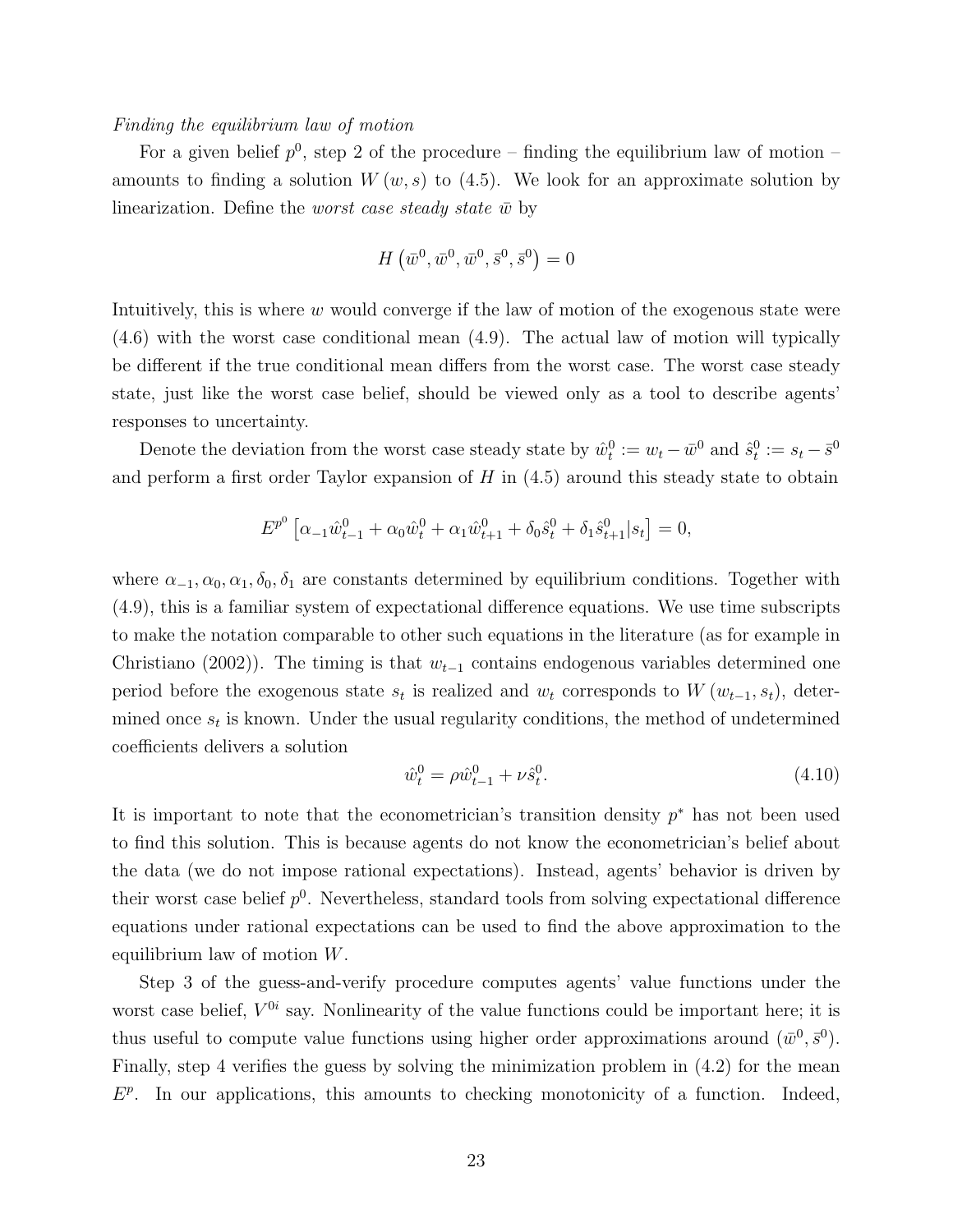*Finding the equilibrium law of motion*

For a given belief $p^0$, step 2 of the procedure – finding the equilibrium law of motion – amounts to finding a solution $W(w, s)$ to (4.5). We look for an approximate solution by linearization. Define the *worst case steady state* $\bar{w}$ by

$$H\left(\bar{w}^0, \bar{w}^0, \bar{w}^0, \bar{s}^0, \bar{s}^0\right) = 0$$

Intuitively, this is where $w$ would converge if the law of motion of the exogenous state were (4.6) with the worst case conditional mean (4.9). The actual law of motion will typically be different if the true conditional mean differs from the worst case. The worst case steady state, just like the worst case belief, should be viewed only as a tool to describe agents' responses to uncertainty.

Denote the deviation from the worst case steady state by $\hat{w}_t^0 := w_t - \bar{w}^0$ and $\hat{s}_t^0 := s_t - \bar{s}^0$ and perform a first order Taylor expansion of $H$ in (4.5) around this steady state to obtain

$$E^{p^0}\left[\alpha_{-1}\hat{w}_{t-1}^0 + \alpha_0\hat{w}_t^0 + \alpha_1\hat{w}_{t+1}^0 + \delta_0\hat{s}_t^0 + \delta_1\hat{s}_{t+1}^0 | s_t\right] = 0,$$

where $\alpha_{-1}, \alpha_0, \alpha_1, \delta_0, \delta_1$ are constants determined by equilibrium conditions. Together with (4.9), this is a familiar system of expectational difference equations. We use time subscripts to make the notation comparable to other such equations in the literature (as for example in Christiano (2002)). The timing is that $w_{t-1}$ contains endogenous variables determined one period before the exogenous state $s_t$ is realized and $w_t$ corresponds to $W(w_{t-1}, s_t)$, determined once $s_t$ is known. Under the usual regularity conditions, the method of undetermined coefficients delivers a solution

$$\hat{w}_t^0 = \rho\hat{w}_{t-1}^0 + \nu\hat{s}_t^0. \tag{4.10}$$

It is important to note that the econometrician's transition density $p^*$ has not been used to find this solution. This is because agents do not know the econometrician's belief about the data (we do not impose rational expectations). Instead, agents' behavior is driven by their worst case belief $p^0$. Nevertheless, standard tools from solving expectational difference equations under rational expectations can be used to find the above approximation to the equilibrium law of motion $W$.

Step 3 of the guess-and-verify procedure computes agents' value functions under the worst case belief, $V^{0i}$ say. Nonlinearity of the value functions could be important here; it is thus useful to compute value functions using higher order approximations around $(\bar{w}^0, \bar{s}^0)$. Finally, step 4 verifies the guess by solving the minimization problem in (4.2) for the mean $E^p$. In our applications, this amounts to checking monotonicity of a function. Indeed,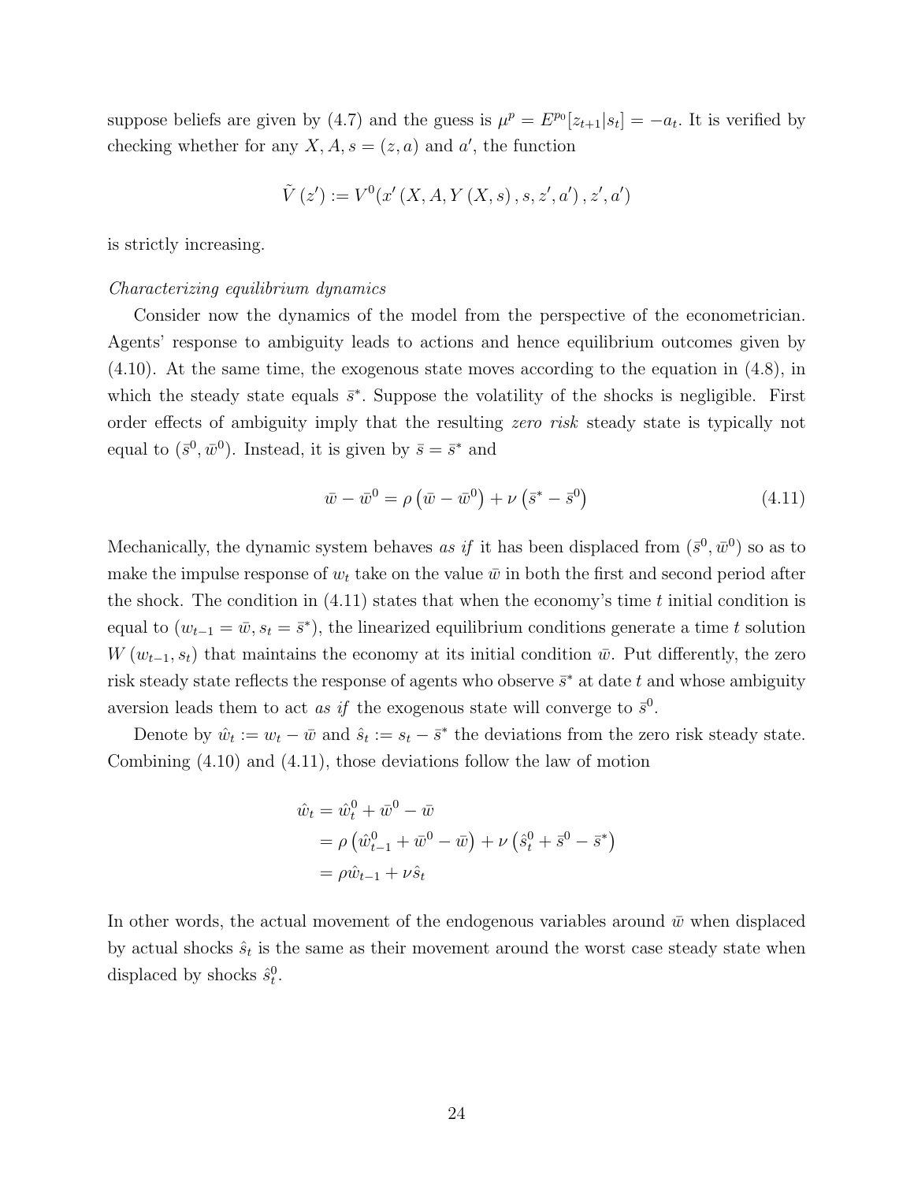suppose beliefs are given by (4.7) and the guess is $\mu^p = E^{p_0}[z_{t+1}|s_t] = -a_t$. It is verified by checking whether for any $X, A, s = (z, a)$ and $a'$, the function

$$\tilde{V}(z') := V^0(x'(X, A, Y(X, s), s, z', a'), z', a')$$

is strictly increasing.

*Characterizing equilibrium dynamics*

Consider now the dynamics of the model from the perspective of the econometrician. Agents' response to ambiguity leads to actions and hence equilibrium outcomes given by (4.10). At the same time, the exogenous state moves according to the equation in (4.8), in which the steady state equals $\bar{s}^*$. Suppose the volatility of the shocks is negligible. First order effects of ambiguity imply that the resulting *zero risk* steady state is typically not equal to $(\bar{s}^0, \bar{w}^0)$. Instead, it is given by $\bar{s} = \bar{s}^*$ and

$$\bar{w} - \bar{w}^0 = \rho\left(\bar{w} - \bar{w}^0\right) + \nu\left(\bar{s}^* - \bar{s}^0\right) \tag{4.11}$$

Mechanically, the dynamic system behaves *as if* it has been displaced from $(\bar{s}^0, \bar{w}^0)$ so as to make the impulse response of $w_t$ take on the value $\bar{w}$ in both the first and second period after the shock. The condition in (4.11) states that when the economy's time $t$ initial condition is equal to $(w_{t-1} = \bar{w}, s_t = \bar{s}^*)$, the linearized equilibrium conditions generate a time $t$ solution $W(w_{t-1}, s_t)$ that maintains the economy at its initial condition $\bar{w}$. Put differently, the zero risk steady state reflects the response of agents who observe $\bar{s}^*$ at date $t$ and whose ambiguity aversion leads them to act *as if* the exogenous state will converge to $\bar{s}^0$.

Denote by $\hat{w}_t := w_t - \bar{w}$ and $\hat{s}_t := s_t - \bar{s}^*$ the deviations from the zero risk steady state. Combining (4.10) and (4.11), those deviations follow the law of motion

$$\begin{aligned}
\hat{w}_t &= \hat{w}_t^0 + \bar{w}^0 - \bar{w} \\
&= \rho\left(\hat{w}_{t-1}^0 + \bar{w}^0 - \bar{w}\right) + \nu\left(\hat{s}_t^0 + \bar{s}^0 - \bar{s}^*\right) \\
&= \rho\hat{w}_{t-1} + \nu\hat{s}_t
\end{aligned}$$

In other words, the actual movement of the endogenous variables around $\bar{w}$ when displaced by actual shocks $\hat{s}_t$ is the same as their movement around the worst case steady state when displaced by shocks $\hat{s}_t^0$.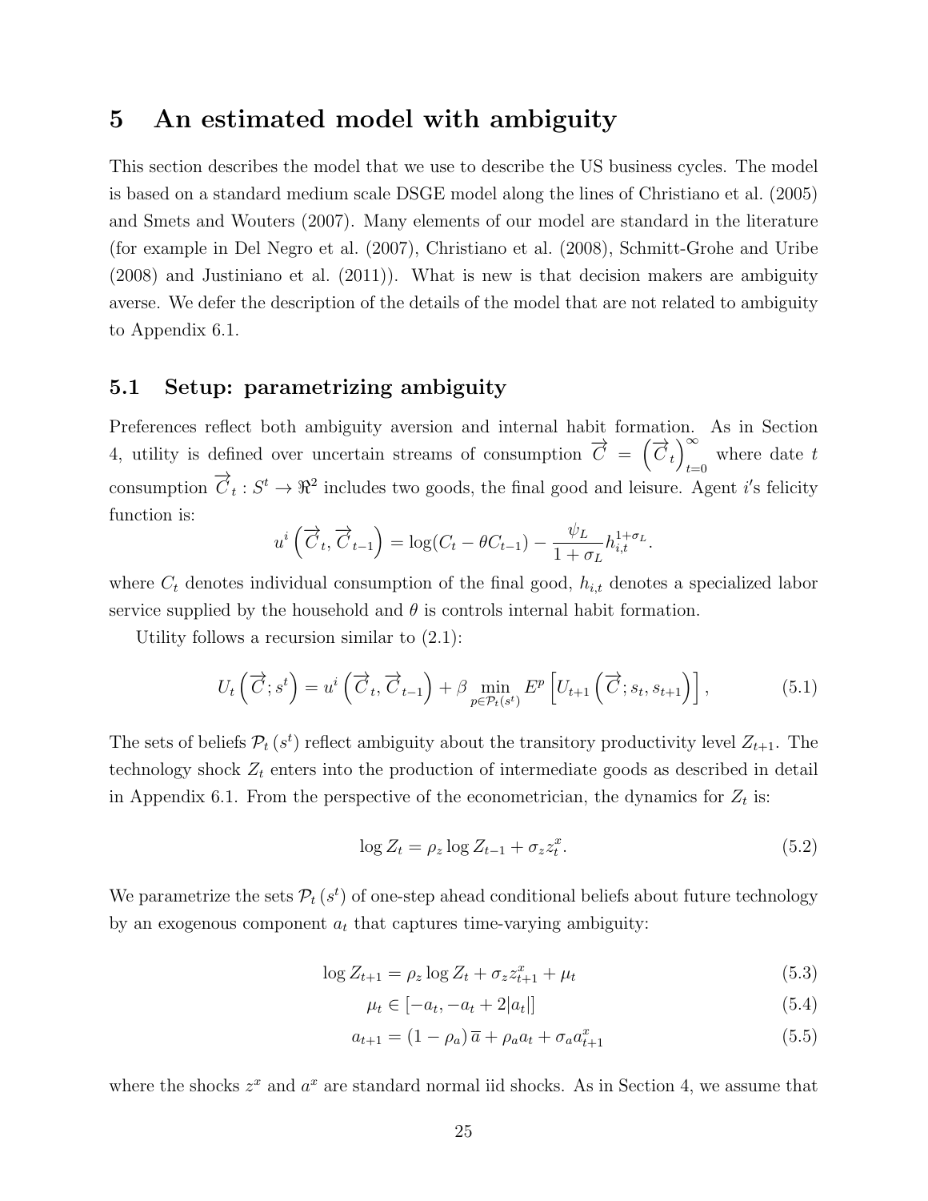# 5 An estimated model with ambiguity

This section describes the model that we use to describe the US business cycles. The model is based on a standard medium scale DSGE model along the lines of Christiano et al. (2005) and Smets and Wouters (2007). Many elements of our model are standard in the literature (for example in Del Negro et al. (2007), Christiano et al. (2008), Schmitt-Grohe and Uribe (2008) and Justiniano et al. (2011)). What is new is that decision makers are ambiguity averse. We defer the description of the details of the model that are not related to ambiguity to Appendix 6.1.

## 5.1 Setup: parametrizing ambiguity

Preferences reflect both ambiguity aversion and internal habit formation. As in Section 4, utility is defined over uncertain streams of consumption $\overrightarrow{C} = \left(\overrightarrow{C}_t\right)_{t=0}^{\infty}$ where date $t$ consumption $\overrightarrow{C}_t : S^t \to \Re^2$ includes two goods, the final good and leisure. Agent $i$'s felicity function is:

$$u^i\left(\overrightarrow{C}_t, \overrightarrow{C}_{t-1}\right) = \log(C_t - \theta C_{t-1}) - \frac{\psi_L}{1+\sigma_L} h_{i,t}^{1+\sigma_L}.$$

where $C_t$ denotes individual consumption of the final good, $h_{i,t}$ denotes a specialized labor service supplied by the household and $\theta$ is controls internal habit formation.

Utility follows a recursion similar to (2.1):

$$U_t\left(\overrightarrow{C}; s^t\right) = u^i\left(\overrightarrow{C}_t, \overrightarrow{C}_{t-1}\right) + \beta \min_{p \in \mathcal{P}_t(s^t)} E^p\left[U_{t+1}\left(\overrightarrow{C}; s_t, s_{t+1}\right)\right], \tag{5.1}$$

The sets of beliefs $\mathcal{P}_t(s^t)$ reflect ambiguity about the transitory productivity level $Z_{t+1}$. The technology shock $Z_t$ enters into the production of intermediate goods as described in detail in Appendix 6.1. From the perspective of the econometrician, the dynamics for $Z_t$ is:

$$\log Z_t = \rho_z \log Z_{t-1} + \sigma_z z_t^x. \tag{5.2}$$

We parametrize the sets $\mathcal{P}_t(s^t)$ of one-step ahead conditional beliefs about future technology by an exogenous component $a_t$ that captures time-varying ambiguity:

$$\log Z_{t+1} = \rho_z \log Z_t + \sigma_z z_{t+1}^x + \mu_t \tag{5.3}$$

$$\mu_t \in [-a_t, -a_t + 2|a_t|] \tag{5.4}$$

$$a_{t+1} = (1-\rho_a)\,\overline{a} + \rho_a a_t + \sigma_a a_{t+1}^x \tag{5.5}$$

where the shocks $z^x$ and $a^x$ are standard normal iid shocks. As in Section 4, we assume that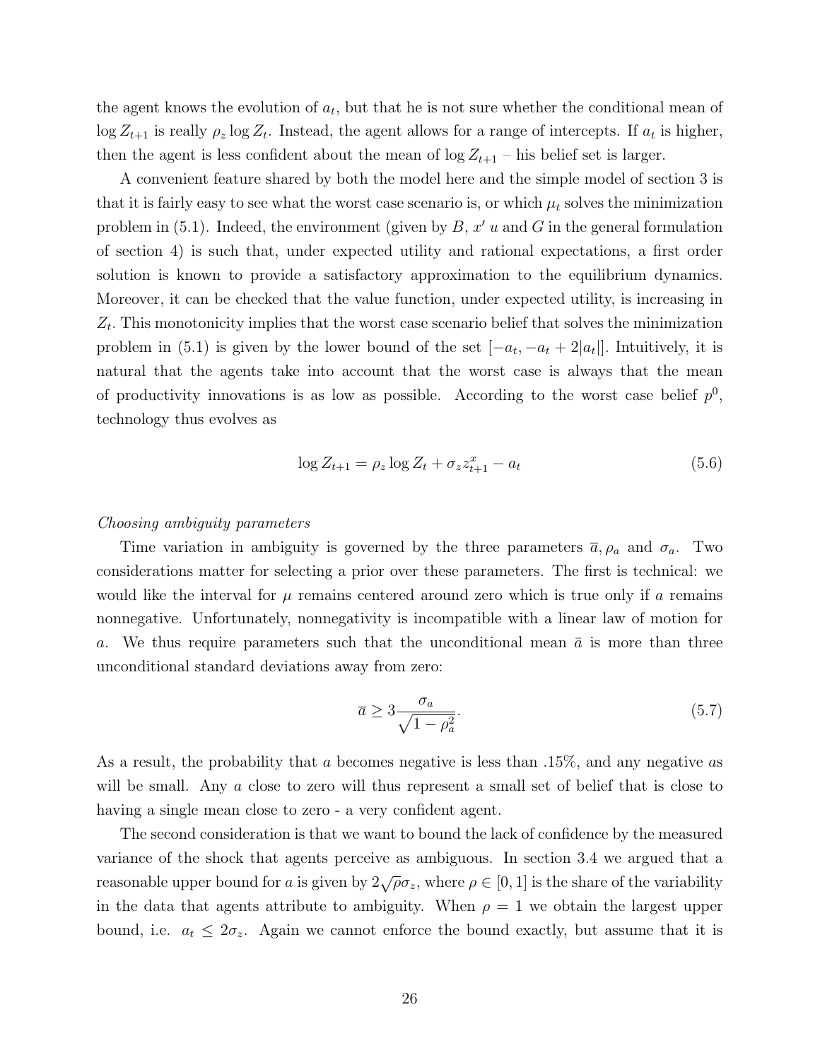the agent knows the evolution of $a_t$, but that he is not sure whether the conditional mean of $\log Z_{t+1}$ is really $\rho_z \log Z_t$. Instead, the agent allows for a range of intercepts. If $a_t$ is higher, then the agent is less confident about the mean of $\log Z_{t+1}$ – his belief set is larger.

A convenient feature shared by both the model here and the simple model of section 3 is that it is fairly easy to see what the worst case scenario is, or which $\mu_t$ solves the minimization problem in (5.1). Indeed, the environment (given by $B$, $x'$ $u$ and $G$ in the general formulation of section 4) is such that, under expected utility and rational expectations, a first order solution is known to provide a satisfactory approximation to the equilibrium dynamics. Moreover, it can be checked that the value function, under expected utility, is increasing in $Z_t$. This monotonicity implies that the worst case scenario belief that solves the minimization problem in (5.1) is given by the lower bound of the set $[-a_t, -a_t + 2|a_t|]$. Intuitively, it is natural that the agents take into account that the worst case is always that the mean of productivity innovations is as low as possible. According to the worst case belief $p^0$, technology thus evolves as

$$\log Z_{t+1} = \rho_z \log Z_t + \sigma_z z_{t+1}^x - a_t \tag{5.6}$$

*Choosing ambiguity parameters*

Time variation in ambiguity is governed by the three parameters $\overline{a}, \rho_a$ and $\sigma_a$. Two considerations matter for selecting a prior over these parameters. The first is technical: we would like the interval for $\mu$ remains centered around zero which is true only if $a$ remains nonnegative. Unfortunately, nonnegativity is incompatible with a linear law of motion for $a$. We thus require parameters such that the unconditional mean $\bar{a}$ is more than three unconditional standard deviations away from zero:

$$\overline{a} \geq 3\frac{\sigma_a}{\sqrt{1-\rho_a^2}}. \tag{5.7}$$

As a result, the probability that $a$ becomes negative is less than .15%, and any negative $a$s will be small. Any $a$ close to zero will thus represent a small set of belief that is close to having a single mean close to zero - a very confident agent.

The second consideration is that we want to bound the lack of confidence by the measured variance of the shock that agents perceive as ambiguous. In section 3.4 we argued that a reasonable upper bound for $a$ is given by $2\sqrt{\rho}\sigma_z$, where $\rho \in [0, 1]$ is the share of the variability in the data that agents attribute to ambiguity. When $\rho = 1$ we obtain the largest upper bound, i.e. $a_t \leq 2\sigma_z$. Again we cannot enforce the bound exactly, but assume that it is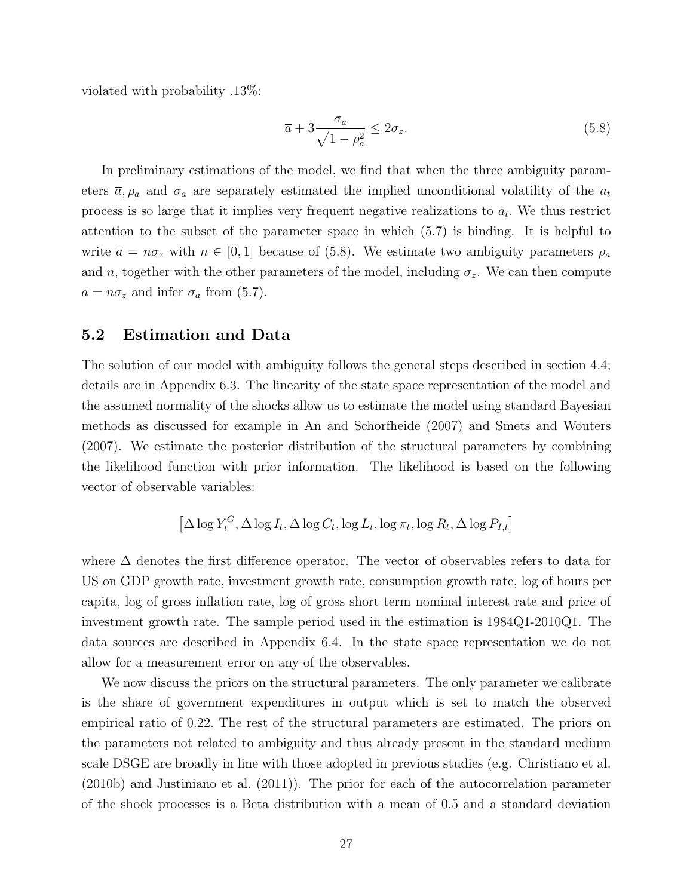violated with probability .13%:

$$\overline{a} + 3\frac{\sigma_a}{\sqrt{1-\rho_a^2}} \leq 2\sigma_z. \tag{5.8}$$

In preliminary estimations of the model, we find that when the three ambiguity parameters $\overline{a}, \rho_a$ and $\sigma_a$ are separately estimated the implied unconditional volatility of the $a_t$ process is so large that it implies very frequent negative realizations to $a_t$. We thus restrict attention to the subset of the parameter space in which (5.7) is binding. It is helpful to write $\overline{a} = n\sigma_z$ with $n \in [0, 1]$ because of (5.8). We estimate two ambiguity parameters $\rho_a$ and $n$, together with the other parameters of the model, including $\sigma_z$. We can then compute $\overline{a} = n\sigma_z$ and infer $\sigma_a$ from (5.7).

## 5.2 Estimation and Data

The solution of our model with ambiguity follows the general steps described in section 4.4; details are in Appendix 6.3. The linearity of the state space representation of the model and the assumed normality of the shocks allow us to estimate the model using standard Bayesian methods as discussed for example in An and Schorfheide (2007) and Smets and Wouters (2007). We estimate the posterior distribution of the structural parameters by combining the likelihood function with prior information. The likelihood is based on the following vector of observable variables:

$$\left[\Delta \log Y_t^G, \Delta \log I_t, \Delta \log C_t, \log L_t, \log \pi_t, \log R_t, \Delta \log P_{I,t}\right]$$

where $\Delta$ denotes the first difference operator. The vector of observables refers to data for US on GDP growth rate, investment growth rate, consumption growth rate, log of hours per capita, log of gross inflation rate, log of gross short term nominal interest rate and price of investment growth rate. The sample period used in the estimation is 1984Q1-2010Q1. The data sources are described in Appendix 6.4. In the state space representation we do not allow for a measurement error on any of the observables.

We now discuss the priors on the structural parameters. The only parameter we calibrate is the share of government expenditures in output which is set to match the observed empirical ratio of 0.22. The rest of the structural parameters are estimated. The priors on the parameters not related to ambiguity and thus already present in the standard medium scale DSGE are broadly in line with those adopted in previous studies (e.g. Christiano et al. (2010b) and Justiniano et al. (2011)). The prior for each of the autocorrelation parameter of the shock processes is a Beta distribution with a mean of 0.5 and a standard deviation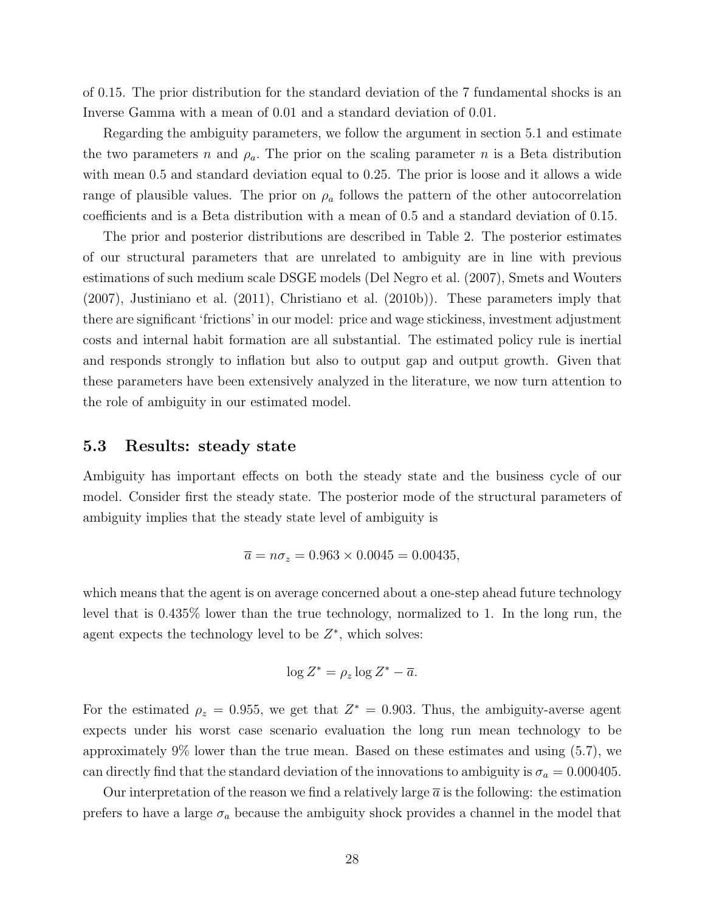of 0.15. The prior distribution for the standard deviation of the 7 fundamental shocks is an Inverse Gamma with a mean of 0.01 and a standard deviation of 0.01.

Regarding the ambiguity parameters, we follow the argument in section 5.1 and estimate the two parameters $n$ and $\rho_a$. The prior on the scaling parameter $n$ is a Beta distribution with mean 0.5 and standard deviation equal to 0.25. The prior is loose and it allows a wide range of plausible values. The prior on $\rho_a$ follows the pattern of the other autocorrelation coefficients and is a Beta distribution with a mean of 0.5 and a standard deviation of 0.15.

The prior and posterior distributions are described in Table 2. The posterior estimates of our structural parameters that are unrelated to ambiguity are in line with previous estimations of such medium scale DSGE models (Del Negro et al. (2007), Smets and Wouters (2007), Justiniano et al. (2011), Christiano et al. (2010b)). These parameters imply that there are significant 'frictions' in our model: price and wage stickiness, investment adjustment costs and internal habit formation are all substantial. The estimated policy rule is inertial and responds strongly to inflation but also to output gap and output growth. Given that these parameters have been extensively analyzed in the literature, we now turn attention to the role of ambiguity in our estimated model.

### 5.3 Results: steady state

Ambiguity has important effects on both the steady state and the business cycle of our model. Consider first the steady state. The posterior mode of the structural parameters of ambiguity implies that the steady state level of ambiguity is

$$\overline{a} = n\sigma_z = 0.963 \times 0.0045 = 0.00435,$$

which means that the agent is on average concerned about a one-step ahead future technology level that is 0.435% lower than the true technology, normalized to 1. In the long run, the agent expects the technology level to be $Z^*$, which solves:

$$\log Z^* = \rho_z \log Z^* - \overline{a}.$$

For the estimated $\rho_z = 0.955$, we get that $Z^* = 0.903$. Thus, the ambiguity-averse agent expects under his worst case scenario evaluation the long run mean technology to be approximately 9% lower than the true mean. Based on these estimates and using (5.7), we can directly find that the standard deviation of the innovations to ambiguity is $\sigma_a = 0.000405$.

Our interpretation of the reason we find a relatively large $\overline{a}$ is the following: the estimation prefers to have a large $\sigma_a$ because the ambiguity shock provides a channel in the model that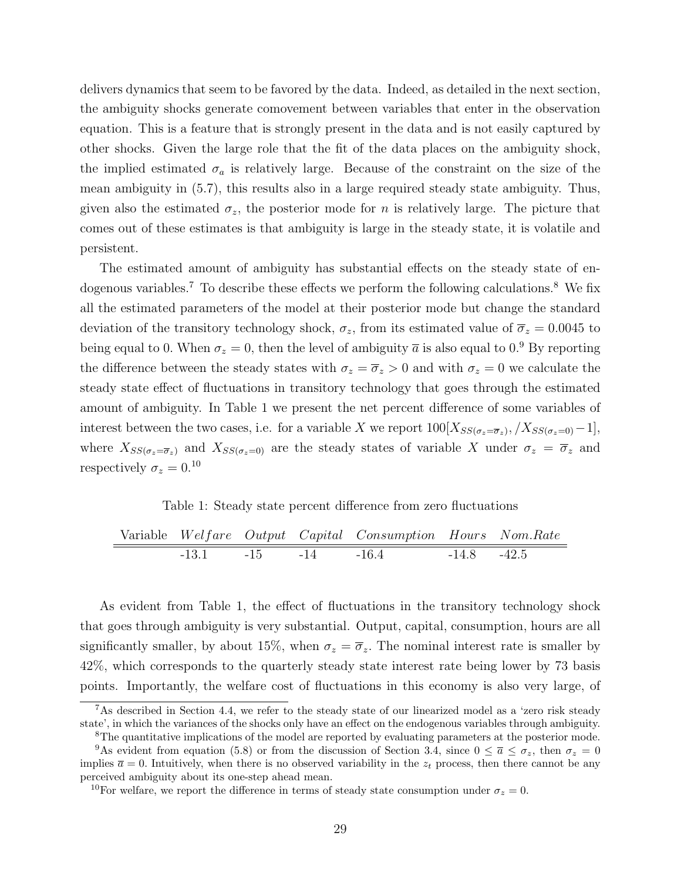delivers dynamics that seem to be favored by the data. Indeed, as detailed in the next section, the ambiguity shocks generate comovement between variables that enter in the observation equation. This is a feature that is strongly present in the data and is not easily captured by other shocks. Given the large role that the fit of the data places on the ambiguity shock, the implied estimated $\sigma_a$ is relatively large. Because of the constraint on the size of the mean ambiguity in (5.7), this results also in a large required steady state ambiguity. Thus, given also the estimated $\sigma_z$, the posterior mode for $n$ is relatively large. The picture that comes out of these estimates is that ambiguity is large in the steady state, it is volatile and persistent.

The estimated amount of ambiguity has substantial effects on the steady state of endogenous variables.[7] To describe these effects we perform the following calculations.[8] We fix all the estimated parameters of the model at their posterior mode but change the standard deviation of the transitory technology shock, $\sigma_z$, from its estimated value of $\overline{\sigma}_z = 0.0045$ to being equal to 0. When $\sigma_z = 0$, then the level of ambiguity $\overline{a}$ is also equal to 0.[9] By reporting the difference between the steady states with $\sigma_z = \overline{\sigma}_z > 0$ and with $\sigma_z = 0$ we calculate the steady state effect of fluctuations in transitory technology that goes through the estimated amount of ambiguity. In Table 1 we present the net percent difference of some variables of interest between the two cases, i.e. for a variable $X$ we report $100[X_{SS(\sigma_z=\overline{\sigma}_z)}, /X_{SS(\sigma_z=0)} - 1]$, where $X_{SS(\sigma_z=\overline{\sigma}_z)}$ and $X_{SS(\sigma_z=0)}$ are the steady states of variable $X$ under $\sigma_z = \overline{\sigma}_z$ and respectively $\sigma_z = 0$.[10]

Table 1: Steady state percent difference from zero fluctuations

| Variable | *Welfare* | *Output* | *Capital* | *Consumption* | *Hours* | *Nom.Rate* |
|---|---|---|---|---|---|---|
| | -13.1 | -15 | -14 | -16.4 | -14.8 | -42.5 |

As evident from Table 1, the effect of fluctuations in the transitory technology shock that goes through ambiguity is very substantial. Output, capital, consumption, hours are all significantly smaller, by about 15%, when $\sigma_z = \overline{\sigma}_z$. The nominal interest rate is smaller by 42%, which corresponds to the quarterly steady state interest rate being lower by 73 basis points. Importantly, the welfare cost of fluctuations in this economy is also very large, of

[7] As described in Section 4.4, we refer to the steady state of our linearized model as a 'zero risk steady state', in which the variances of the shocks only have an effect on the endogenous variables through ambiguity.

[8] The quantitative implications of the model are reported by evaluating parameters at the posterior mode.

[9] As evident from equation (5.8) or from the discussion of Section 3.4, since $0 \leq \overline{a} \leq \sigma_z$, then $\sigma_z = 0$ implies $\overline{a} = 0$. Intuitively, when there is no observed variability in the $z_t$ process, then there cannot be any perceived ambiguity about its one-step ahead mean.

[10] For welfare, we report the difference in terms of steady state consumption under $\sigma_z = 0$.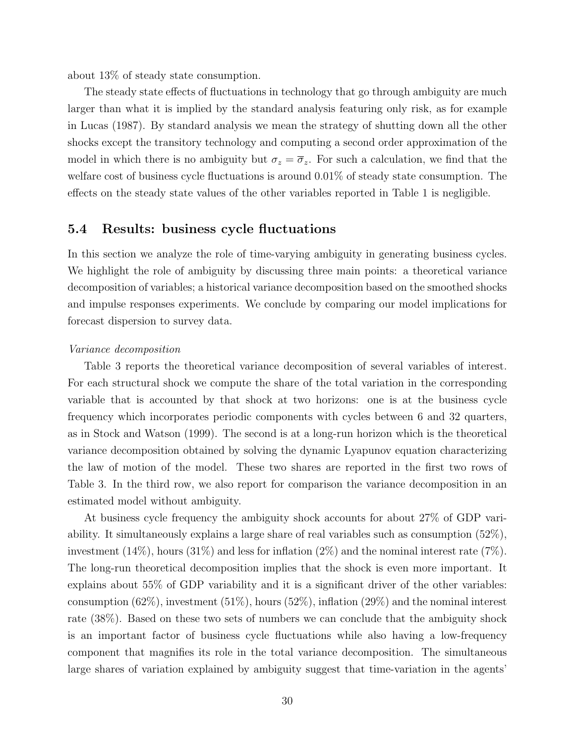about 13% of steady state consumption.

The steady state effects of fluctuations in technology that go through ambiguity are much larger than what it is implied by the standard analysis featuring only risk, as for example in Lucas (1987). By standard analysis we mean the strategy of shutting down all the other shocks except the transitory technology and computing a second order approximation of the model in which there is no ambiguity but $\sigma_z = \overline{\sigma}_z$. For such a calculation, we find that the welfare cost of business cycle fluctuations is around 0.01% of steady state consumption. The effects on the steady state values of the other variables reported in Table 1 is negligible.

### 5.4 Results: business cycle fluctuations

In this section we analyze the role of time-varying ambiguity in generating business cycles. We highlight the role of ambiguity by discussing three main points: a theoretical variance decomposition of variables; a historical variance decomposition based on the smoothed shocks and impulse responses experiments. We conclude by comparing our model implications for forecast dispersion to survey data.

*Variance decomposition*

Table 3 reports the theoretical variance decomposition of several variables of interest. For each structural shock we compute the share of the total variation in the corresponding variable that is accounted by that shock at two horizons: one is at the business cycle frequency which incorporates periodic components with cycles between 6 and 32 quarters, as in Stock and Watson (1999). The second is at a long-run horizon which is the theoretical variance decomposition obtained by solving the dynamic Lyapunov equation characterizing the law of motion of the model. These two shares are reported in the first two rows of Table 3. In the third row, we also report for comparison the variance decomposition in an estimated model without ambiguity.

At business cycle frequency the ambiguity shock accounts for about 27% of GDP variability. It simultaneously explains a large share of real variables such as consumption (52%), investment (14%), hours (31%) and less for inflation (2%) and the nominal interest rate (7%). The long-run theoretical decomposition implies that the shock is even more important. It explains about 55% of GDP variability and it is a significant driver of the other variables: consumption (62%), investment (51%), hours (52%), inflation (29%) and the nominal interest rate (38%). Based on these two sets of numbers we can conclude that the ambiguity shock is an important factor of business cycle fluctuations while also having a low-frequency component that magnifies its role in the total variance decomposition. The simultaneous large shares of variation explained by ambiguity suggest that time-variation in the agents'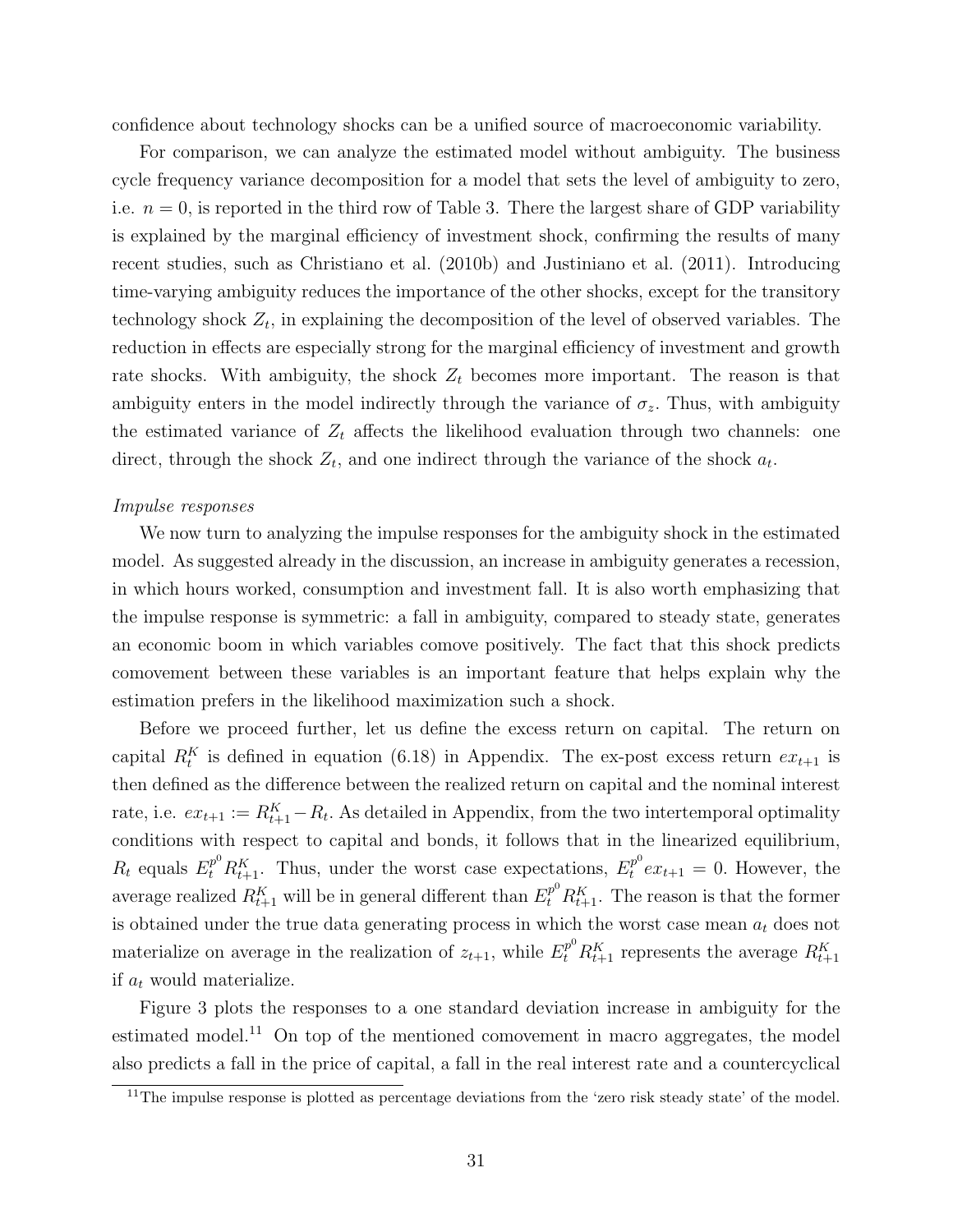confidence about technology shocks can be a unified source of macroeconomic variability.

For comparison, we can analyze the estimated model without ambiguity. The business cycle frequency variance decomposition for a model that sets the level of ambiguity to zero, i.e. $n = 0$, is reported in the third row of Table 3. There the largest share of GDP variability is explained by the marginal efficiency of investment shock, confirming the results of many recent studies, such as Christiano et al. (2010b) and Justiniano et al. (2011). Introducing time-varying ambiguity reduces the importance of the other shocks, except for the transitory technology shock $Z_t$, in explaining the decomposition of the level of observed variables. The reduction in effects are especially strong for the marginal efficiency of investment and growth rate shocks. With ambiguity, the shock $Z_t$ becomes more important. The reason is that ambiguity enters in the model indirectly through the variance of $\sigma_z$. Thus, with ambiguity the estimated variance of $Z_t$ affects the likelihood evaluation through two channels: one direct, through the shock $Z_t$, and one indirect through the variance of the shock $a_t$.

*Impulse responses*

We now turn to analyzing the impulse responses for the ambiguity shock in the estimated model. As suggested already in the discussion, an increase in ambiguity generates a recession, in which hours worked, consumption and investment fall. It is also worth emphasizing that the impulse response is symmetric: a fall in ambiguity, compared to steady state, generates an economic boom in which variables comove positively. The fact that this shock predicts comovement between these variables is an important feature that helps explain why the estimation prefers in the likelihood maximization such a shock.

Before we proceed further, let us define the excess return on capital. The return on capital $R_t^K$ is defined in equation (6.18) in Appendix. The ex-post excess return $ex_{t+1}$ is then defined as the difference between the realized return on capital and the nominal interest rate, i.e. $ex_{t+1} := R_{t+1}^K - R_t$. As detailed in Appendix, from the two intertemporal optimality conditions with respect to capital and bonds, it follows that in the linearized equilibrium, $R_t$ equals $E_t^{p^0} R_{t+1}^K$. Thus, under the worst case expectations, $E_t^{p^0} ex_{t+1} = 0$. However, the average realized $R_{t+1}^K$ will be in general different than $E_t^{p^0} R_{t+1}^K$. The reason is that the former is obtained under the true data generating process in which the worst case mean $a_t$ does not materialize on average in the realization of $z_{t+1}$, while $E_t^{p^0} R_{t+1}^K$ represents the average $R_{t+1}^K$ if $a_t$ would materialize.

Figure 3 plots the responses to a one standard deviation increase in ambiguity for the estimated model.[11] On top of the mentioned comovement in macro aggregates, the model also predicts a fall in the price of capital, a fall in the real interest rate and a countercyclical

[11] The impulse response is plotted as percentage deviations from the 'zero risk steady state' of the model.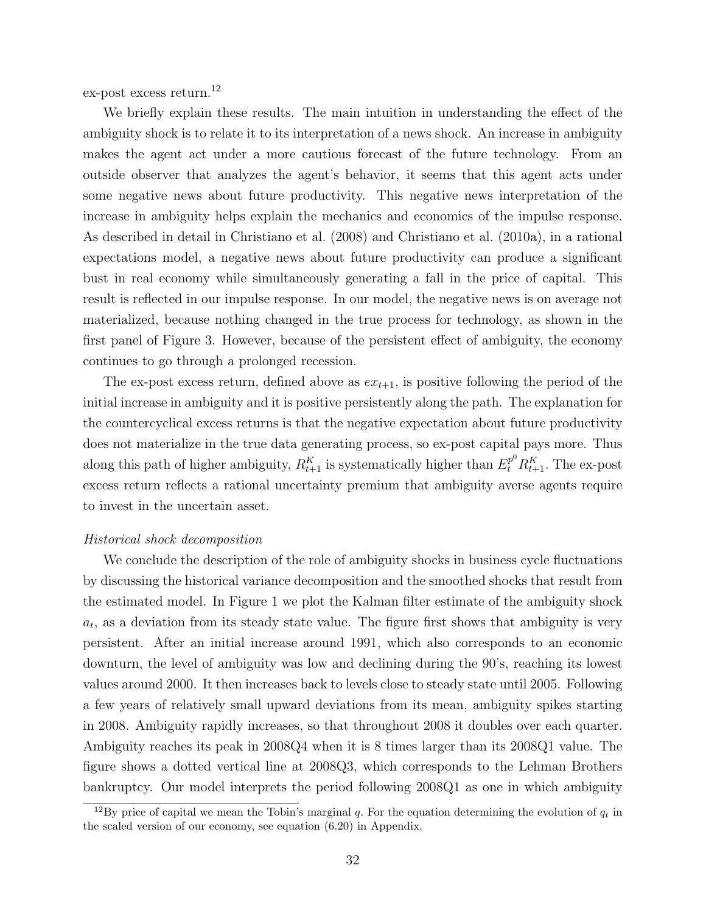ex-post excess return.[12]

We briefly explain these results. The main intuition in understanding the effect of the ambiguity shock is to relate it to its interpretation of a news shock. An increase in ambiguity makes the agent act under a more cautious forecast of the future technology. From an outside observer that analyzes the agent's behavior, it seems that this agent acts under some negative news about future productivity. This negative news interpretation of the increase in ambiguity helps explain the mechanics and economics of the impulse response. As described in detail in Christiano et al. (2008) and Christiano et al. (2010a), in a rational expectations model, a negative news about future productivity can produce a significant bust in real economy while simultaneously generating a fall in the price of capital. This result is reflected in our impulse response. In our model, the negative news is on average not materialized, because nothing changed in the true process for technology, as shown in the first panel of Figure 3. However, because of the persistent effect of ambiguity, the economy continues to go through a prolonged recession.

The ex-post excess return, defined above as $ex_{t+1}$, is positive following the period of the initial increase in ambiguity and it is positive persistently along the path. The explanation for the countercyclical excess returns is that the negative expectation about future productivity does not materialize in the true data generating process, so ex-post capital pays more. Thus along this path of higher ambiguity, $R^K_{t+1}$ is systematically higher than $E^{p^0}_t R^K_{t+1}$. The ex-post excess return reflects a rational uncertainty premium that ambiguity averse agents require to invest in the uncertain asset.

*Historical shock decomposition*

We conclude the description of the role of ambiguity shocks in business cycle fluctuations by discussing the historical variance decomposition and the smoothed shocks that result from the estimated model. In Figure 1 we plot the Kalman filter estimate of the ambiguity shock $a_t$, as a deviation from its steady state value. The figure first shows that ambiguity is very persistent. After an initial increase around 1991, which also corresponds to an economic downturn, the level of ambiguity was low and declining during the 90's, reaching its lowest values around 2000. It then increases back to levels close to steady state until 2005. Following a few years of relatively small upward deviations from its mean, ambiguity spikes starting in 2008. Ambiguity rapidly increases, so that throughout 2008 it doubles over each quarter. Ambiguity reaches its peak in 2008Q4 when it is 8 times larger than its 2008Q1 value. The figure shows a dotted vertical line at 2008Q3, which corresponds to the Lehman Brothers bankruptcy. Our model interprets the period following 2008Q1 as one in which ambiguity

[12] By price of capital we mean the Tobin's marginal $q$. For the equation determining the evolution of $q_t$ in the scaled version of our economy, see equation (6.20) in Appendix.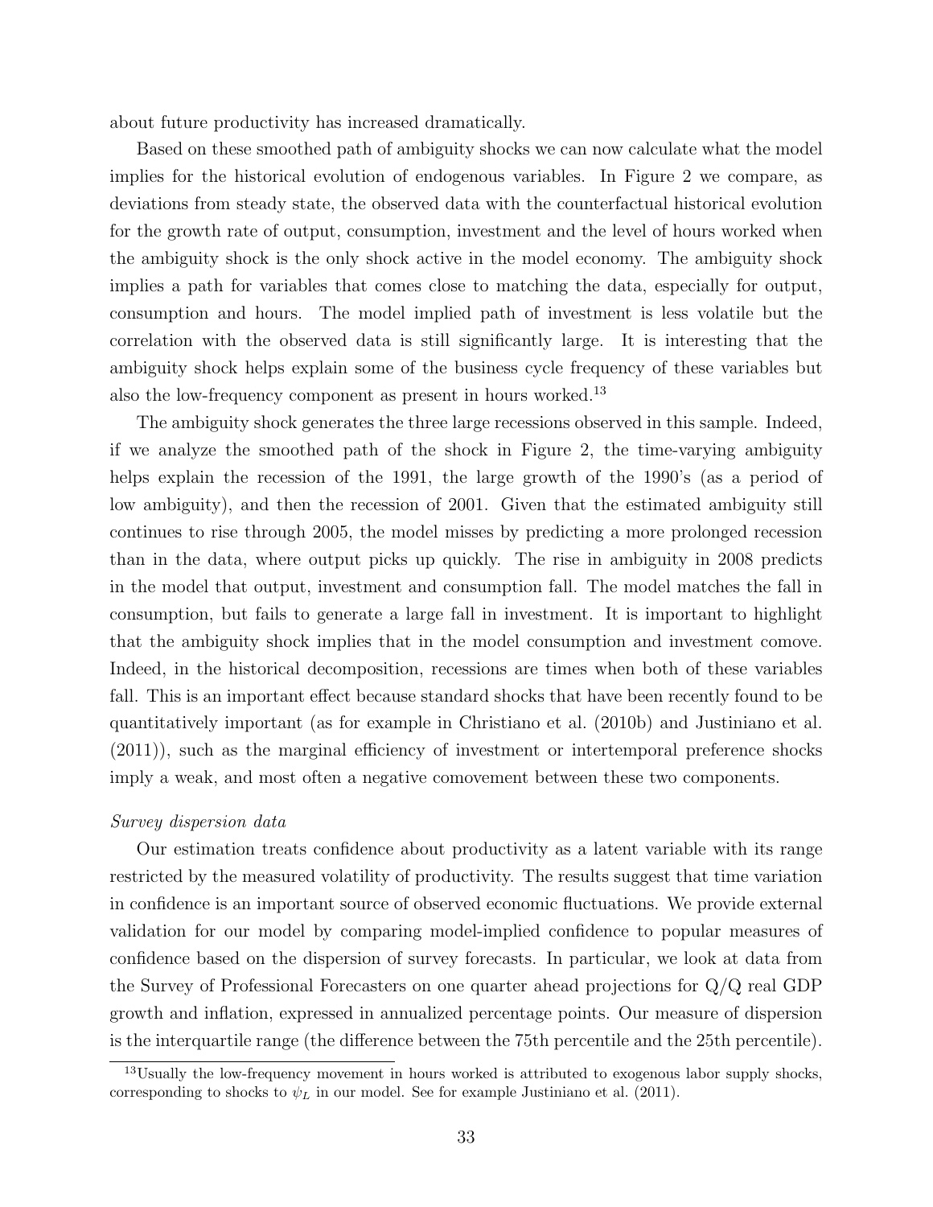about future productivity has increased dramatically.

Based on these smoothed path of ambiguity shocks we can now calculate what the model implies for the historical evolution of endogenous variables. In Figure 2 we compare, as deviations from steady state, the observed data with the counterfactual historical evolution for the growth rate of output, consumption, investment and the level of hours worked when the ambiguity shock is the only shock active in the model economy. The ambiguity shock implies a path for variables that comes close to matching the data, especially for output, consumption and hours. The model implied path of investment is less volatile but the correlation with the observed data is still significantly large. It is interesting that the ambiguity shock helps explain some of the business cycle frequency of these variables but also the low-frequency component as present in hours worked.[13]

The ambiguity shock generates the three large recessions observed in this sample. Indeed, if we analyze the smoothed path of the shock in Figure 2, the time-varying ambiguity helps explain the recession of the 1991, the large growth of the 1990's (as a period of low ambiguity), and then the recession of 2001. Given that the estimated ambiguity still continues to rise through 2005, the model misses by predicting a more prolonged recession than in the data, where output picks up quickly. The rise in ambiguity in 2008 predicts in the model that output, investment and consumption fall. The model matches the fall in consumption, but fails to generate a large fall in investment. It is important to highlight that the ambiguity shock implies that in the model consumption and investment comove. Indeed, in the historical decomposition, recessions are times when both of these variables fall. This is an important effect because standard shocks that have been recently found to be quantitatively important (as for example in Christiano et al. (2010b) and Justiniano et al. (2011)), such as the marginal efficiency of investment or intertemporal preference shocks imply a weak, and most often a negative comovement between these two components.

*Survey dispersion data*

Our estimation treats confidence about productivity as a latent variable with its range restricted by the measured volatility of productivity. The results suggest that time variation in confidence is an important source of observed economic fluctuations. We provide external validation for our model by comparing model-implied confidence to popular measures of confidence based on the dispersion of survey forecasts. In particular, we look at data from the Survey of Professional Forecasters on one quarter ahead projections for Q/Q real GDP growth and inflation, expressed in annualized percentage points. Our measure of dispersion is the interquartile range (the difference between the 75th percentile and the 25th percentile).

[13] Usually the low-frequency movement in hours worked is attributed to exogenous labor supply shocks, corresponding to shocks to $\psi_L$ in our model. See for example Justiniano et al. (2011).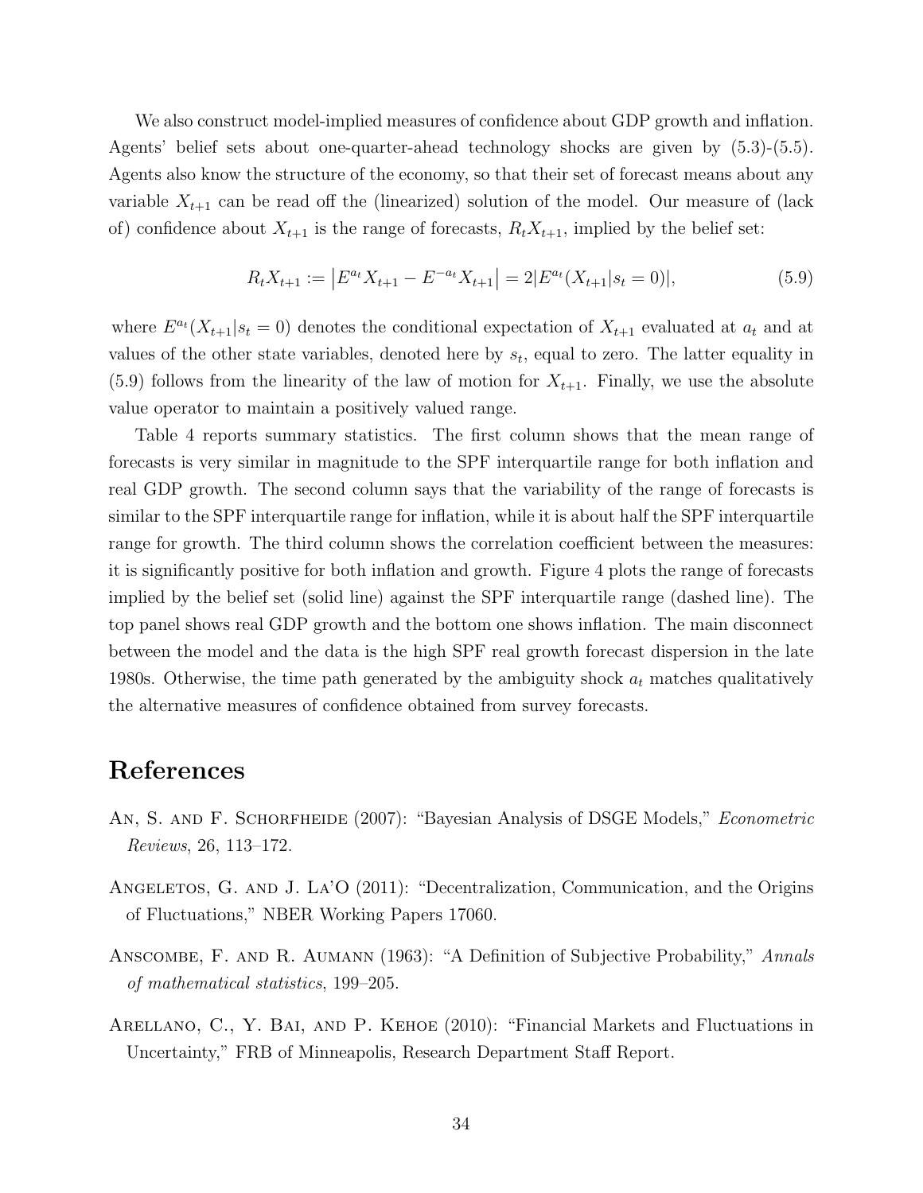We also construct model-implied measures of confidence about GDP growth and inflation. Agents' belief sets about one-quarter-ahead technology shocks are given by (5.3)-(5.5). Agents also know the structure of the economy, so that their set of forecast means about any variable $X_{t+1}$ can be read off the (linearized) solution of the model. Our measure of (lack of) confidence about $X_{t+1}$ is the range of forecasts, $R_t X_{t+1}$, implied by the belief set:

$$R_t X_{t+1} := \left| E^{a_t} X_{t+1} - E^{-a_t} X_{t+1} \right| = 2 |E^{a_t}(X_{t+1}|s_t = 0)|, \tag{5.9}$$

where $E^{a_t}(X_{t+1}|s_t = 0)$ denotes the conditional expectation of $X_{t+1}$ evaluated at $a_t$ and at values of the other state variables, denoted here by $s_t$, equal to zero. The latter equality in (5.9) follows from the linearity of the law of motion for $X_{t+1}$. Finally, we use the absolute value operator to maintain a positively valued range.

Table 4 reports summary statistics. The first column shows that the mean range of forecasts is very similar in magnitude to the SPF interquartile range for both inflation and real GDP growth. The second column says that the variability of the range of forecasts is similar to the SPF interquartile range for inflation, while it is about half the SPF interquartile range for growth. The third column shows the correlation coefficient between the measures: it is significantly positive for both inflation and growth. Figure 4 plots the range of forecasts implied by the belief set (solid line) against the SPF interquartile range (dashed line). The top panel shows real GDP growth and the bottom one shows inflation. The main disconnect between the model and the data is the high SPF real growth forecast dispersion in the late 1980s. Otherwise, the time path generated by the ambiguity shock $a_t$ matches qualitatively the alternative measures of confidence obtained from survey forecasts.

# References

An, S. and F. Schorfheide (2007): "Bayesian Analysis of DSGE Models," *Econometric Reviews*, 26, 113–172.

Angeletos, G. and J. La'O (2011): "Decentralization, Communication, and the Origins of Fluctuations," NBER Working Papers 17060.

Anscombe, F. and R. Aumann (1963): "A Definition of Subjective Probability," *Annals of mathematical statistics*, 199–205.

Arellano, C., Y. Bai, and P. Kehoe (2010): "Financial Markets and Fluctuations in Uncertainty," FRB of Minneapolis, Research Department Staff Report.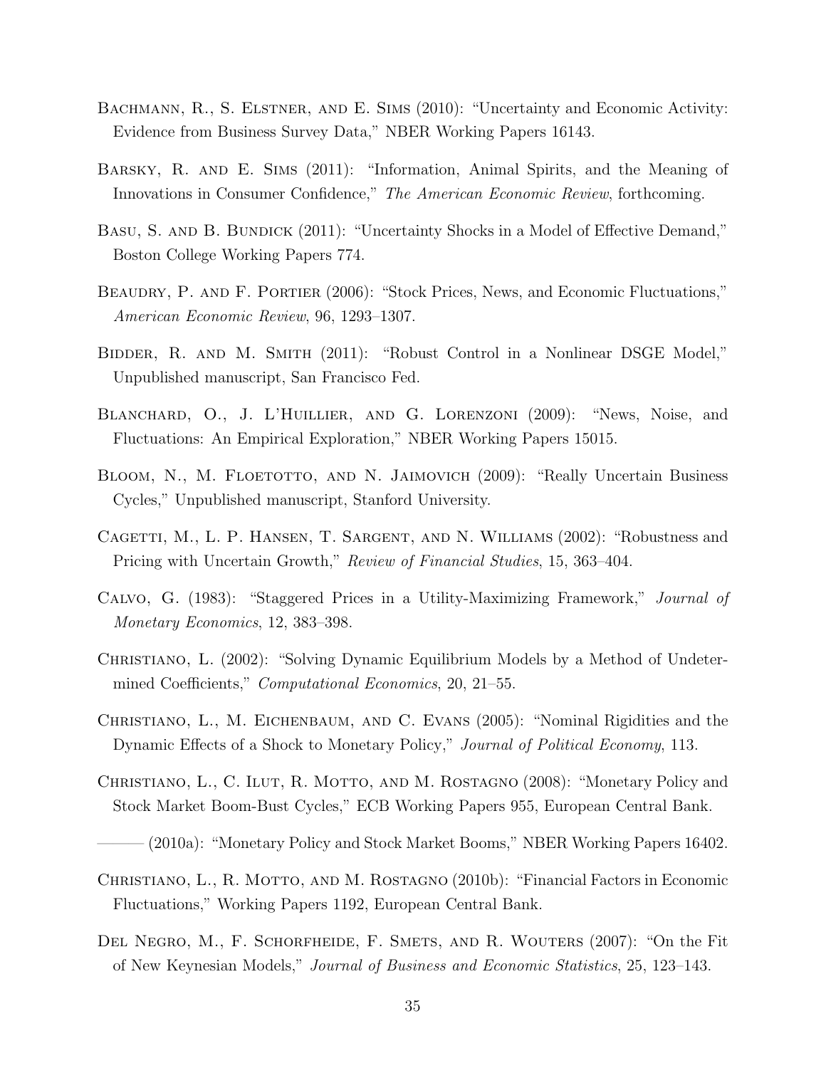Bachmann, R., S. Elstner, and E. Sims (2010): "Uncertainty and Economic Activity: Evidence from Business Survey Data," NBER Working Papers 16143.

Barsky, R. and E. Sims (2011): "Information, Animal Spirits, and the Meaning of Innovations in Consumer Confidence," *The American Economic Review*, forthcoming.

Basu, S. and B. Bundick (2011): "Uncertainty Shocks in a Model of Effective Demand," Boston College Working Papers 774.

Beaudry, P. and F. Portier (2006): "Stock Prices, News, and Economic Fluctuations," *American Economic Review*, 96, 1293–1307.

Bidder, R. and M. Smith (2011): "Robust Control in a Nonlinear DSGE Model," Unpublished manuscript, San Francisco Fed.

Blanchard, O., J. L'Huillier, and G. Lorenzoni (2009): "News, Noise, and Fluctuations: An Empirical Exploration," NBER Working Papers 15015.

Bloom, N., M. Floetotto, and N. Jaimovich (2009): "Really Uncertain Business Cycles," Unpublished manuscript, Stanford University.

Cagetti, M., L. P. Hansen, T. Sargent, and N. Williams (2002): "Robustness and Pricing with Uncertain Growth," *Review of Financial Studies*, 15, 363–404.

Calvo, G. (1983): "Staggered Prices in a Utility-Maximizing Framework," *Journal of Monetary Economics*, 12, 383–398.

Christiano, L. (2002): "Solving Dynamic Equilibrium Models by a Method of Undetermined Coefficients," *Computational Economics*, 20, 21–55.

Christiano, L., M. Eichenbaum, and C. Evans (2005): "Nominal Rigidities and the Dynamic Effects of a Shock to Monetary Policy," *Journal of Political Economy*, 113.

Christiano, L., C. Ilut, R. Motto, and M. Rostagno (2008): "Monetary Policy and Stock Market Boom-Bust Cycles," ECB Working Papers 955, European Central Bank.

——— (2010a): "Monetary Policy and Stock Market Booms," NBER Working Papers 16402.

Christiano, L., R. Motto, and M. Rostagno (2010b): "Financial Factors in Economic Fluctuations," Working Papers 1192, European Central Bank.

Del Negro, M., F. Schorfheide, F. Smets, and R. Wouters (2007): "On the Fit of New Keynesian Models," *Journal of Business and Economic Statistics*, 25, 123–143.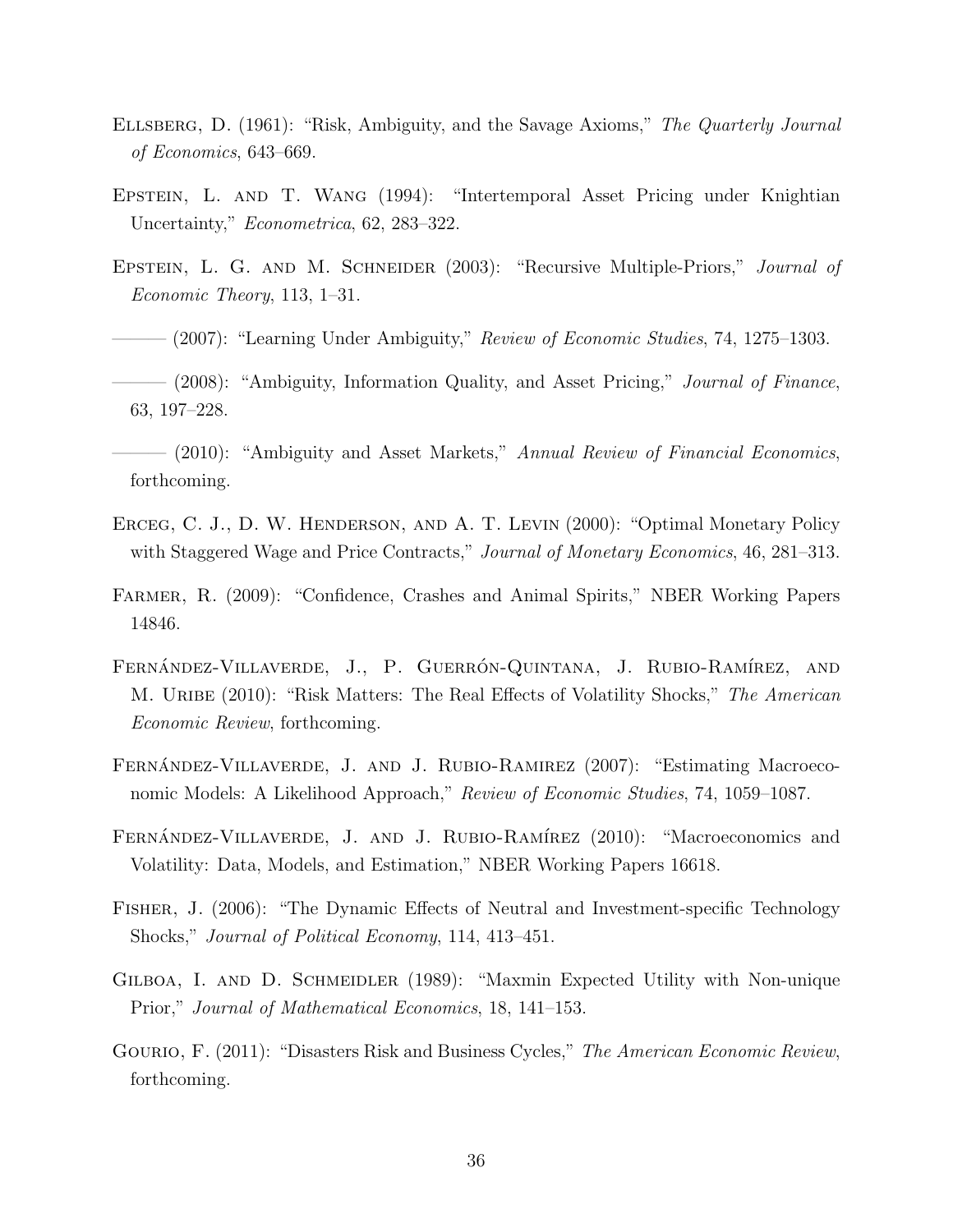Ellsberg, D. (1961): "Risk, Ambiguity, and the Savage Axioms," *The Quarterly Journal of Economics*, 643–669.

Epstein, L. and T. Wang (1994): "Intertemporal Asset Pricing under Knightian Uncertainty," *Econometrica*, 62, 283–322.

Epstein, L. G. and M. Schneider (2003): "Recursive Multiple-Priors," *Journal of Economic Theory*, 113, 1–31.

——— (2007): "Learning Under Ambiguity," *Review of Economic Studies*, 74, 1275–1303.

——— (2008): "Ambiguity, Information Quality, and Asset Pricing," *Journal of Finance*, 63, 197–228.

——— (2010): "Ambiguity and Asset Markets," *Annual Review of Financial Economics*, forthcoming.

Erceg, C. J., D. W. Henderson, and A. T. Levin (2000): "Optimal Monetary Policy with Staggered Wage and Price Contracts," *Journal of Monetary Economics*, 46, 281–313.

Farmer, R. (2009): "Confidence, Crashes and Animal Spirits," NBER Working Papers 14846.

Fernández-Villaverde, J., P. Guerrón-Quintana, J. Rubio-Ramírez, and M. Uribe (2010): "Risk Matters: The Real Effects of Volatility Shocks," *The American Economic Review*, forthcoming.

Fernández-Villaverde, J. and J. Rubio-Ramirez (2007): "Estimating Macroeconomic Models: A Likelihood Approach," *Review of Economic Studies*, 74, 1059–1087.

Fernández-Villaverde, J. and J. Rubio-Ramírez (2010): "Macroeconomics and Volatility: Data, Models, and Estimation," NBER Working Papers 16618.

Fisher, J. (2006): "The Dynamic Effects of Neutral and Investment-specific Technology Shocks," *Journal of Political Economy*, 114, 413–451.

Gilboa, I. and D. Schmeidler (1989): "Maxmin Expected Utility with Non-unique Prior," *Journal of Mathematical Economics*, 18, 141–153.

Gourio, F. (2011): "Disasters Risk and Business Cycles," *The American Economic Review*, forthcoming.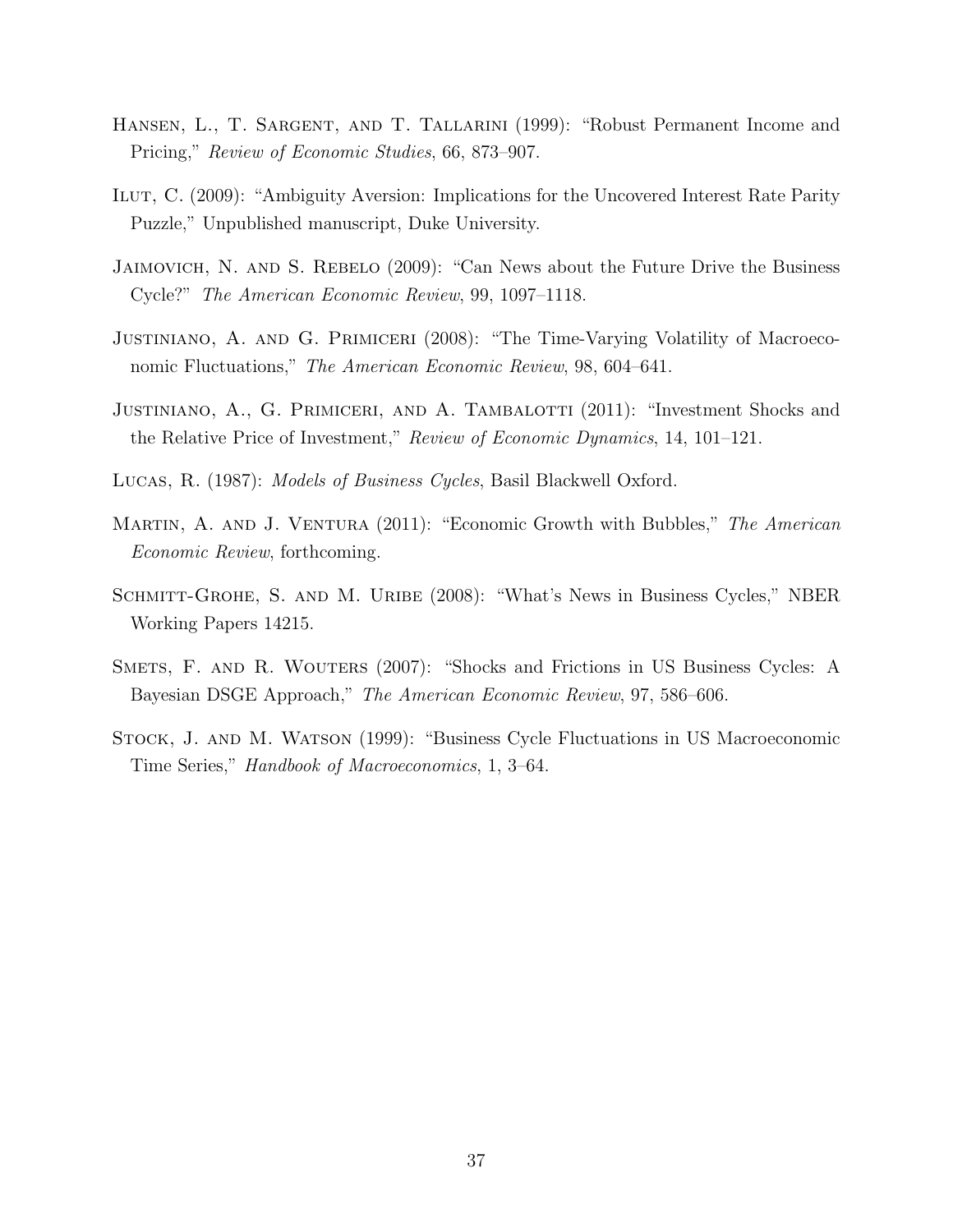Hansen, L., T. Sargent, and T. Tallarini (1999): "Robust Permanent Income and Pricing," *Review of Economic Studies*, 66, 873–907.

Ilut, C. (2009): "Ambiguity Aversion: Implications for the Uncovered Interest Rate Parity Puzzle," Unpublished manuscript, Duke University.

Jaimovich, N. and S. Rebelo (2009): "Can News about the Future Drive the Business Cycle?" *The American Economic Review*, 99, 1097–1118.

Justiniano, A. and G. Primiceri (2008): "The Time-Varying Volatility of Macroeconomic Fluctuations," *The American Economic Review*, 98, 604–641.

Justiniano, A., G. Primiceri, and A. Tambalotti (2011): "Investment Shocks and the Relative Price of Investment," *Review of Economic Dynamics*, 14, 101–121.

Lucas, R. (1987): *Models of Business Cycles*, Basil Blackwell Oxford.

Martin, A. and J. Ventura (2011): "Economic Growth with Bubbles," *The American Economic Review*, forthcoming.

Schmitt-Grohe, S. and M. Uribe (2008): "What's News in Business Cycles," NBER Working Papers 14215.

Smets, F. and R. Wouters (2007): "Shocks and Frictions in US Business Cycles: A Bayesian DSGE Approach," *The American Economic Review*, 97, 586–606.

Stock, J. and M. Watson (1999): "Business Cycle Fluctuations in US Macroeconomic Time Series," *Handbook of Macroeconomics*, 1, 3–64.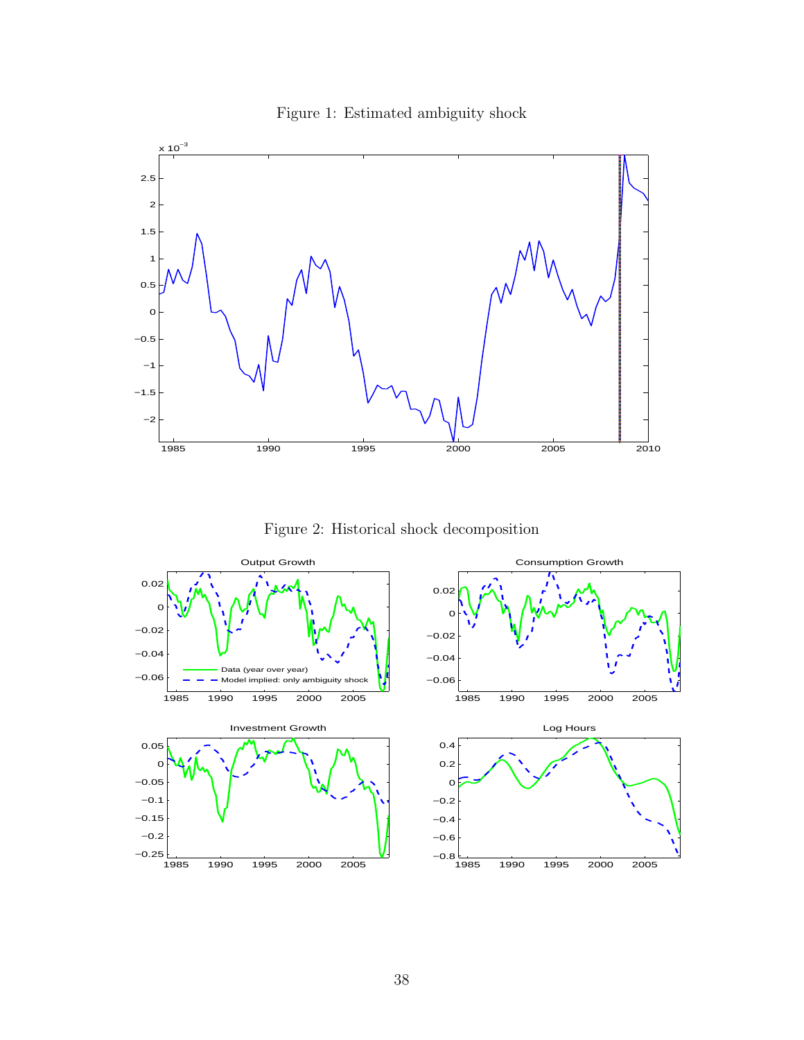Figure 1: Estimated ambiguity shock

Figure 2: Historical shock decomposition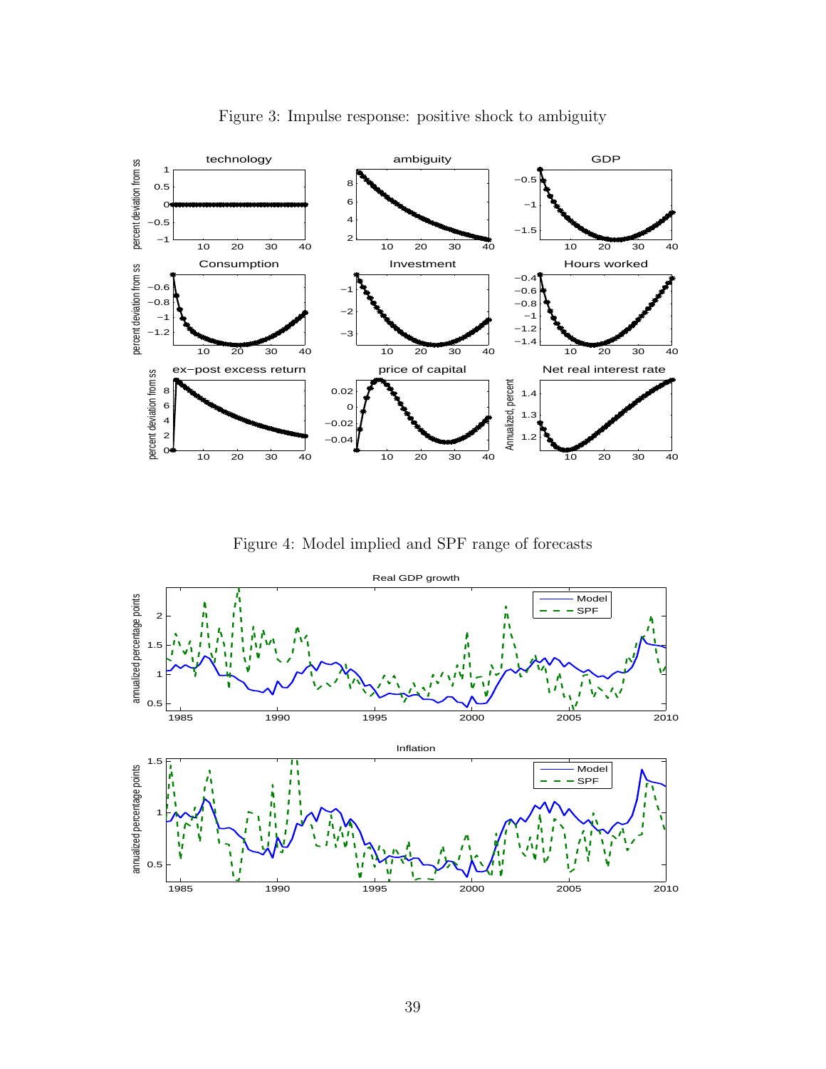Figure 3: Impulse response: positive shock to ambiguity

Figure 4: Model implied and SPF range of forecasts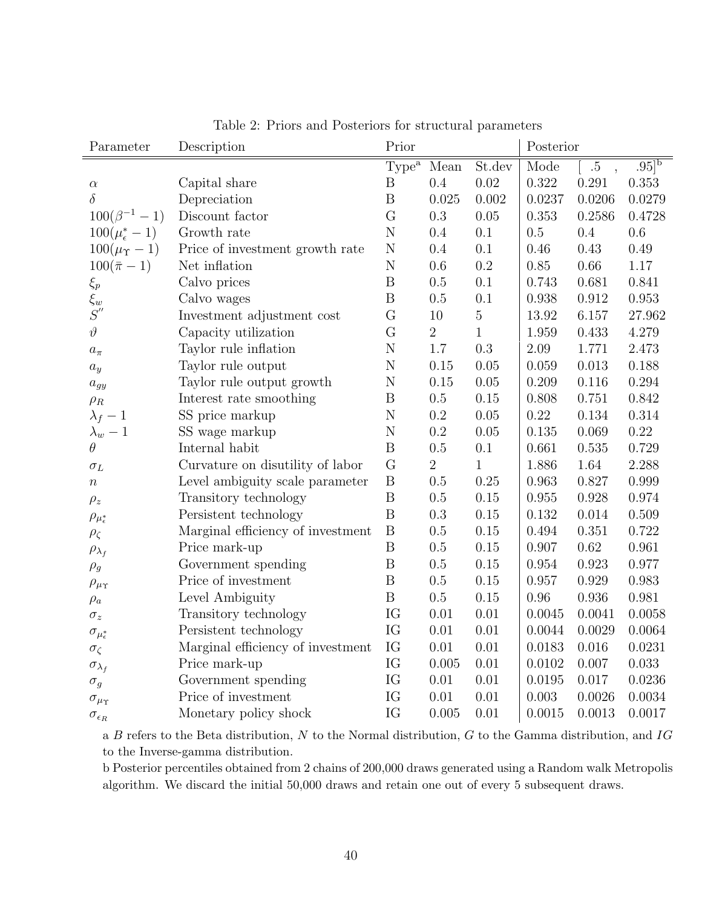Table 2: Priors and Posteriors for structural parameters

| Parameter | Description | Prior | | | Posterior | | |
|---|---|---|---|---|---|---|---|
| | | Type[a] | Mean | St.dev | Mode | [ .5 , | .95][b] |
| $\alpha$ | Capital share | B | 0.4 | 0.02 | 0.322 | 0.291 | 0.353 |
| $\delta$ | Depreciation | B | 0.025 | 0.002 | 0.0237 | 0.0206 | 0.0279 |
| $100(\beta^{-1}-1)$ | Discount factor | G | 0.3 | 0.05 | 0.353 | 0.2586 | 0.4728 |
| $100(\mu_\epsilon^*-1)$ | Growth rate | N | 0.4 | 0.1 | 0.5 | 0.4 | 0.6 |
| $100(\mu_\Upsilon-1)$ | Price of investment growth rate | N | 0.4 | 0.1 | 0.46 | 0.43 | 0.49 |
| $100(\bar{\pi}-1)$ | Net inflation | N | 0.6 | 0.2 | 0.85 | 0.66 | 1.17 |
| $\xi_p$ | Calvo prices | B | 0.5 | 0.1 | 0.743 | 0.681 | 0.841 |
| $\xi_w$ | Calvo wages | B | 0.5 | 0.1 | 0.938 | 0.912 | 0.953 |
| $S''$ | Investment adjustment cost | G | 10 | 5 | 13.92 | 6.157 | 27.962 |
| $\vartheta$ | Capacity utilization | G | 2 | 1 | 1.959 | 0.433 | 4.279 |
| $a_\pi$ | Taylor rule inflation | N | 1.7 | 0.3 | 2.09 | 1.771 | 2.473 |
| $a_y$ | Taylor rule output | N | 0.15 | 0.05 | 0.059 | 0.013 | 0.188 |
| $a_{gy}$ | Taylor rule output growth | N | 0.15 | 0.05 | 0.209 | 0.116 | 0.294 |
| $\rho_R$ | Interest rate smoothing | B | 0.5 | 0.15 | 0.808 | 0.751 | 0.842 |
| $\lambda_f-1$ | SS price markup | N | 0.2 | 0.05 | 0.22 | 0.134 | 0.314 |
| $\lambda_w-1$ | SS wage markup | N | 0.2 | 0.05 | 0.135 | 0.069 | 0.22 |
| $\theta$ | Internal habit | B | 0.5 | 0.1 | 0.661 | 0.535 | 0.729 |
| $\sigma_L$ | Curvature on disutility of labor | G | 2 | 1 | 1.886 | 1.64 | 2.288 |
| $n$ | Level ambiguity scale parameter | B | 0.5 | 0.25 | 0.963 | 0.827 | 0.999 |
| $\rho_z$ | Transitory technology | B | 0.5 | 0.15 | 0.955 | 0.928 | 0.974 |
| $\rho_{\mu_\epsilon^*}$ | Persistent technology | B | 0.3 | 0.15 | 0.132 | 0.014 | 0.509 |
| $\rho_\zeta$ | Marginal efficiency of investment | B | 0.5 | 0.15 | 0.494 | 0.351 | 0.722 |
| $\rho_{\lambda_f}$ | Price mark-up | B | 0.5 | 0.15 | 0.907 | 0.62 | 0.961 |
| $\rho_g$ | Government spending | B | 0.5 | 0.15 | 0.954 | 0.923 | 0.977 |
| $\rho_{\mu_\Upsilon}$ | Price of investment | B | 0.5 | 0.15 | 0.957 | 0.929 | 0.983 |
| $\rho_a$ | Level Ambiguity | B | 0.5 | 0.15 | 0.96 | 0.936 | 0.981 |
| $\sigma_z$ | Transitory technology | IG | 0.01 | 0.01 | 0.0045 | 0.0041 | 0.0058 |
| $\sigma_{\mu_\epsilon^*}$ | Persistent technology | IG | 0.01 | 0.01 | 0.0044 | 0.0029 | 0.0064 |
| $\sigma_\zeta$ | Marginal efficiency of investment | IG | 0.01 | 0.01 | 0.0183 | 0.016 | 0.0231 |
| $\sigma_{\lambda_f}$ | Price mark-up | IG | 0.005 | 0.01 | 0.0102 | 0.007 | 0.033 |
| $\sigma_g$ | Government spending | IG | 0.01 | 0.01 | 0.0195 | 0.017 | 0.0236 |
| $\sigma_{\mu_\Upsilon}$ | Price of investment | IG | 0.01 | 0.01 | 0.003 | 0.0026 | 0.0034 |
| $\sigma_{\epsilon_R}$ | Monetary policy shock | IG | 0.005 | 0.01 | 0.0015 | 0.0013 | 0.0017 |

a $B$ refers to the Beta distribution, $N$ to the Normal distribution, $G$ to the Gamma distribution, and $IG$ to the Inverse-gamma distribution.

b Posterior percentiles obtained from 2 chains of 200,000 draws generated using a Random walk Metropolis algorithm. We discard the initial 50,000 draws and retain one out of every 5 subsequent draws.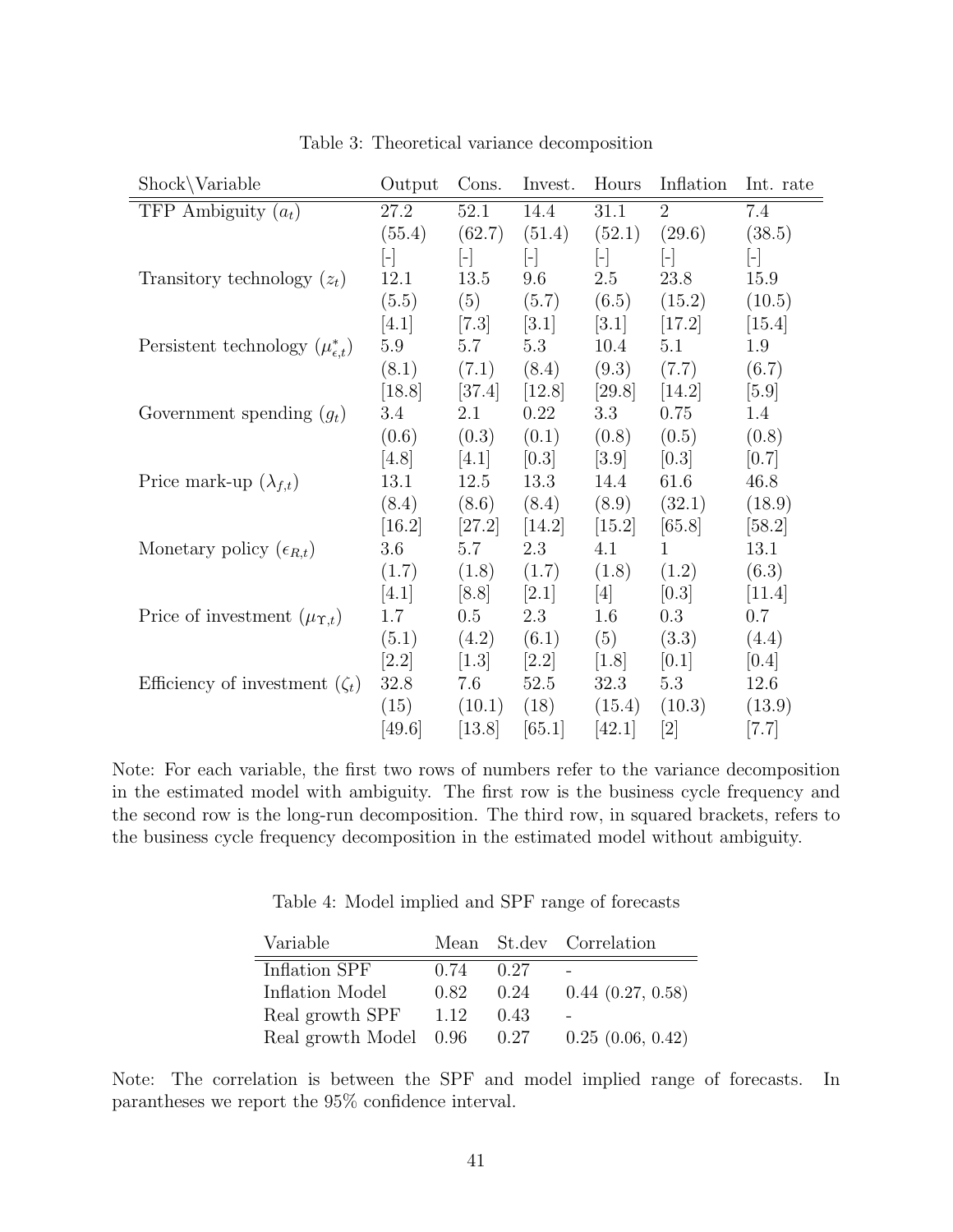Table 3: Theoretical variance decomposition

| Shock\Variable | Output | Cons. | Invest. | Hours | Inflation | Int. rate |
|---|---|---|---|---|---|---|
| TFP Ambiguity ($a_t$) | 27.2 | 52.1 | 14.4 | 31.1 | 2 | 7.4 |
| | (55.4) | (62.7) | (51.4) | (52.1) | (29.6) | (38.5) |
| | [-] | [-] | [-] | [-] | [-] | [-] |
| Transitory technology ($z_t$) | 12.1 | 13.5 | 9.6 | 2.5 | 23.8 | 15.9 |
| | (5.5) | (5) | (5.7) | (6.5) | (15.2) | (10.5) |
| | [4.1] | [7.3] | [3.1] | [3.1] | [17.2] | [15.4] |
| Persistent technology ($\mu^*_{\epsilon,t}$) | 5.9 | 5.7 | 5.3 | 10.4 | 5.1 | 1.9 |
| | (8.1) | (7.1) | (8.4) | (9.3) | (7.7) | (6.7) |
| | [18.8] | [37.4] | [12.8] | [29.8] | [14.2] | [5.9] |
| Government spending ($g_t$) | 3.4 | 2.1 | 0.22 | 3.3 | 0.75 | 1.4 |
| | (0.6) | (0.3) | (0.1) | (0.8) | (0.5) | (0.8) |
| | [4.8] | [4.1] | [0.3] | [3.9] | [0.3] | [0.7] |
| Price mark-up ($\lambda_{f,t}$) | 13.1 | 12.5 | 13.3 | 14.4 | 61.6 | 46.8 |
| | (8.4) | (8.6) | (8.4) | (8.9) | (32.1) | (18.9) |
| | [16.2] | [27.2] | [14.2] | [15.2] | [65.8] | [58.2] |
| Monetary policy ($\epsilon_{R,t}$) | 3.6 | 5.7 | 2.3 | 4.1 | 1 | 13.1 |
| | (1.7) | (1.8) | (1.7) | (1.8) | (1.2) | (6.3) |
| | [4.1] | [8.8] | [2.1] | [4] | [0.3] | [11.4] |
| Price of investment ($\mu_{\Upsilon,t}$) | 1.7 | 0.5 | 2.3 | 1.6 | 0.3 | 0.7 |
| | (5.1) | (4.2) | (6.1) | (5) | (3.3) | (4.4) |
| | [2.2] | [1.3] | [2.2] | [1.8] | [0.1] | [0.4] |
| Efficiency of investment ($\zeta_t$) | 32.8 | 7.6 | 52.5 | 32.3 | 5.3 | 12.6 |
| | (15) | (10.1) | (18) | (15.4) | (10.3) | (13.9) |
| | [49.6] | [13.8] | [65.1] | [42.1] | [2] | [7.7] |

Note: For each variable, the first two rows of numbers refer to the variance decomposition in the estimated model with ambiguity. The first row is the business cycle frequency and the second row is the long-run decomposition. The third row, in squared brackets, refers to the business cycle frequency decomposition in the estimated model without ambiguity.

Table 4: Model implied and SPF range of forecasts

| Variable | Mean | St.dev | Correlation |
|---|---|---|---|
| Inflation SPF | 0.74 | 0.27 | - |
| Inflation Model | 0.82 | 0.24 | 0.44 (0.27, 0.58) |
| Real growth SPF | 1.12 | 0.43 | - |
| Real growth Model | 0.96 | 0.27 | 0.25 (0.06, 0.42) |

Note: The correlation is between the SPF and model implied range of forecasts. In parantheses we report the 95% confidence interval.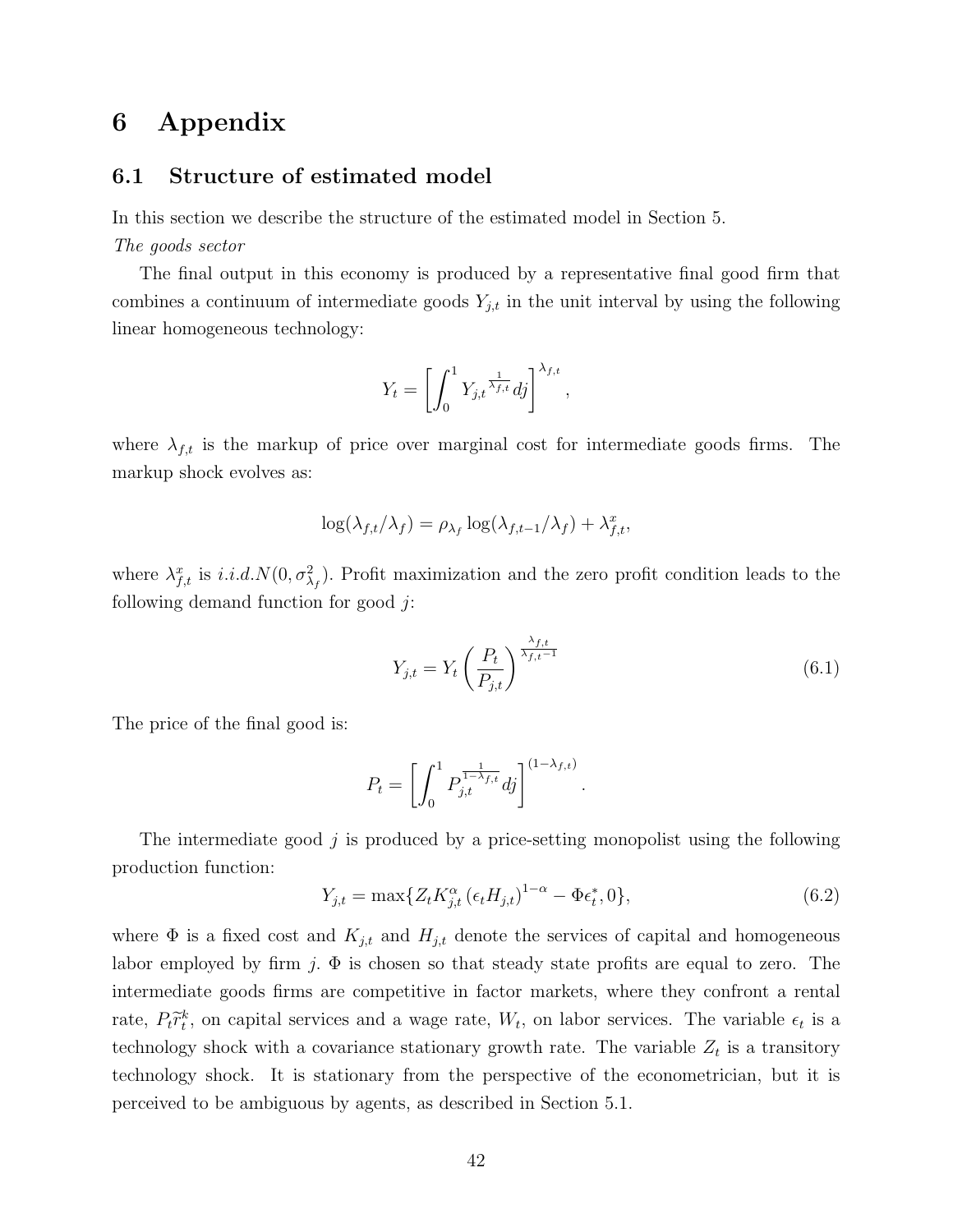# 6 Appendix

## 6.1 Structure of estimated model

In this section we describe the structure of the estimated model in Section 5.

*The goods sector*

The final output in this economy is produced by a representative final good firm that combines a continuum of intermediate goods $Y_{j,t}$ in the unit interval by using the following linear homogeneous technology:

$$Y_t = \left[ \int_0^1 Y_{j,t}{}^{\frac{1}{\lambda_{f,t}}} dj \right]^{\lambda_{f,t}},$$

where $\lambda_{f,t}$ is the markup of price over marginal cost for intermediate goods firms. The markup shock evolves as:

$$\log(\lambda_{f,t}/\lambda_f) = \rho_{\lambda_f} \log(\lambda_{f,t-1}/\lambda_f) + \lambda_{f,t}^x,$$

where $\lambda_{f,t}^x$ is $i.i.d.N(0, \sigma_{\lambda_f}^2)$. Profit maximization and the zero profit condition leads to the following demand function for good $j$:

$$Y_{j,t} = Y_t \left( \frac{P_t}{P_{j,t}} \right)^{\frac{\lambda_{f,t}}{\lambda_{f,t}-1}} \tag{6.1}$$

The price of the final good is:

$$P_t = \left[ \int_0^1 P_{j,t}^{\frac{1}{1-\lambda_{f,t}}} dj \right]^{(1-\lambda_{f,t})}.$$

The intermediate good $j$ is produced by a price-setting monopolist using the following production function:

$$Y_{j,t} = \max\{Z_t K_{j,t}^{\alpha} \left(\epsilon_t H_{j,t}\right)^{1-\alpha} - \Phi \epsilon_t^*, 0\}, \tag{6.2}$$

where $\Phi$ is a fixed cost and $K_{j,t}$ and $H_{j,t}$ denote the services of capital and homogeneous labor employed by firm $j$. $\Phi$ is chosen so that steady state profits are equal to zero. The intermediate goods firms are competitive in factor markets, where they confront a rental rate, $P_t \tilde{r}_t^k$, on capital services and a wage rate, $W_t$, on labor services. The variable $\epsilon_t$ is a technology shock with a covariance stationary growth rate. The variable $Z_t$ is a transitory technology shock. It is stationary from the perspective of the econometrician, but it is perceived to be ambiguous by agents, as described in Section 5.1.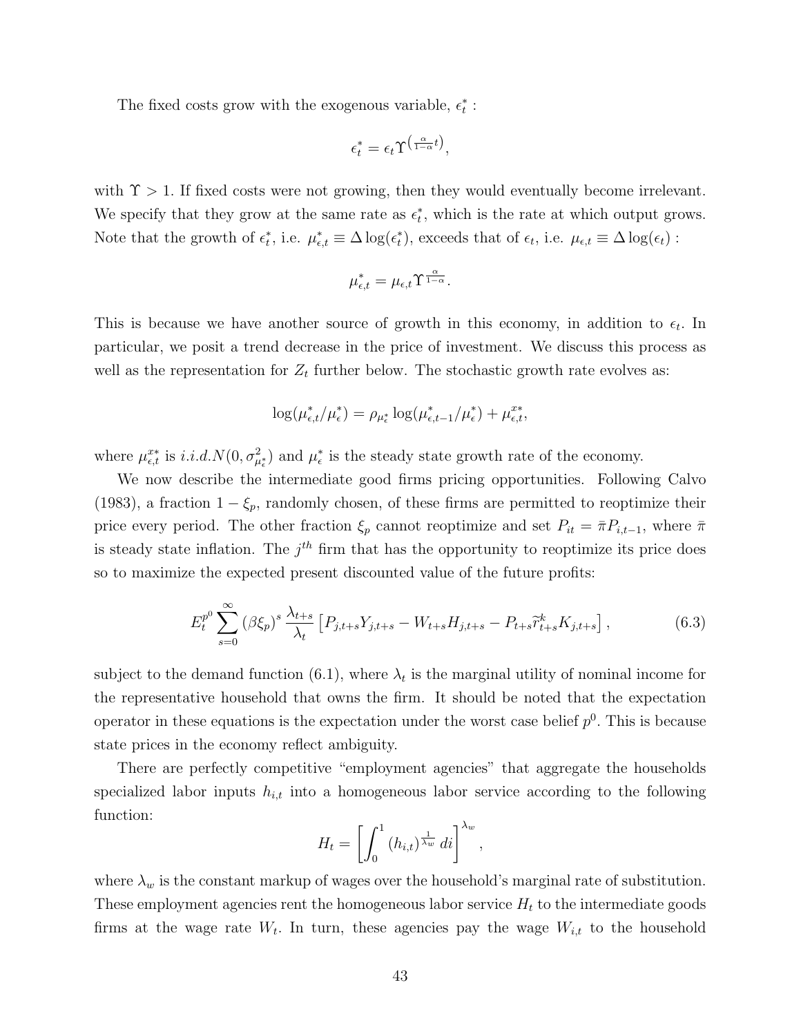The fixed costs grow with the exogenous variable, $\epsilon_t^*$ :

$$\epsilon_t^* = \epsilon_t \Upsilon^{\left(\frac{\alpha}{1-\alpha}t\right)},$$

with $\Upsilon > 1$. If fixed costs were not growing, then they would eventually become irrelevant. We specify that they grow at the same rate as $\epsilon_t^*$, which is the rate at which output grows. Note that the growth of $\epsilon_t^*$, i.e. $\mu_{\epsilon,t}^* \equiv \Delta \log(\epsilon_t^*)$, exceeds that of $\epsilon_t$, i.e. $\mu_{\epsilon,t} \equiv \Delta \log(\epsilon_t)$ :

$$\mu_{\epsilon,t}^* = \mu_{\epsilon,t} \Upsilon^{\frac{\alpha}{1-\alpha}}.$$

This is because we have another source of growth in this economy, in addition to $\epsilon_t$. In particular, we posit a trend decrease in the price of investment. We discuss this process as well as the representation for $Z_t$ further below. The stochastic growth rate evolves as:

$$\log(\mu_{\epsilon,t}^*/\mu_\epsilon^*) = \rho_{\mu_\epsilon^*} \log(\mu_{\epsilon,t-1}^*/\mu_\epsilon^*) + \mu_{\epsilon,t}^{x*},$$

where $\mu_{\epsilon,t}^{x*}$ is $i.i.d.N(0, \sigma_{\mu_\epsilon^*}^2)$ and $\mu_\epsilon^*$ is the steady state growth rate of the economy.

We now describe the intermediate good firms pricing opportunities. Following Calvo (1983), a fraction $1 - \xi_p$, randomly chosen, of these firms are permitted to reoptimize their price every period. The other fraction $\xi_p$ cannot reoptimize and set $P_{it} = \bar{\pi} P_{i,t-1}$, where $\bar{\pi}$ is steady state inflation. The $j^{th}$ firm that has the opportunity to reoptimize its price does so to maximize the expected present discounted value of the future profits:

$$E_t^{p^0} \sum_{s=0}^{\infty} (\beta \xi_p)^s \frac{\lambda_{t+s}}{\lambda_t} \left[ P_{j,t+s} Y_{j,t+s} - W_{t+s} H_{j,t+s} - P_{t+s} \tilde{r}_{t+s}^k K_{j,t+s} \right], \tag{6.3}$$

subject to the demand function (6.1), where $\lambda_t$ is the marginal utility of nominal income for the representative household that owns the firm. It should be noted that the expectation operator in these equations is the expectation under the worst case belief $p^0$. This is because state prices in the economy reflect ambiguity.

There are perfectly competitive "employment agencies" that aggregate the households specialized labor inputs $h_{i,t}$ into a homogeneous labor service according to the following function:

$$H_t = \left[ \int_0^1 (h_{i,t})^{\frac{1}{\lambda_w}} di \right]^{\lambda_w},$$

where $\lambda_w$ is the constant markup of wages over the household's marginal rate of substitution. These employment agencies rent the homogeneous labor service $H_t$ to the intermediate goods firms at the wage rate $W_t$. In turn, these agencies pay the wage $W_{i,t}$ to the household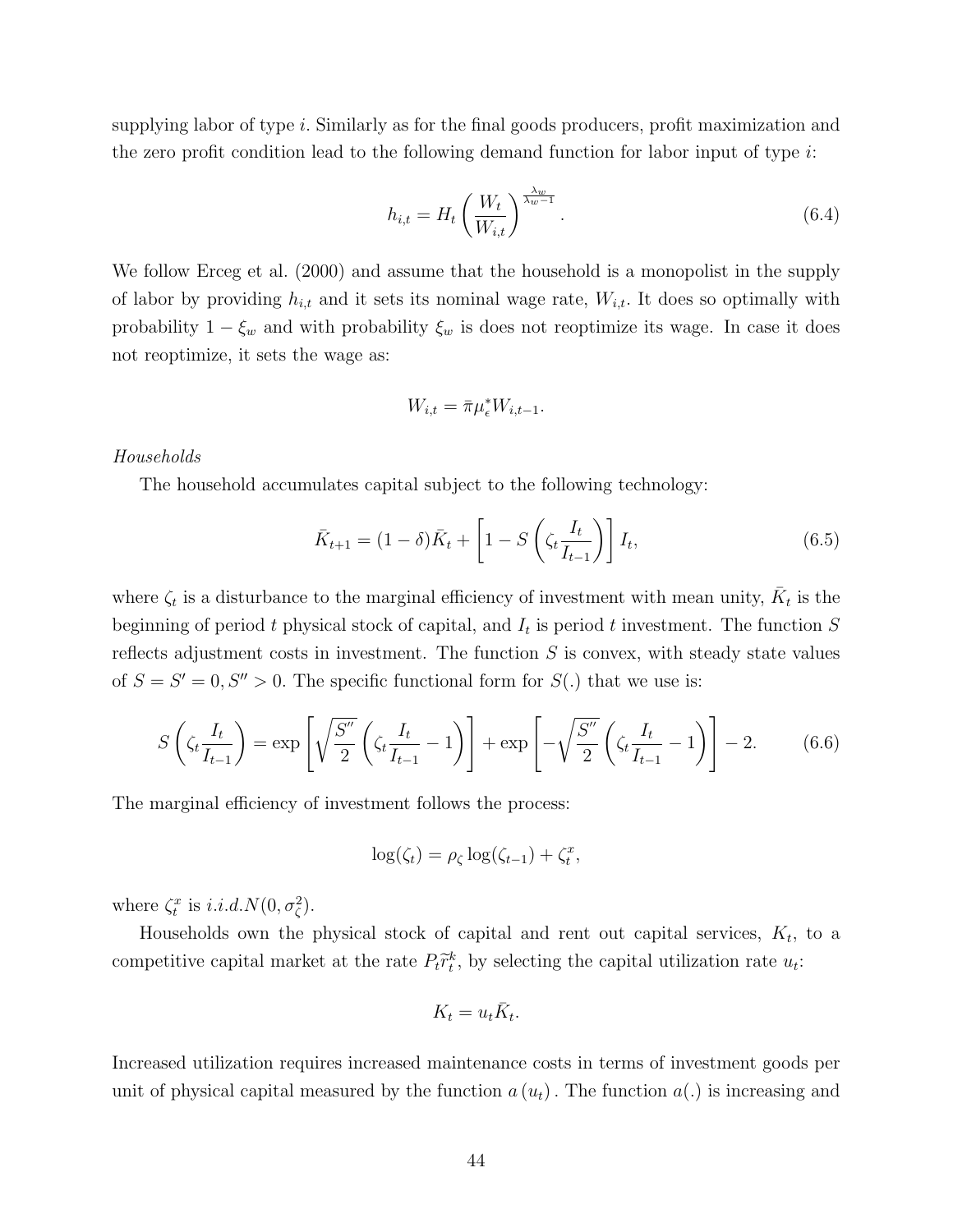supplying labor of type $i$. Similarly as for the final goods producers, profit maximization and the zero profit condition lead to the following demand function for labor input of type $i$:

$$h_{i,t} = H_t \left( \frac{W_t}{W_{i,t}} \right)^{\frac{\lambda_w}{\lambda_w - 1}}. \tag{6.4}$$

We follow Erceg et al. (2000) and assume that the household is a monopolist in the supply of labor by providing $h_{i,t}$ and it sets its nominal wage rate, $W_{i,t}$. It does so optimally with probability $1 - \xi_w$ and with probability $\xi_w$ is does not reoptimize its wage. In case it does not reoptimize, it sets the wage as:

$$W_{i,t} = \bar{\pi} \mu_{\epsilon}^{*} W_{i,t-1}.$$

*Households*

The household accumulates capital subject to the following technology:

$$\bar{K}_{t+1} = (1 - \delta) \bar{K}_t + \left[ 1 - S\left( \zeta_t \frac{I_t}{I_{t-1}} \right) \right] I_t, \tag{6.5}$$

where $\zeta_t$ is a disturbance to the marginal efficiency of investment with mean unity, $\bar{K}_t$ is the beginning of period $t$ physical stock of capital, and $I_t$ is period $t$ investment. The function $S$ reflects adjustment costs in investment. The function $S$ is convex, with steady state values of $S = S' = 0, S'' > 0$. The specific functional form for $S(.)$ that we use is:

$$S\left( \zeta_t \frac{I_t}{I_{t-1}} \right) = \exp\left[ \sqrt{\frac{S''}{2}} \left( \zeta_t \frac{I_t}{I_{t-1}} - 1 \right) \right] + \exp\left[ -\sqrt{\frac{S''}{2}} \left( \zeta_t \frac{I_t}{I_{t-1}} - 1 \right) \right] - 2. \tag{6.6}$$

The marginal efficiency of investment follows the process:

$$\log(\zeta_t) = \rho_\zeta \log(\zeta_{t-1}) + \zeta_t^x,$$

where $\zeta_t^x$ is $i.i.d.N(0, \sigma_\zeta^2)$.

Households own the physical stock of capital and rent out capital services, $K_t$, to a competitive capital market at the rate $P_t \tilde{r}_t^k$, by selecting the capital utilization rate $u_t$:

$$K_t = u_t \bar{K}_t.$$

Increased utilization requires increased maintenance costs in terms of investment goods per unit of physical capital measured by the function $a(u_t)$. The function $a(.)$ is increasing and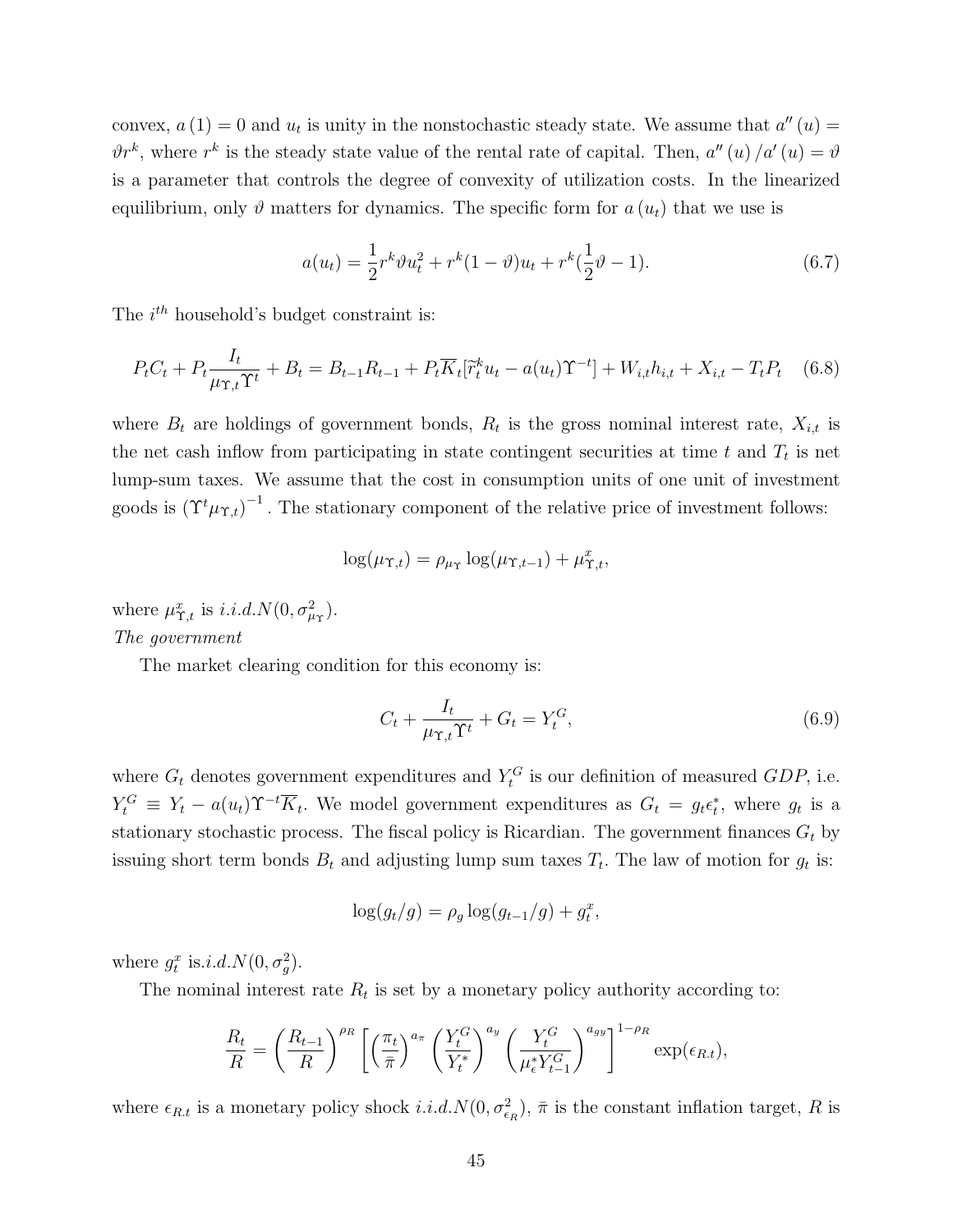convex, $a(1) = 0$ and $u_t$ is unity in the nonstochastic steady state. We assume that $a''(u) = \vartheta r^k$, where $r^k$ is the steady state value of the rental rate of capital. Then, $a''(u)/a'(u) = \vartheta$ is a parameter that controls the degree of convexity of utilization costs. In the linearized equilibrium, only $\vartheta$ matters for dynamics. The specific form for $a(u_t)$ that we use is

$$a(u_t) = \frac{1}{2} r^k \vartheta u_t^2 + r^k (1 - \vartheta) u_t + r^k (\frac{1}{2}\vartheta - 1). \tag{6.7}$$

The $i^{th}$ household's budget constraint is:

$$P_t C_t + P_t \frac{I_t}{\mu_{\Upsilon,t} \Upsilon^t} + B_t = B_{t-1} R_{t-1} + P_t \overline{K}_t [\widetilde{r}_t^k u_t - a(u_t) \Upsilon^{-t}] + W_{i,t} h_{i,t} + X_{i,t} - T_t P_t \tag{6.8}$$

where $B_t$ are holdings of government bonds, $R_t$ is the gross nominal interest rate, $X_{i,t}$ is the net cash inflow from participating in state contingent securities at time $t$ and $T_t$ is net lump-sum taxes. We assume that the cost in consumption units of one unit of investment goods is $(\Upsilon^t \mu_{\Upsilon,t})^{-1}$. The stationary component of the relative price of investment follows:

$$\log(\mu_{\Upsilon,t}) = \rho_{\mu_\Upsilon} \log(\mu_{\Upsilon,t-1}) + \mu_{\Upsilon,t}^x,$$

where $\mu_{\Upsilon,t}^x$ is $i.i.d.N(0, \sigma_{\mu_\Upsilon}^2)$.

*The government*

The market clearing condition for this economy is:

$$C_t + \frac{I_t}{\mu_{\Upsilon,t} \Upsilon^t} + G_t = Y_t^G, \tag{6.9}$$

where $G_t$ denotes government expenditures and $Y_t^G$ is our definition of measured $GDP$, i.e. $Y_t^G \equiv Y_t - a(u_t) \Upsilon^{-t} \overline{K}_t$. We model government expenditures as $G_t = g_t \epsilon_t^*$, where $g_t$ is a stationary stochastic process. The fiscal policy is Ricardian. The government finances $G_t$ by issuing short term bonds $B_t$ and adjusting lump sum taxes $T_t$. The law of motion for $g_t$ is:

$$\log(g_t/g) = \rho_g \log(g_{t-1}/g) + g_t^x,$$

where $g_t^x$ is $i.i.d.N(0, \sigma_g^2)$.

The nominal interest rate $R_t$ is set by a monetary policy authority according to:

$$\frac{R_t}{R} = \left(\frac{R_{t-1}}{R}\right)^{\rho_R} \left[ \left(\frac{\pi_t}{\bar{\pi}}\right)^{a_\pi} \left(\frac{Y_t^G}{Y_t^*}\right)^{a_y} \left(\frac{Y_t^G}{\mu_\epsilon^* Y_{t-1}^G}\right)^{a_{gy}} \right]^{1-\rho_R} \exp(\epsilon_{R.t}),$$

where $\epsilon_{R.t}$ is a monetary policy shock $i.i.d.N(0, \sigma_{\epsilon_R}^2)$, $\bar{\pi}$ is the constant inflation target, $R$ is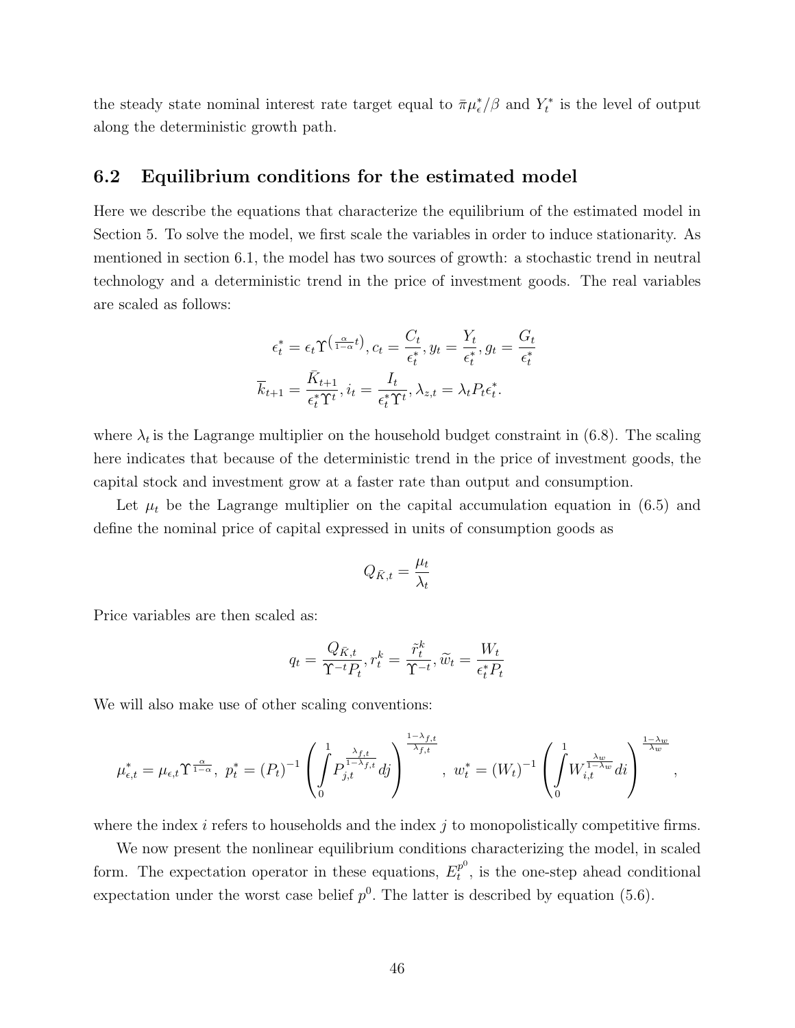the steady state nominal interest rate target equal to $\bar{\pi}\mu_{\epsilon}^{*}/\beta$ and $Y_t^*$ is the level of output along the deterministic growth path.

## 6.2 Equilibrium conditions for the estimated model

Here we describe the equations that characterize the equilibrium of the estimated model in Section 5. To solve the model, we first scale the variables in order to induce stationarity. As mentioned in section 6.1, the model has two sources of growth: a stochastic trend in neutral technology and a deterministic trend in the price of investment goods. The real variables are scaled as follows:

$$\epsilon_t^* = \epsilon_t \Upsilon^{\left(\frac{\alpha}{1-\alpha}t\right)}, c_t = \frac{C_t}{\epsilon_t^*}, y_t = \frac{Y_t}{\epsilon_t^*}, g_t = \frac{G_t}{\epsilon_t^*}$$

$$\overline{k}_{t+1} = \frac{\bar{K}_{t+1}}{\epsilon_t^* \Upsilon^t}, i_t = \frac{I_t}{\epsilon_t^* \Upsilon^t}, \lambda_{z,t} = \lambda_t P_t \epsilon_t^*.$$

where $\lambda_t$ is the Lagrange multiplier on the household budget constraint in (6.8). The scaling here indicates that because of the deterministic trend in the price of investment goods, the capital stock and investment grow at a faster rate than output and consumption.

Let $\mu_t$ be the Lagrange multiplier on the capital accumulation equation in (6.5) and define the nominal price of capital expressed in units of consumption goods as

$$Q_{\bar{K},t} = \frac{\mu_t}{\lambda_t}$$

Price variables are then scaled as:

$$q_t = \frac{Q_{\bar{K},t}}{\Upsilon^{-t} P_t}, r_t^k = \frac{\tilde{r}_t^k}{\Upsilon^{-t}}, \widetilde{w}_t = \frac{W_t}{\epsilon_t^* P_t}$$

We will also make use of other scaling conventions:

$$\mu_{\epsilon,t}^* = \mu_{\epsilon,t} \Upsilon^{\frac{\alpha}{1-\alpha}},\ p_t^* = (P_t)^{-1} \left( \int_0^1 P_{j,t}^{\frac{\lambda_{f,t}}{1-\lambda_{f,t}}} dj \right)^{\frac{1-\lambda_{f,t}}{\lambda_{f,t}}},\ w_t^* = (W_t)^{-1} \left( \int_0^1 W_{i,t}^{\frac{\lambda_w}{1-\lambda_w}} di \right)^{\frac{1-\lambda_w}{\lambda_w}},$$

where the index $i$ refers to households and the index $j$ to monopolistically competitive firms.

We now present the nonlinear equilibrium conditions characterizing the model, in scaled form. The expectation operator in these equations, $E_t^{p^0}$, is the one-step ahead conditional expectation under the worst case belief $p^0$. The latter is described by equation (5.6).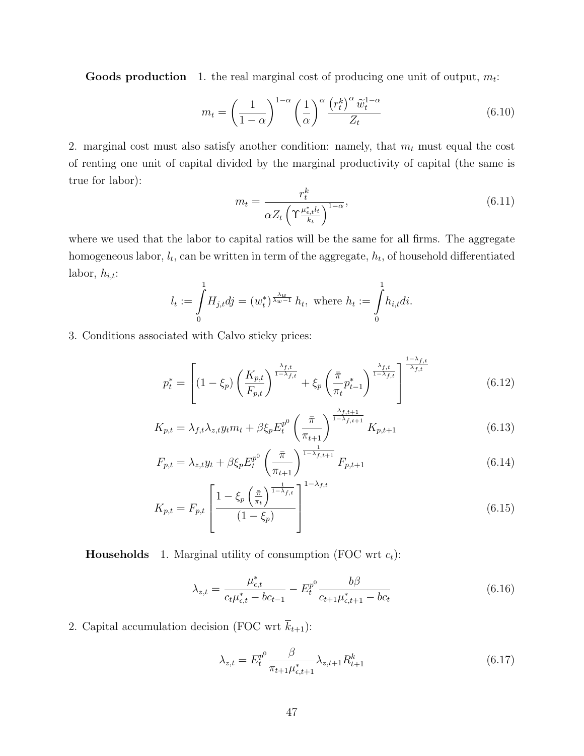**Goods production** 1. the real marginal cost of producing one unit of output, $m_t$:

$$m_t = \left(\frac{1}{1-\alpha}\right)^{1-\alpha}\left(\frac{1}{\alpha}\right)^{\alpha}\frac{\left(r_t^k\right)^{\alpha}\widetilde{w}_t^{1-\alpha}}{Z_t} \tag{6.10}$$

2. marginal cost must also satisfy another condition: namely, that $m_t$ must equal the cost of renting one unit of capital divided by the marginal productivity of capital (the same is true for labor):

$$m_t = \frac{r_t^k}{\alpha Z_t \left(\Upsilon \frac{\mu_{\epsilon,t}^* l_t}{k_t}\right)^{1-\alpha}}, \tag{6.11}$$

where we used that the labor to capital ratios will be the same for all firms. The aggregate homogeneous labor, $l_t$, can be written in term of the aggregate, $h_t$, of household differentiated labor, $h_{i,t}$:

$$l_t := \int_0^1 H_{j,t} dj = \left(w_t^*\right)^{\frac{\lambda_w}{\lambda_w - 1}} h_t, \text{ where } h_t := \int_0^1 h_{i,t} di.$$

3. Conditions associated with Calvo sticky prices:

$$p_t^* = \left[(1-\xi_p)\left(\frac{K_{p,t}}{F_{p,t}}\right)^{\frac{\lambda_{f,t}}{1-\lambda_{f,t}}} + \xi_p\left(\frac{\bar{\pi}}{\pi_t}p_{t-1}^*\right)^{\frac{\lambda_{f,t}}{1-\lambda_{f,t}}}\right]^{\frac{1-\lambda_{f,t}}{\lambda_{f,t}}} \tag{6.12}$$

$$K_{p,t} = \lambda_{f,t}\lambda_{z,t} y_t m_t + \beta\xi_p E_t^{p^0}\left(\frac{\bar{\pi}}{\pi_{t+1}}\right)^{\frac{\lambda_{f,t+1}}{1-\lambda_{f,t+1}}} K_{p,t+1} \tag{6.13}$$

$$F_{p,t} = \lambda_{z,t} y_t + \beta\xi_p E_t^{p^0}\left(\frac{\bar{\pi}}{\pi_{t+1}}\right)^{\frac{1}{1-\lambda_{f,t+1}}} F_{p,t+1} \tag{6.14}$$

$$K_{p,t} = F_{p,t}\left[\frac{1-\xi_p\left(\frac{\bar{\pi}}{\pi_t}\right)^{\frac{1}{1-\lambda_{f,t}}}}{(1-\xi_p)}\right]^{1-\lambda_{f,t}} \tag{6.15}$$

**Households** 1. Marginal utility of consumption (FOC wrt $c_t$):

$$\lambda_{z,t} = \frac{\mu_{\epsilon,t}^*}{c_t\mu_{\epsilon,t}^* - bc_{t-1}} - E_t^{p^0}\frac{b\beta}{c_{t+1}\mu_{\epsilon,t+1}^* - bc_t} \tag{6.16}$$

2. Capital accumulation decision (FOC wrt $\overline{k}_{t+1}$):

$$\lambda_{z,t} = E_t^{p^0}\frac{\beta}{\pi_{t+1}\mu_{\epsilon,t+1}^*}\lambda_{z,t+1}R_{t+1}^k \tag{6.17}$$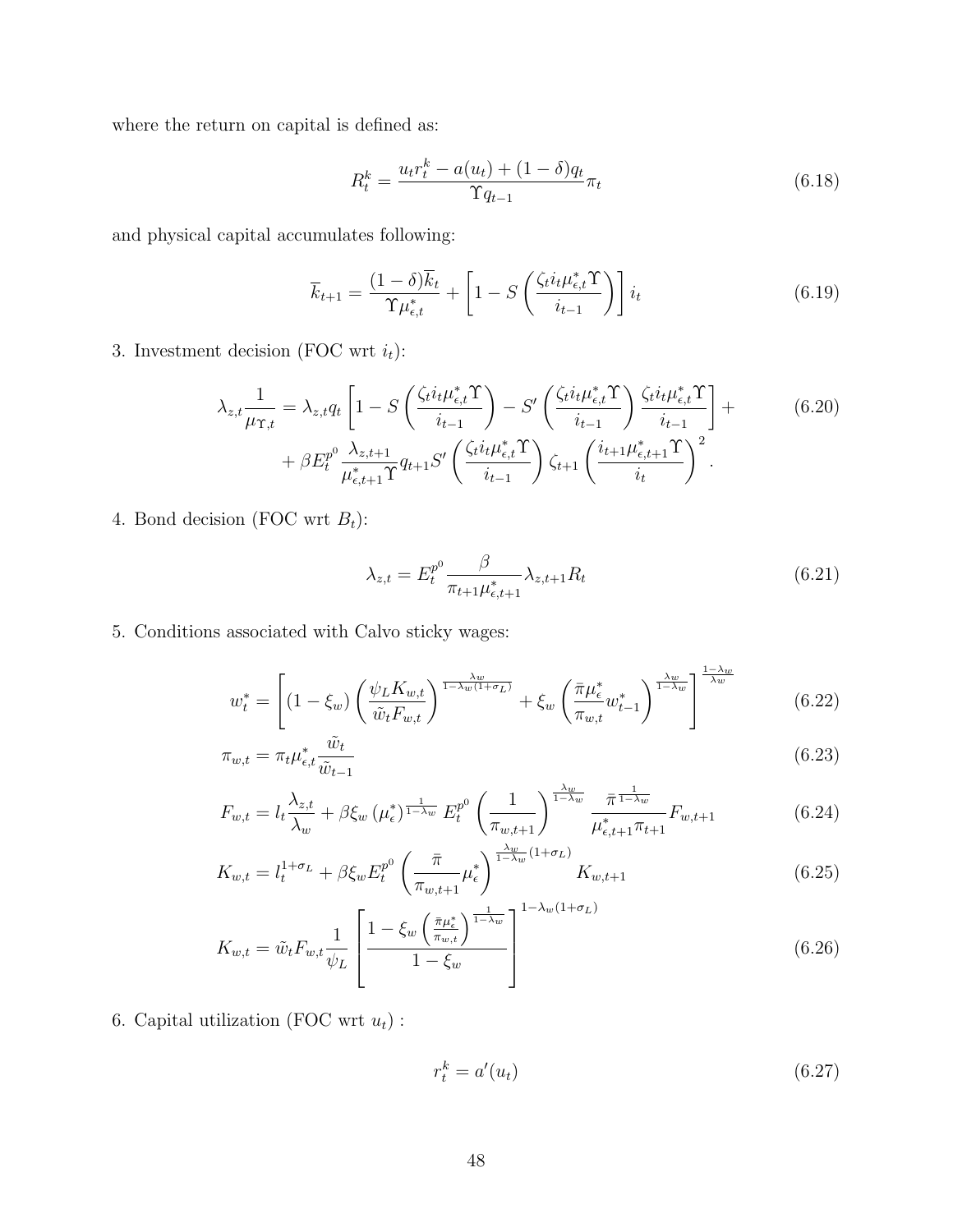where the return on capital is defined as:

$$R_t^k = \frac{u_t r_t^k - a(u_t) + (1-\delta) q_t}{\Upsilon q_{t-1}} \pi_t \tag{6.18}$$

and physical capital accumulates following:

$$\overline{k}_{t+1} = \frac{(1-\delta)\overline{k}_t}{\Upsilon \mu_{\epsilon,t}^*} + \left[1 - S\left(\frac{\zeta_t i_t \mu_{\epsilon,t}^* \Upsilon}{i_{t-1}}\right)\right] i_t \tag{6.19}$$

3. Investment decision (FOC wrt $i_t$):

$$\begin{aligned}
\lambda_{z,t}\frac{1}{\mu_{\Upsilon,t}} = \lambda_{z,t} q_t \left[1 - S\left(\frac{\zeta_t i_t \mu_{\epsilon,t}^* \Upsilon}{i_{t-1}}\right) - S'\left(\frac{\zeta_t i_t \mu_{\epsilon,t}^* \Upsilon}{i_{t-1}}\right)\frac{\zeta_t i_t \mu_{\epsilon,t}^* \Upsilon}{i_{t-1}}\right] + \\
+ \beta E_t^{p^0} \frac{\lambda_{z,t+1}}{\mu_{\epsilon,t+1}^* \Upsilon} q_{t+1} S'\left(\frac{\zeta_t i_t \mu_{\epsilon,t}^* \Upsilon}{i_{t-1}}\right) \zeta_{t+1} \left(\frac{i_{t+1}\mu_{\epsilon,t+1}^* \Upsilon}{i_t}\right)^2.
\end{aligned} \tag{6.20}$$

4. Bond decision (FOC wrt $B_t$):

$$\lambda_{z,t} = E_t^{p^0} \frac{\beta}{\pi_{t+1}\mu_{\epsilon,t+1}^*} \lambda_{z,t+1} R_t \tag{6.21}$$

5. Conditions associated with Calvo sticky wages:

$$w_t^* = \left[(1-\xi_w)\left(\frac{\psi_L K_{w,t}}{\tilde{w}_t F_{w,t}}\right)^{\frac{\lambda_w}{1-\lambda_w(1+\sigma_L)}} + \xi_w \left(\frac{\bar{\pi}\mu_\epsilon^*}{\pi_{w,t}} w_{t-1}^*\right)^{\frac{\lambda_w}{1-\lambda_w}}\right]^{\frac{1-\lambda_w}{\lambda_w}} \tag{6.22}$$

$$\pi_{w,t} = \pi_t \mu_{\epsilon,t}^* \frac{\tilde{w}_t}{\tilde{w}_{t-1}} \tag{6.23}$$

$$F_{w,t} = l_t \frac{\lambda_{z,t}}{\lambda_w} + \beta \xi_w \left(\mu_\epsilon^*\right)^{\frac{1}{1-\lambda_w}} E_t^{p^0} \left(\frac{1}{\pi_{w,t+1}}\right)^{\frac{\lambda_w}{1-\lambda_w}} \frac{\bar{\pi}^{\frac{1}{1-\lambda_w}}}{\mu_{\epsilon,t+1}^* \pi_{t+1}} F_{w,t+1} \tag{6.24}$$

$$K_{w,t} = l_t^{1+\sigma_L} + \beta \xi_w E_t^{p^0} \left(\frac{\bar{\pi}}{\pi_{w,t+1}} \mu_\epsilon^*\right)^{\frac{\lambda_w}{1-\lambda_w}(1+\sigma_L)} K_{w,t+1} \tag{6.25}$$

$$K_{w,t} = \tilde{w}_t F_{w,t} \frac{1}{\psi_L} \left[\frac{1 - \xi_w \left(\frac{\bar{\pi}\mu_\epsilon^*}{\pi_{w,t}}\right)^{\frac{1}{1-\lambda_w}}}{1-\xi_w}\right]^{1-\lambda_w(1+\sigma_L)} \tag{6.26}$$

6. Capital utilization (FOC wrt $u_t$) :

$$r_t^k = a'(u_t) \tag{6.27}$$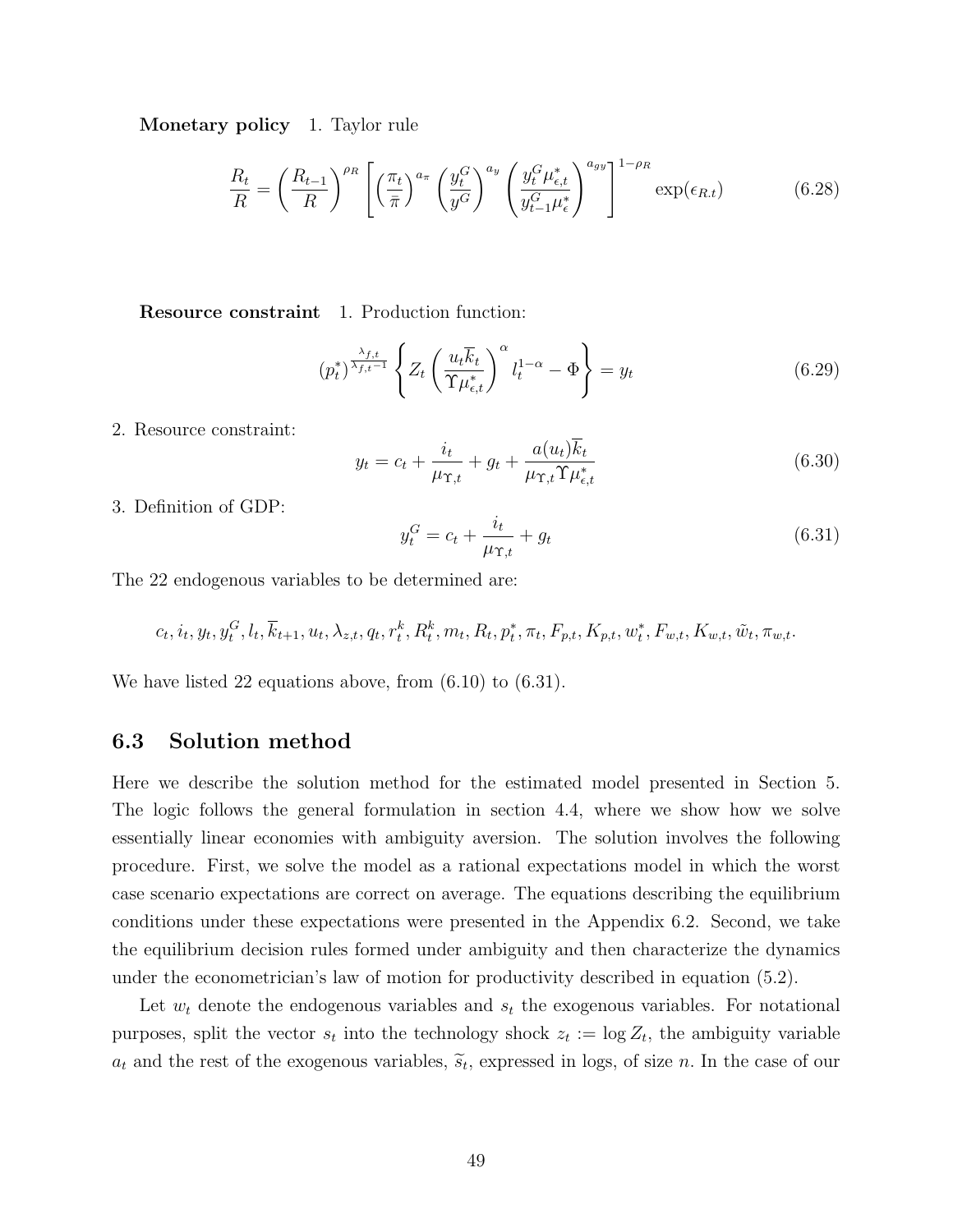**Monetary policy** 1. Taylor rule

$$\frac{R_t}{R} = \left(\frac{R_{t-1}}{R}\right)^{\rho_R} \left[ \left(\frac{\pi_t}{\bar{\pi}}\right)^{a_\pi} \left(\frac{y_t^G}{y^G}\right)^{a_y} \left(\frac{y_t^G \mu_{\epsilon,t}^*}{y_{t-1}^G \mu_\epsilon^*}\right)^{a_{gy}} \right]^{1-\rho_R} \exp(\epsilon_{R.t}) \tag{6.28}$$

**Resource constraint** 1. Production function:

$$(p_t^*)^{\frac{\lambda_{f,t}}{\lambda_{f,t}-1}} \left\{ Z_t \left(\frac{u_t \overline{k}_t}{\Upsilon \mu_{\epsilon,t}^*}\right)^\alpha l_t^{1-\alpha} - \Phi \right\} = y_t \tag{6.29}$$

2. Resource constraint:

$$y_t = c_t + \frac{i_t}{\mu_{\Upsilon,t}} + g_t + \frac{a(u_t)\overline{k}_t}{\mu_{\Upsilon,t} \Upsilon \mu_{\epsilon,t}^*} \tag{6.30}$$

3. Definition of GDP:

$$y_t^G = c_t + \frac{i_t}{\mu_{\Upsilon,t}} + g_t \tag{6.31}$$

The 22 endogenous variables to be determined are:

$$c_t, i_t, y_t, y_t^G, l_t, \overline{k}_{t+1}, u_t, \lambda_{z,t}, q_t, r_t^k, R_t^k, m_t, R_t, p_t^*, \pi_t, F_{p,t}, K_{p,t}, w_t^*, F_{w,t}, K_{w,t}, \tilde{w}_t, \pi_{w,t}.$$

We have listed 22 equations above, from (6.10) to (6.31).

## 6.3 Solution method

Here we describe the solution method for the estimated model presented in Section 5. The logic follows the general formulation in section 4.4, where we show how we solve essentially linear economies with ambiguity aversion. The solution involves the following procedure. First, we solve the model as a rational expectations model in which the worst case scenario expectations are correct on average. The equations describing the equilibrium conditions under these expectations were presented in the Appendix 6.2. Second, we take the equilibrium decision rules formed under ambiguity and then characterize the dynamics under the econometrician's law of motion for productivity described in equation (5.2).

Let $w_t$ denote the endogenous variables and $s_t$ the exogenous variables. For notational purposes, split the vector $s_t$ into the technology shock $z_t := \log Z_t$, the ambiguity variable $a_t$ and the rest of the exogenous variables, $\widetilde{s}_t$, expressed in logs, of size $n$. In the case of our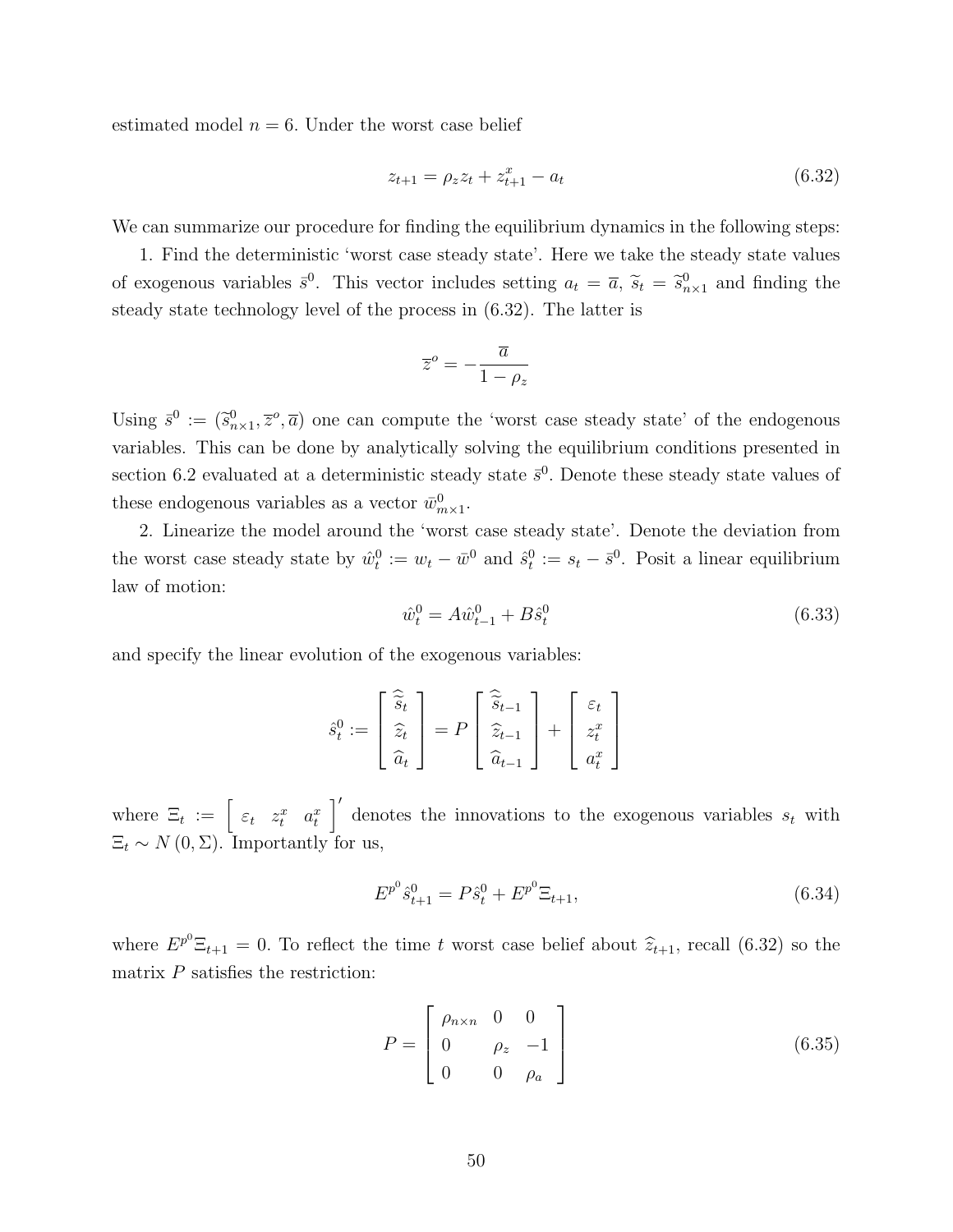estimated model $n = 6$. Under the worst case belief

$$z_{t+1} = \rho_z z_t + z_{t+1}^x - a_t \tag{6.32}$$

We can summarize our procedure for finding the equilibrium dynamics in the following steps:

1. Find the deterministic 'worst case steady state'. Here we take the steady state values of exogenous variables $\bar{s}^0$. This vector includes setting $a_t = \overline{a}$, $\widetilde{s}_t = \widetilde{s}^0_{n\times 1}$ and finding the steady state technology level of the process in (6.32). The latter is

$$\overline{z}^o = -\frac{\overline{a}}{1-\rho_z}$$

Using $\bar{s}^0 := (\widetilde{s}^0_{n\times 1}, \overline{z}^o, \overline{a})$ one can compute the 'worst case steady state' of the endogenous variables. This can be done by analytically solving the equilibrium conditions presented in section 6.2 evaluated at a deterministic steady state $\bar{s}^0$. Denote these steady state values of these endogenous variables as a vector $\bar{w}^0_{m\times 1}$.

2. Linearize the model around the 'worst case steady state'. Denote the deviation from the worst case steady state by $\hat{w}^0_t := w_t - \bar{w}^0$ and $\hat{s}^0_t := s_t - \bar{s}^0$. Posit a linear equilibrium law of motion:

$$\hat{w}^0_t = A\hat{w}^0_{t-1} + B\hat{s}^0_t \tag{6.33}$$

and specify the linear evolution of the exogenous variables:

$$\hat{s}^0_t := \begin{bmatrix} \widehat{\widetilde{s}}_t \\ \widehat{z}_t \\ \widehat{a}_t \end{bmatrix} = P \begin{bmatrix} \widehat{\widetilde{s}}_{t-1} \\ \widehat{z}_{t-1} \\ \widehat{a}_{t-1} \end{bmatrix} + \begin{bmatrix} \varepsilon_t \\ z^x_t \\ a^x_t \end{bmatrix}$$

where $\Xi_t := \begin{bmatrix} \varepsilon_t & z^x_t & a^x_t \end{bmatrix}'$ denotes the innovations to the exogenous variables $s_t$ with $\Xi_t \sim N(0, \Sigma)$. Importantly for us,

$$E^{p^0}\hat{s}^0_{t+1} = P\hat{s}^0_t + E^{p^0}\Xi_{t+1}, \tag{6.34}$$

where $E^{p^0}\Xi_{t+1} = 0$. To reflect the time $t$ worst case belief about $\widehat{z}_{t+1}$, recall (6.32) so the matrix $P$ satisfies the restriction:

$$P = \begin{bmatrix} \rho_{n\times n} & 0 & 0 \\ 0 & \rho_z & -1 \\ 0 & 0 & \rho_a \end{bmatrix} \tag{6.35}$$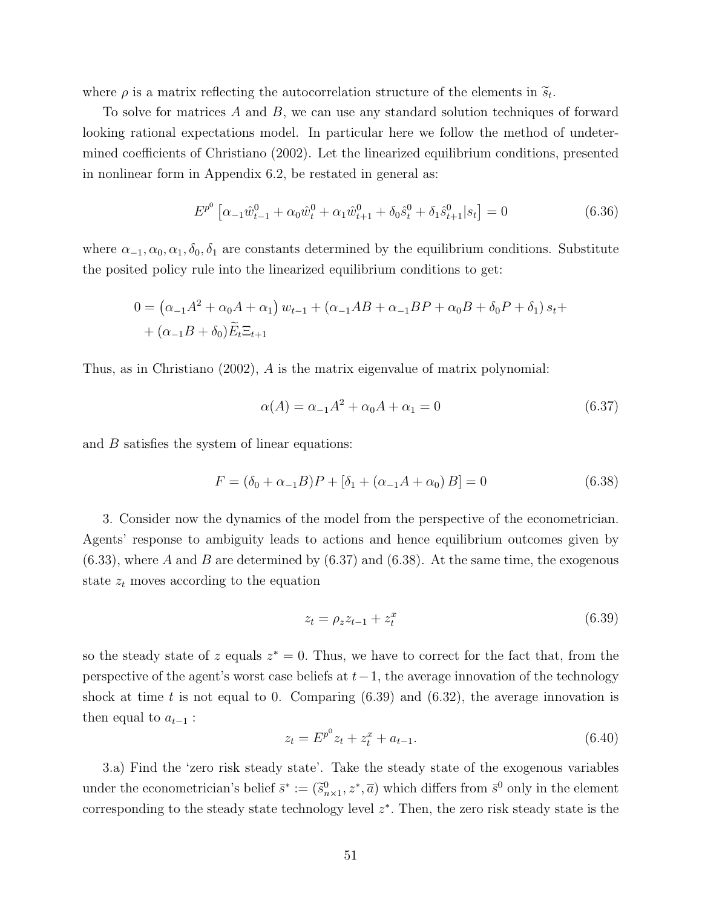where $\rho$ is a matrix reflecting the autocorrelation structure of the elements in $\widetilde{s}_t$.

To solve for matrices $A$ and $B$, we can use any standard solution techniques of forward looking rational expectations model. In particular here we follow the method of undetermined coefficients of Christiano (2002). Let the linearized equilibrium conditions, presented in nonlinear form in Appendix 6.2, be restated in general as:

$$E^{p^0}\left[\alpha_{-1}\hat{w}^0_{t-1} + \alpha_0\hat{w}^0_t + \alpha_1\hat{w}^0_{t+1} + \delta_0\hat{s}^0_t + \delta_1\hat{s}^0_{t+1}|s_t\right] = 0 \tag{6.36}$$

where $\alpha_{-1}, \alpha_0, \alpha_1, \delta_0, \delta_1$ are constants determined by the equilibrium conditions. Substitute the posited policy rule into the linearized equilibrium conditions to get:

$$\begin{aligned}
0 = &\left(\alpha_{-1}A^2 + \alpha_0 A + \alpha_1\right) w_{t-1} + \left(\alpha_{-1}AB + \alpha_{-1}BP + \alpha_0 B + \delta_0 P + \delta_1\right) s_t + \\
&+ (\alpha_{-1}B + \delta_0)\widetilde{E}_t \Xi_{t+1}
\end{aligned}$$

Thus, as in Christiano (2002), $A$ is the matrix eigenvalue of matrix polynomial:

$$\alpha(A) = \alpha_{-1}A^2 + \alpha_0 A + \alpha_1 = 0 \tag{6.37}$$

and $B$ satisfies the system of linear equations:

$$F = (\delta_0 + \alpha_{-1}B)P + \left[\delta_1 + \left(\alpha_{-1}A + \alpha_0\right)B\right] = 0 \tag{6.38}$$

3. Consider now the dynamics of the model from the perspective of the econometrician. Agents' response to ambiguity leads to actions and hence equilibrium outcomes given by (6.33), where $A$ and $B$ are determined by (6.37) and (6.38). At the same time, the exogenous state $z_t$ moves according to the equation

$$z_t = \rho_z z_{t-1} + z^x_t \tag{6.39}$$

so the steady state of $z$ equals $z^* = 0$. Thus, we have to correct for the fact that, from the perspective of the agent's worst case beliefs at $t-1$, the average innovation of the technology shock at time $t$ is not equal to 0. Comparing (6.39) and (6.32), the average innovation is then equal to $a_{t-1}$ :

$$z_t = E^{p^0} z_t + z^x_t + a_{t-1}. \tag{6.40}$$

3.a) Find the 'zero risk steady state'. Take the steady state of the exogenous variables under the econometrician's belief $\bar{s}^* := (\overline{\widetilde{s}}^0_{n\times 1}, z^*, \overline{a})$ which differs from $\bar{s}^0$ only in the element corresponding to the steady state technology level $z^*$. Then, the zero risk steady state is the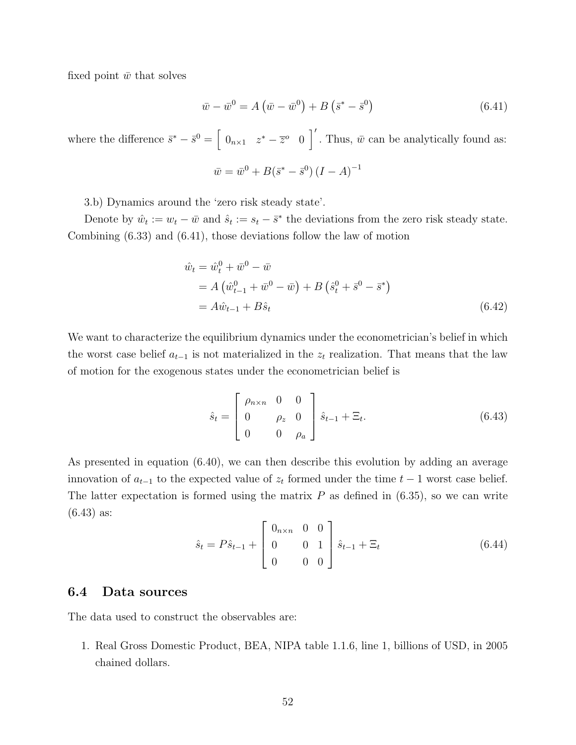fixed point $\bar{w}$ that solves

$$\bar{w} - \bar{w}^0 = A\left(\bar{w} - \bar{w}^0\right) + B\left(\bar{s}^* - \bar{s}^0\right) \tag{6.41}$$

where the difference $\bar{s}^* - \bar{s}^0 = \left[\begin{array}{ccc} 0_{n\times 1} & z^* - \overline{z}^o & 0 \end{array}\right]'$. Thus, $\bar{w}$ can be analytically found as:

$$\bar{w} = \bar{w}^0 + B(\bar{s}^* - \bar{s}^0)\left(I - A\right)^{-1}$$

3.b) Dynamics around the 'zero risk steady state'.

Denote by $\hat{w}_t := w_t - \bar{w}$ and $\hat{s}_t := s_t - \bar{s}^*$ the deviations from the zero risk steady state. Combining (6.33) and (6.41), those deviations follow the law of motion

$$\begin{aligned}
\hat{w}_t &= \hat{w}_t^0 + \bar{w}^0 - \bar{w} \\
&= A\left(\hat{w}_{t-1}^0 + \bar{w}^0 - \bar{w}\right) + B\left(\hat{s}_t^0 + \bar{s}^0 - \bar{s}^*\right) \\
&= A\hat{w}_{t-1} + B\hat{s}_t
\end{aligned} \tag{6.42}$$

We want to characterize the equilibrium dynamics under the econometrician's belief in which the worst case belief $a_{t-1}$ is not materialized in the $z_t$ realization. That means that the law of motion for the exogenous states under the econometrician belief is

$$\hat{s}_t = \left[\begin{array}{ccc} \rho_{n\times n} & 0 & 0 \\ 0 & \rho_z & 0 \\ 0 & 0 & \rho_a \end{array}\right]\hat{s}_{t-1} + \Xi_t. \tag{6.43}$$

As presented in equation (6.40), we can then describe this evolution by adding an average innovation of $a_{t-1}$ to the expected value of $z_t$ formed under the time $t-1$ worst case belief. The latter expectation is formed using the matrix $P$ as defined in (6.35), so we can write (6.43) as:

$$\hat{s}_t = P\hat{s}_{t-1} + \left[\begin{array}{ccc} 0_{n\times n} & 0 & 0 \\ 0 & 0 & 1 \\ 0 & 0 & 0 \end{array}\right]\hat{s}_{t-1} + \Xi_t \tag{6.44}$$

## 6.4 Data sources

The data used to construct the observables are:

1. Real Gross Domestic Product, BEA, NIPA table 1.1.6, line 1, billions of USD, in 2005 chained dollars.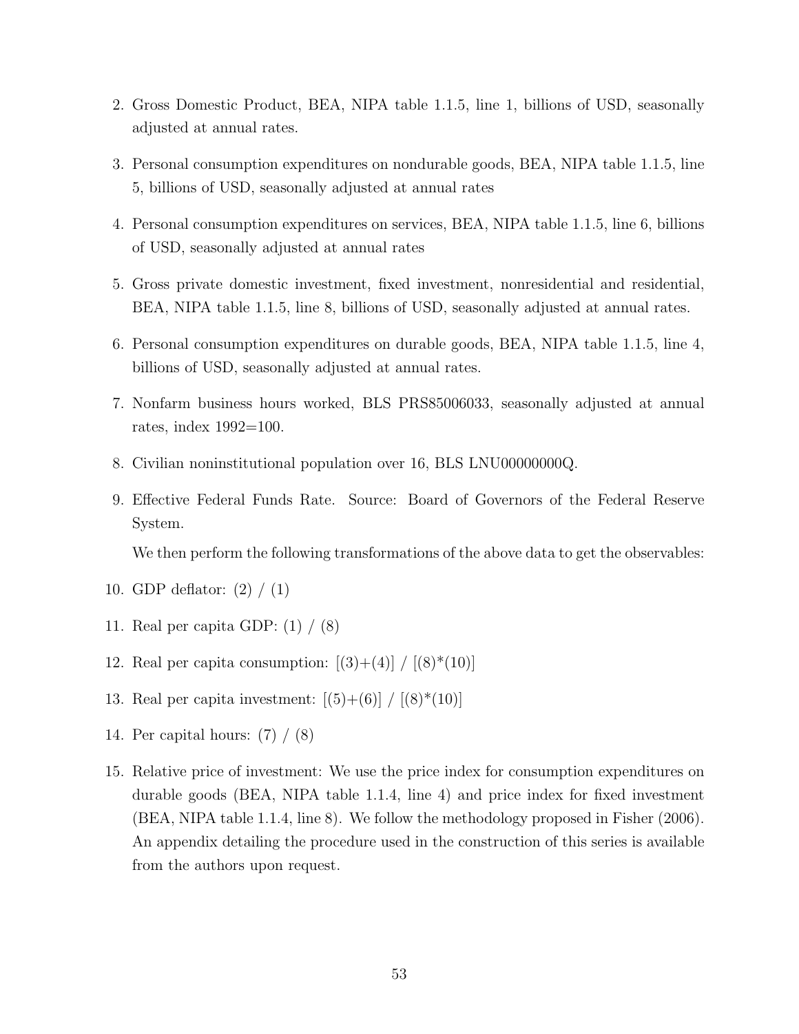2. Gross Domestic Product, BEA, NIPA table 1.1.5, line 1, billions of USD, seasonally adjusted at annual rates.

3. Personal consumption expenditures on nondurable goods, BEA, NIPA table 1.1.5, line 5, billions of USD, seasonally adjusted at annual rates

4. Personal consumption expenditures on services, BEA, NIPA table 1.1.5, line 6, billions of USD, seasonally adjusted at annual rates

5. Gross private domestic investment, fixed investment, nonresidential and residential, BEA, NIPA table 1.1.5, line 8, billions of USD, seasonally adjusted at annual rates.

6. Personal consumption expenditures on durable goods, BEA, NIPA table 1.1.5, line 4, billions of USD, seasonally adjusted at annual rates.

7. Nonfarm business hours worked, BLS PRS85006033, seasonally adjusted at annual rates, index 1992=100.

8. Civilian noninstitutional population over 16, BLS LNU00000000Q.

9. Effective Federal Funds Rate. Source: Board of Governors of the Federal Reserve System.

   We then perform the following transformations of the above data to get the observables:

10. GDP deflator: (2) / (1)

11. Real per capita GDP: (1) / (8)

12. Real per capita consumption: [(3)+(4)] / [(8)*(10)]

13. Real per capita investment: [(5)+(6)] / [(8)*(10)]

14. Per capital hours: (7) / (8)

15. Relative price of investment: We use the price index for consumption expenditures on durable goods (BEA, NIPA table 1.1.4, line 4) and price index for fixed investment (BEA, NIPA table 1.1.4, line 8). We follow the methodology proposed in Fisher (2006). An appendix detailing the procedure used in the construction of this series is available from the authors upon request.